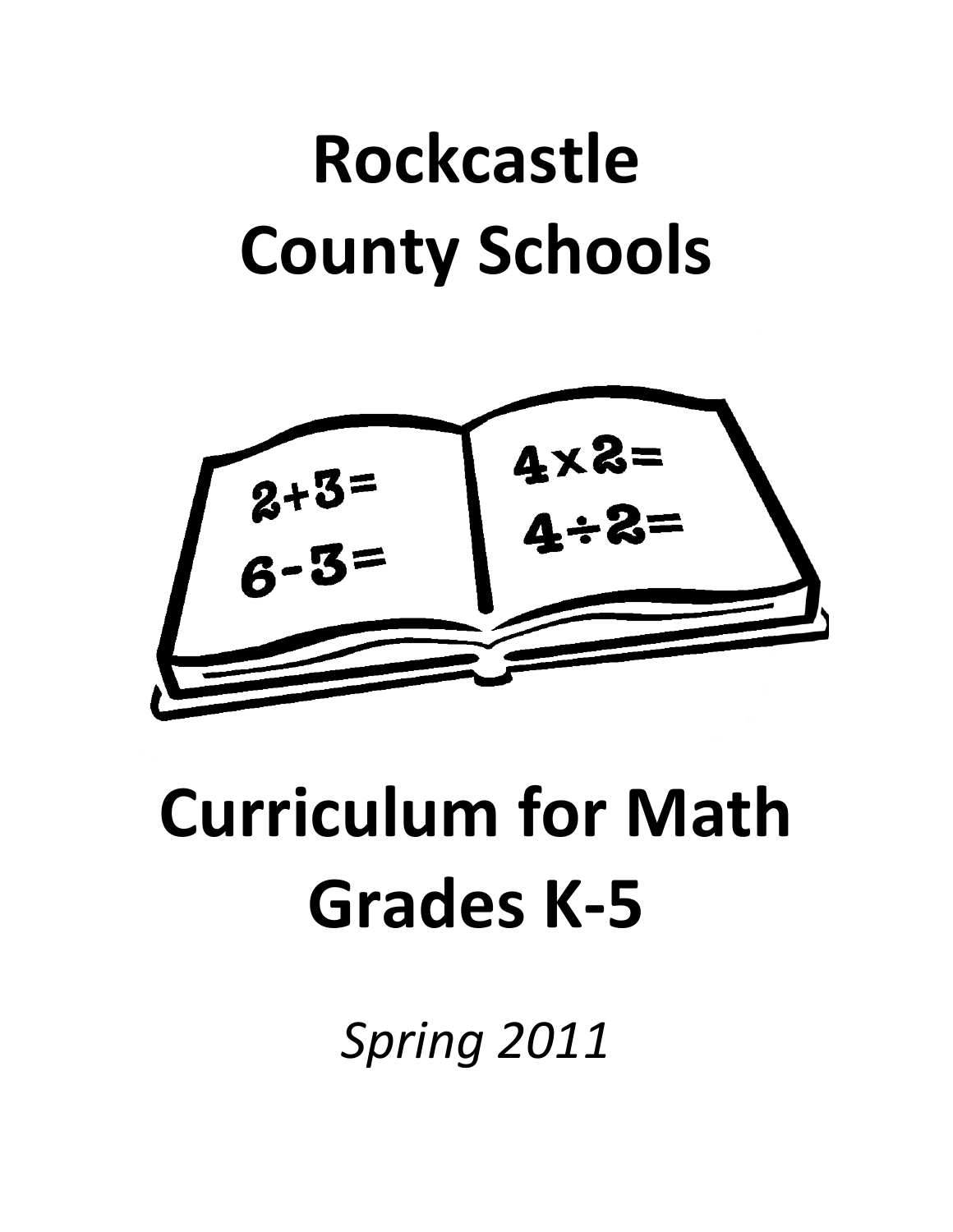# Rockcastle County Schools

# Curriculum for Math Grades K-5

*Spring 2011*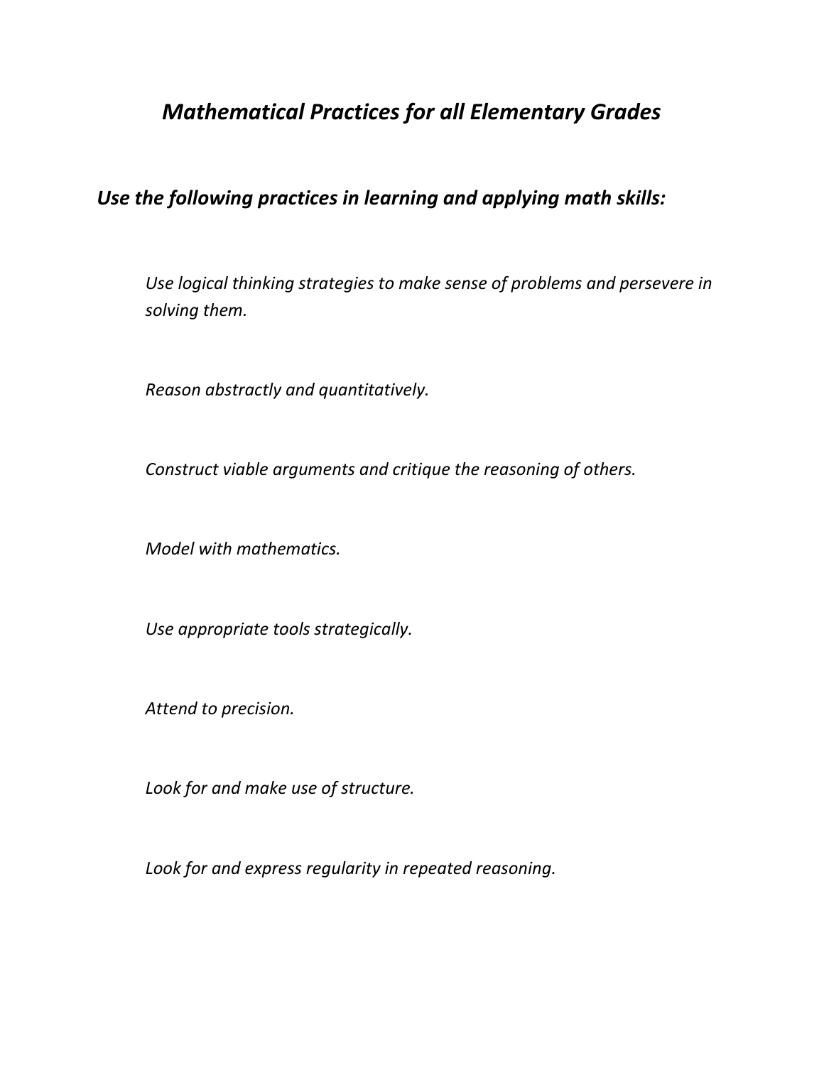# *Mathematical Practices for all Elementary Grades*

## *Use the following practices in learning and applying math skills:*

*Use logical thinking strategies to make sense of problems and persevere in solving them.*

*Reason abstractly and quantitatively.*

*Construct viable arguments and critique the reasoning of others.*

*Model with mathematics.*

*Use appropriate tools strategically.*

*Attend to precision.*

*Look for and make use of structure.*

*Look for and express regularity in repeated reasoning.*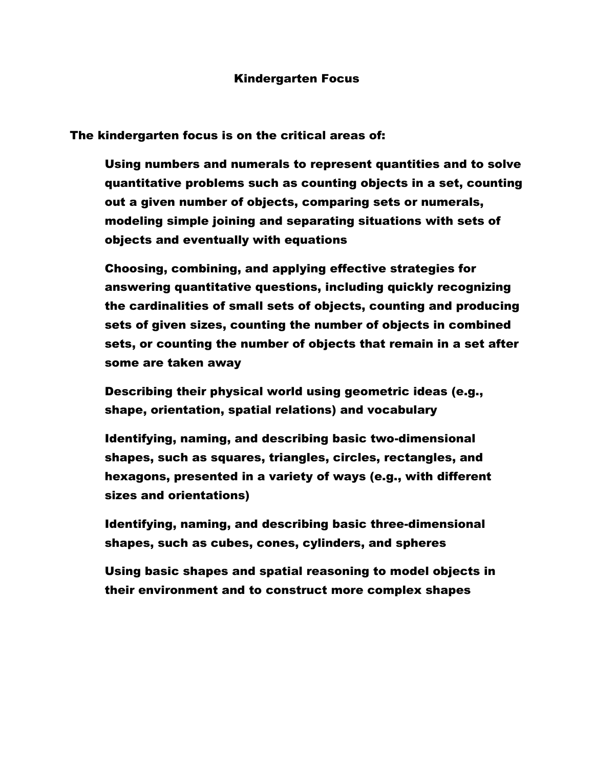# Kindergarten Focus

The kindergarten focus is on the critical areas of:

- Using numbers and numerals to represent quantities and to solve quantitative problems such as counting objects in a set, counting out a given number of objects, comparing sets or numerals, modeling simple joining and separating situations with sets of objects and eventually with equations

- Choosing, combining, and applying effective strategies for answering quantitative questions, including quickly recognizing the cardinalities of small sets of objects, counting and producing sets of given sizes, counting the number of objects in combined sets, or counting the number of objects that remain in a set after some are taken away

- Describing their physical world using geometric ideas (e.g., shape, orientation, spatial relations) and vocabulary

- Identifying, naming, and describing basic two-dimensional shapes, such as squares, triangles, circles, rectangles, and hexagons, presented in a variety of ways (e.g., with different sizes and orientations)

- Identifying, naming, and describing basic three-dimensional shapes, such as cubes, cones, cylinders, and spheres

- Using basic shapes and spatial reasoning to model objects in their environment and to construct more complex shapes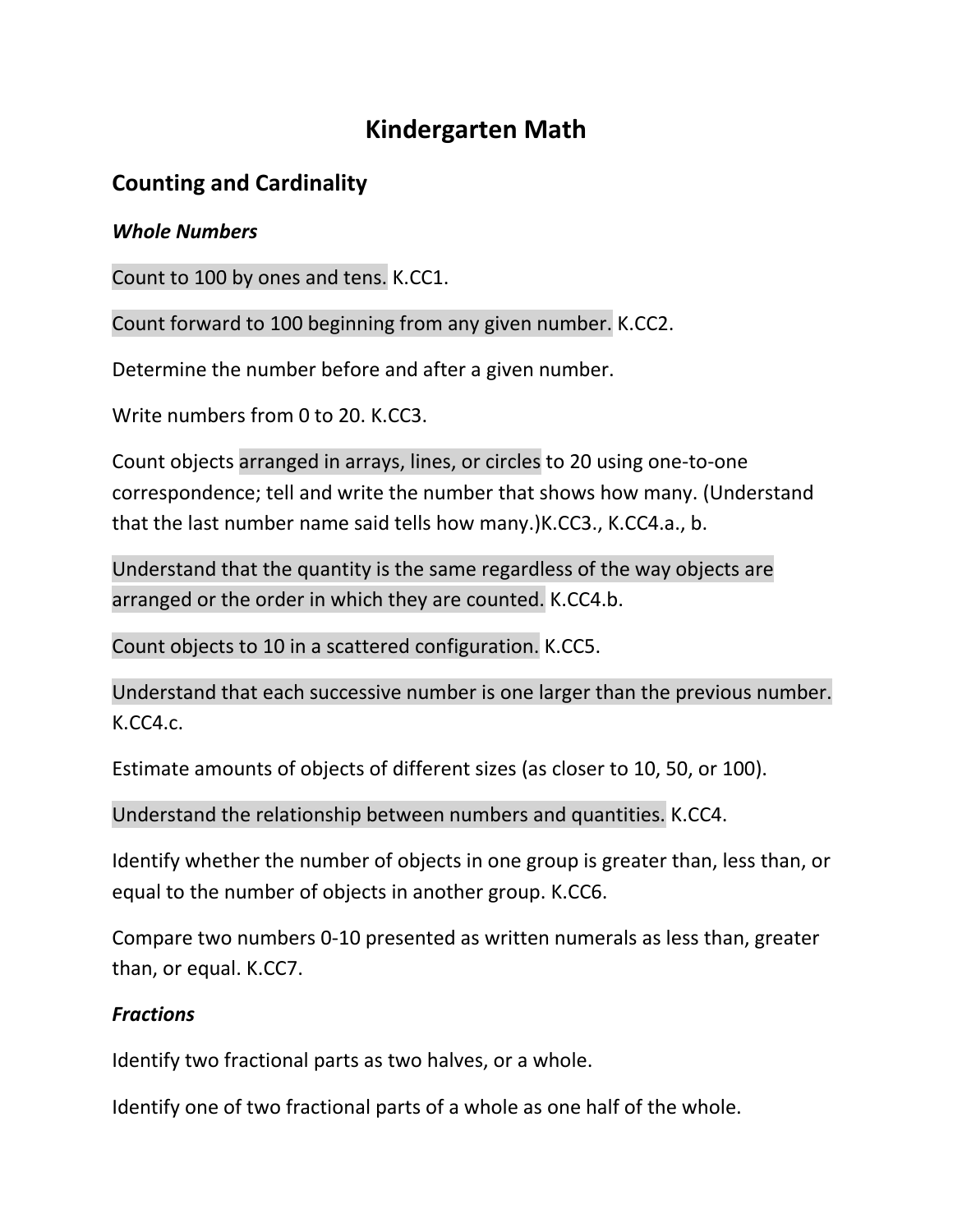# Kindergarten Math

## Counting and Cardinality

### *Whole Numbers*

Count to 100 by ones and tens. K.CC1.

Count forward to 100 beginning from any given number. K.CC2.

Determine the number before and after a given number.

Write numbers from 0 to 20. K.CC3.

Count objects arranged in arrays, lines, or circles to 20 using one-to-one correspondence; tell and write the number that shows how many. (Understand that the last number name said tells how many.)K.CC3., K.CC4.a., b.

Understand that the quantity is the same regardless of the way objects are arranged or the order in which they are counted. K.CC4.b.

Count objects to 10 in a scattered configuration. K.CC5.

Understand that each successive number is one larger than the previous number. K.CC4.c.

Estimate amounts of objects of different sizes (as closer to 10, 50, or 100).

Understand the relationship between numbers and quantities. K.CC4.

Identify whether the number of objects in one group is greater than, less than, or equal to the number of objects in another group. K.CC6.

Compare two numbers 0-10 presented as written numerals as less than, greater than, or equal. K.CC7.

### *Fractions*

Identify two fractional parts as two halves, or a whole.

Identify one of two fractional parts of a whole as one half of the whole.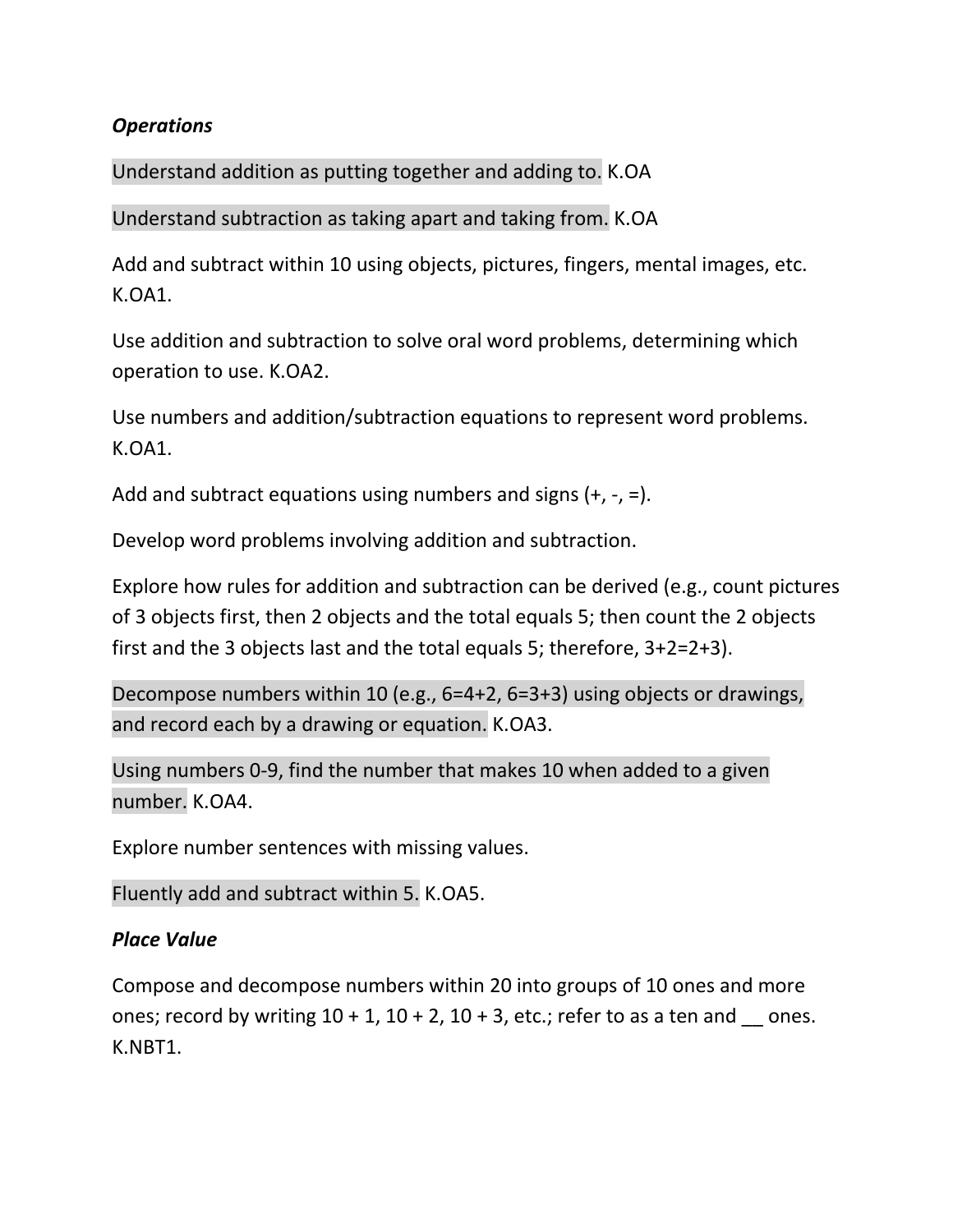***Operations***

Understand addition as putting together and adding to. K.OA

Understand subtraction as taking apart and taking from. K.OA

Add and subtract within 10 using objects, pictures, fingers, mental images, etc. K.OA1.

Use addition and subtraction to solve oral word problems, determining which operation to use. K.OA2.

Use numbers and addition/subtraction equations to represent word problems. K.OA1.

Add and subtract equations using numbers and signs (+, -, =).

Develop word problems involving addition and subtraction.

Explore how rules for addition and subtraction can be derived (e.g., count pictures of 3 objects first, then 2 objects and the total equals 5; then count the 2 objects first and the 3 objects last and the total equals 5; therefore, 3+2=2+3).

Decompose numbers within 10 (e.g., 6=4+2, 6=3+3) using objects or drawings, and record each by a drawing or equation. K.OA3.

Using numbers 0-9, find the number that makes 10 when added to a given number. K.OA4.

Explore number sentences with missing values.

Fluently add and subtract within 5. K.OA5.

***Place Value***

Compose and decompose numbers within 20 into groups of 10 ones and more ones; record by writing 10 + 1, 10 + 2, 10 + 3, etc.; refer to as a ten and __ ones. K.NBT1.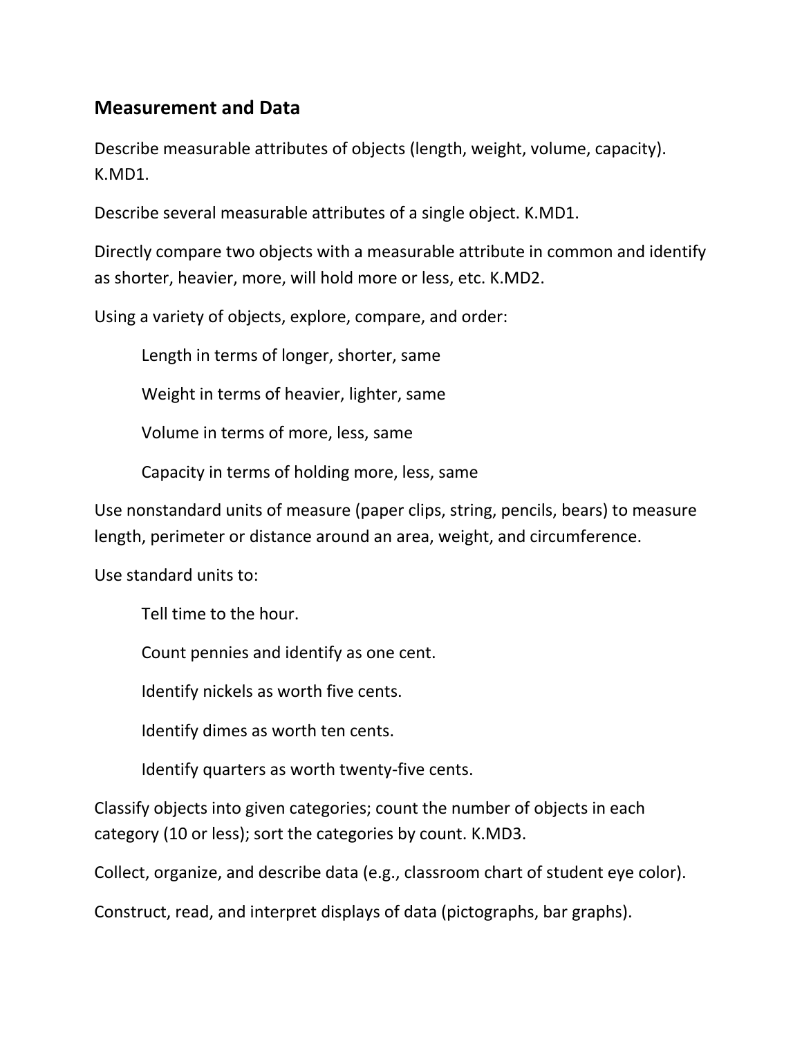## Measurement and Data

Describe measurable attributes of objects (length, weight, volume, capacity). K.MD1.

Describe several measurable attributes of a single object. K.MD1.

Directly compare two objects with a measurable attribute in common and identify as shorter, heavier, more, will hold more or less, etc. K.MD2.

Using a variety of objects, explore, compare, and order:

> Length in terms of longer, shorter, same
>
> Weight in terms of heavier, lighter, same
>
> Volume in terms of more, less, same
>
> Capacity in terms of holding more, less, same

Use nonstandard units of measure (paper clips, string, pencils, bears) to measure length, perimeter or distance around an area, weight, and circumference.

Use standard units to:

> Tell time to the hour.
>
> Count pennies and identify as one cent.
>
> Identify nickels as worth five cents.
>
> Identify dimes as worth ten cents.
>
> Identify quarters as worth twenty-five cents.

Classify objects into given categories; count the number of objects in each category (10 or less); sort the categories by count. K.MD3.

Collect, organize, and describe data (e.g., classroom chart of student eye color).

Construct, read, and interpret displays of data (pictographs, bar graphs).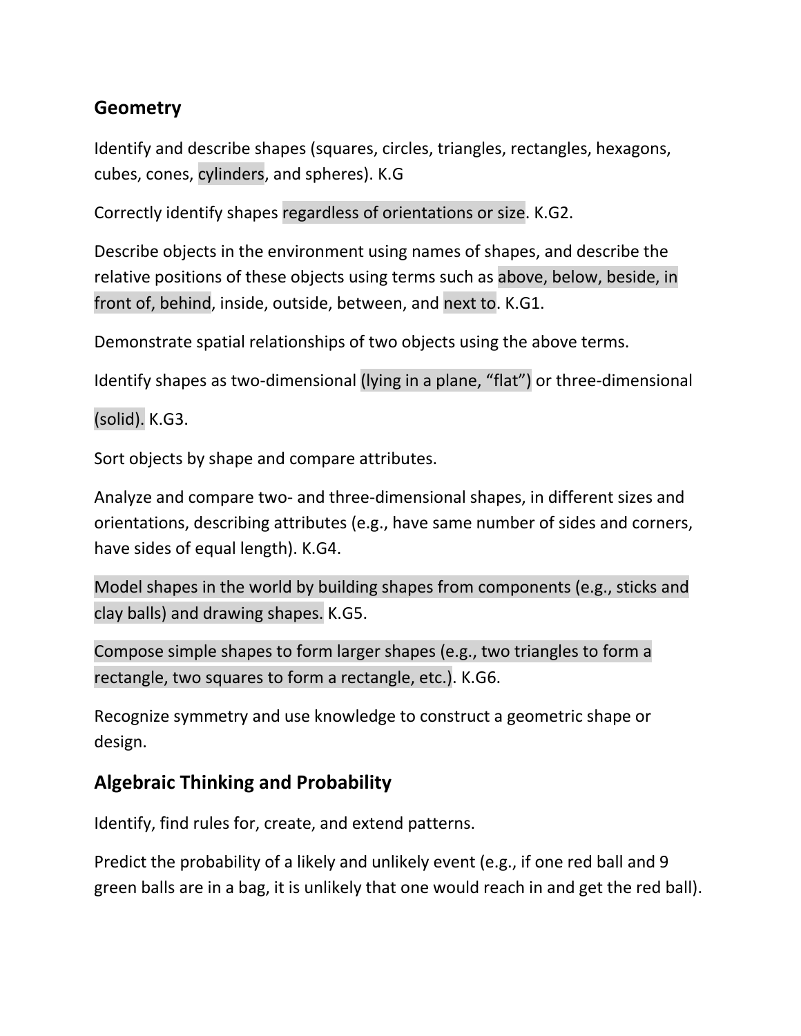## Geometry

Identify and describe shapes (squares, circles, triangles, rectangles, hexagons, cubes, cones, cylinders, and spheres). K.G

Correctly identify shapes regardless of orientations or size. K.G2.

Describe objects in the environment using names of shapes, and describe the relative positions of these objects using terms such as above, below, beside, in front of, behind, inside, outside, between, and next to. K.G1.

Demonstrate spatial relationships of two objects using the above terms.

Identify shapes as two-dimensional (lying in a plane, "flat") or three-dimensional (solid). K.G3.

Sort objects by shape and compare attributes.

Analyze and compare two- and three-dimensional shapes, in different sizes and orientations, describing attributes (e.g., have same number of sides and corners, have sides of equal length). K.G4.

Model shapes in the world by building shapes from components (e.g., sticks and clay balls) and drawing shapes. K.G5.

Compose simple shapes to form larger shapes (e.g., two triangles to form a rectangle, two squares to form a rectangle, etc.). K.G6.

Recognize symmetry and use knowledge to construct a geometric shape or design.

## Algebraic Thinking and Probability

Identify, find rules for, create, and extend patterns.

Predict the probability of a likely and unlikely event (e.g., if one red ball and 9 green balls are in a bag, it is unlikely that one would reach in and get the red ball).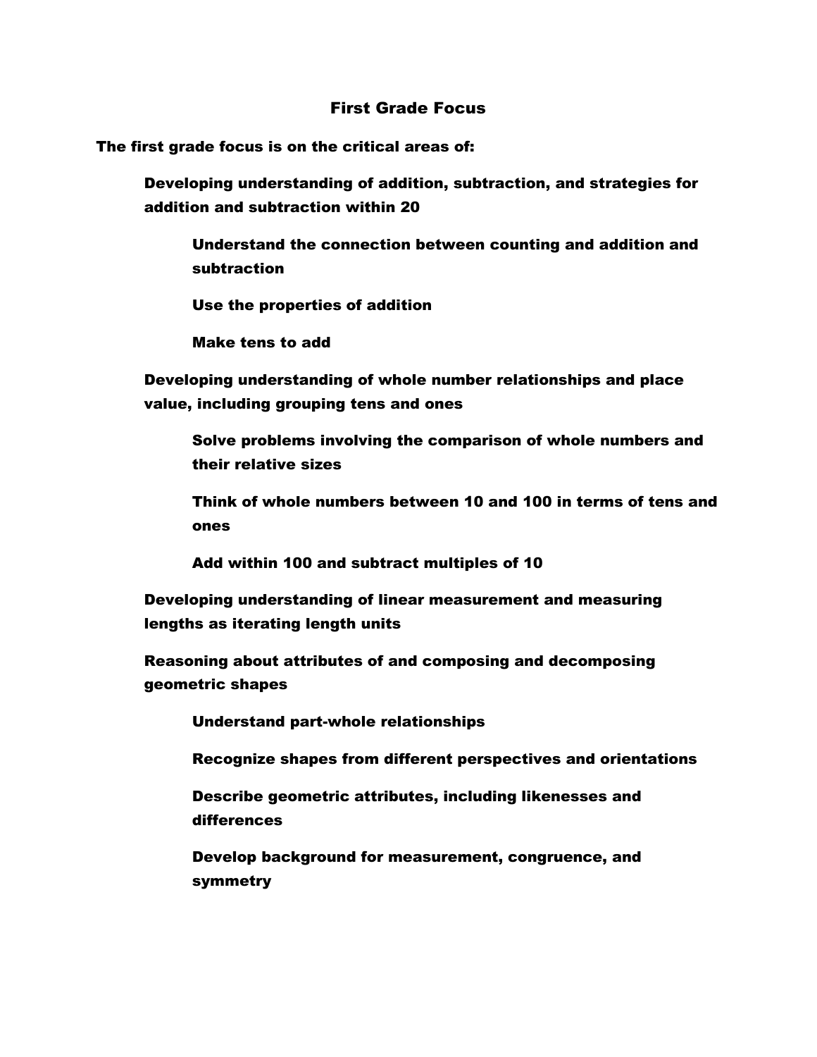# First Grade Focus

**The first grade focus is on the critical areas of:**

- **Developing understanding of addition, subtraction, and strategies for addition and subtraction within 20**
  - **Understand the connection between counting and addition and subtraction**
  - **Use the properties of addition**
  - **Make tens to add**
- **Developing understanding of whole number relationships and place value, including grouping tens and ones**
  - **Solve problems involving the comparison of whole numbers and their relative sizes**
  - **Think of whole numbers between 10 and 100 in terms of tens and ones**
  - **Add within 100 and subtract multiples of 10**
- **Developing understanding of linear measurement and measuring lengths as iterating length units**
- **Reasoning about attributes of and composing and decomposing geometric shapes**
  - **Understand part-whole relationships**
  - **Recognize shapes from different perspectives and orientations**
  - **Describe geometric attributes, including likenesses and differences**
  - **Develop background for measurement, congruence, and symmetry**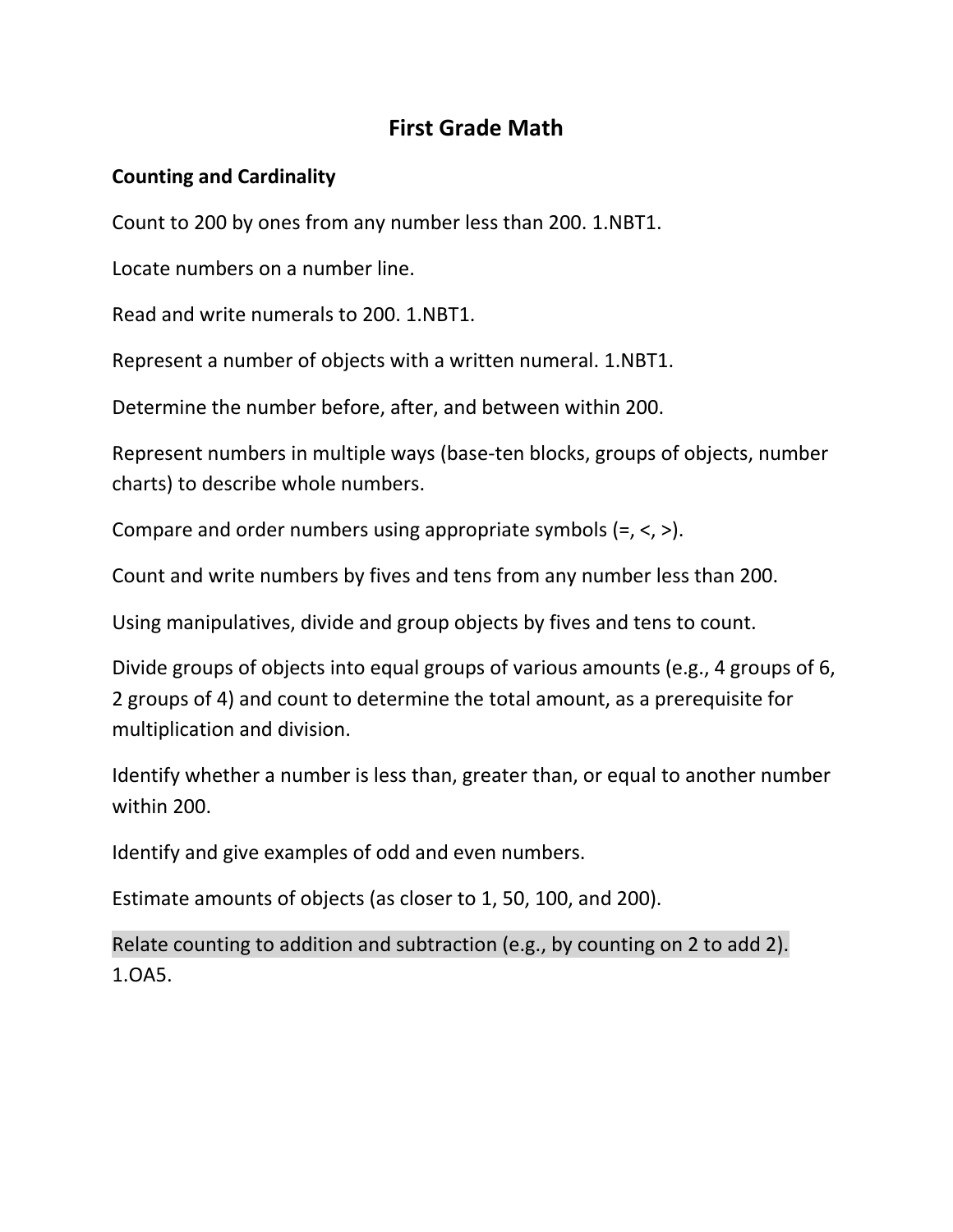# First Grade Math

## Counting and Cardinality

Count to 200 by ones from any number less than 200. 1.NBT1.

Locate numbers on a number line.

Read and write numerals to 200. 1.NBT1.

Represent a number of objects with a written numeral. 1.NBT1.

Determine the number before, after, and between within 200.

Represent numbers in multiple ways (base-ten blocks, groups of objects, number charts) to describe whole numbers.

Compare and order numbers using appropriate symbols (=, <, >).

Count and write numbers by fives and tens from any number less than 200.

Using manipulatives, divide and group objects by fives and tens to count.

Divide groups of objects into equal groups of various amounts (e.g., 4 groups of 6, 2 groups of 4) and count to determine the total amount, as a prerequisite for multiplication and division.

Identify whether a number is less than, greater than, or equal to another number within 200.

Identify and give examples of odd and even numbers.

Estimate amounts of objects (as closer to 1, 50, 100, and 200).

Relate counting to addition and subtraction (e.g., by counting on 2 to add 2). 1.OA5.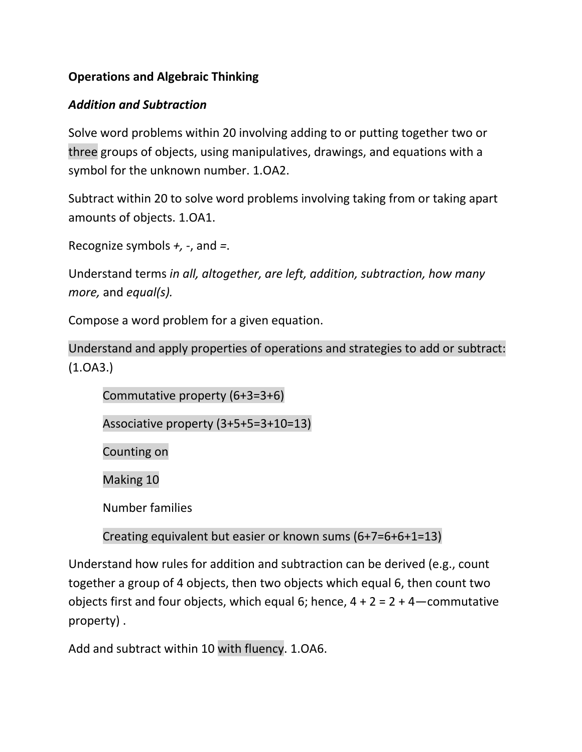**Operations and Algebraic Thinking**

***Addition and Subtraction***

Solve word problems within 20 involving adding to or putting together two or three groups of objects, using manipulatives, drawings, and equations with a symbol for the unknown number. 1.OA2.

Subtract within 20 to solve word problems involving taking from or taking apart amounts of objects. 1.OA1.

Recognize symbols *+,* -, and =.

Understand terms *in all, altogether, are left, addition, subtraction, how many more,* and *equal(s).*

Compose a word problem for a given equation.

Understand and apply properties of operations and strategies to add or subtract: (1.OA3.)

- Commutative property (6+3=3+6)
- Associative property (3+5+5=3+10=13)
- Counting on
- Making 10
- Number families
- Creating equivalent but easier or known sums (6+7=6+6+1=13)

Understand how rules for addition and subtraction can be derived (e.g., count together a group of 4 objects, then two objects which equal 6, then count two objects first and four objects, which equal 6; hence, 4 + 2 = 2 + 4—commutative property) .

Add and subtract within 10 with fluency. 1.OA6.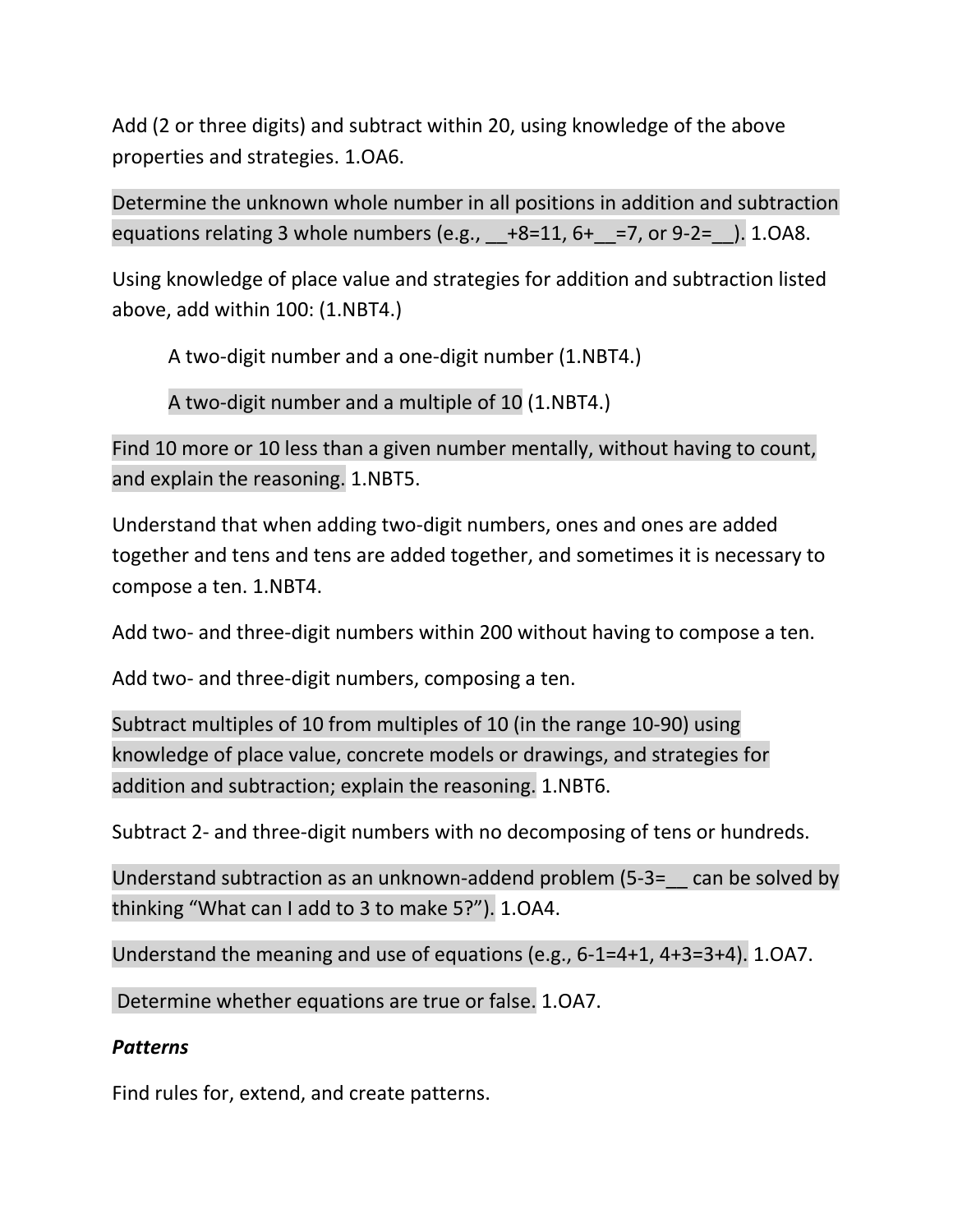Add (2 or three digits) and subtract within 20, using knowledge of the above properties and strategies. 1.OA6.

Determine the unknown whole number in all positions in addition and subtraction equations relating 3 whole numbers (e.g., __+8=11, 6+__=7, or 9-2=__). 1.OA8.

Using knowledge of place value and strategies for addition and subtraction listed above, add within 100: (1.NBT4.)

> A two-digit number and a one-digit number (1.NBT4.)
>
> A two-digit number and a multiple of 10 (1.NBT4.)

Find 10 more or 10 less than a given number mentally, without having to count, and explain the reasoning. 1.NBT5.

Understand that when adding two-digit numbers, ones and ones are added together and tens and tens are added together, and sometimes it is necessary to compose a ten. 1.NBT4.

Add two- and three-digit numbers within 200 without having to compose a ten.

Add two- and three-digit numbers, composing a ten.

Subtract multiples of 10 from multiples of 10 (in the range 10-90) using knowledge of place value, concrete models or drawings, and strategies for addition and subtraction; explain the reasoning. 1.NBT6.

Subtract 2- and three-digit numbers with no decomposing of tens or hundreds.

Understand subtraction as an unknown-addend problem (5-3=__ can be solved by thinking "What can I add to 3 to make 5?"). 1.OA4.

Understand the meaning and use of equations (e.g., 6-1=4+1, 4+3=3+4). 1.OA7.

Determine whether equations are true or false. 1.OA7.

***Patterns***

Find rules for, extend, and create patterns.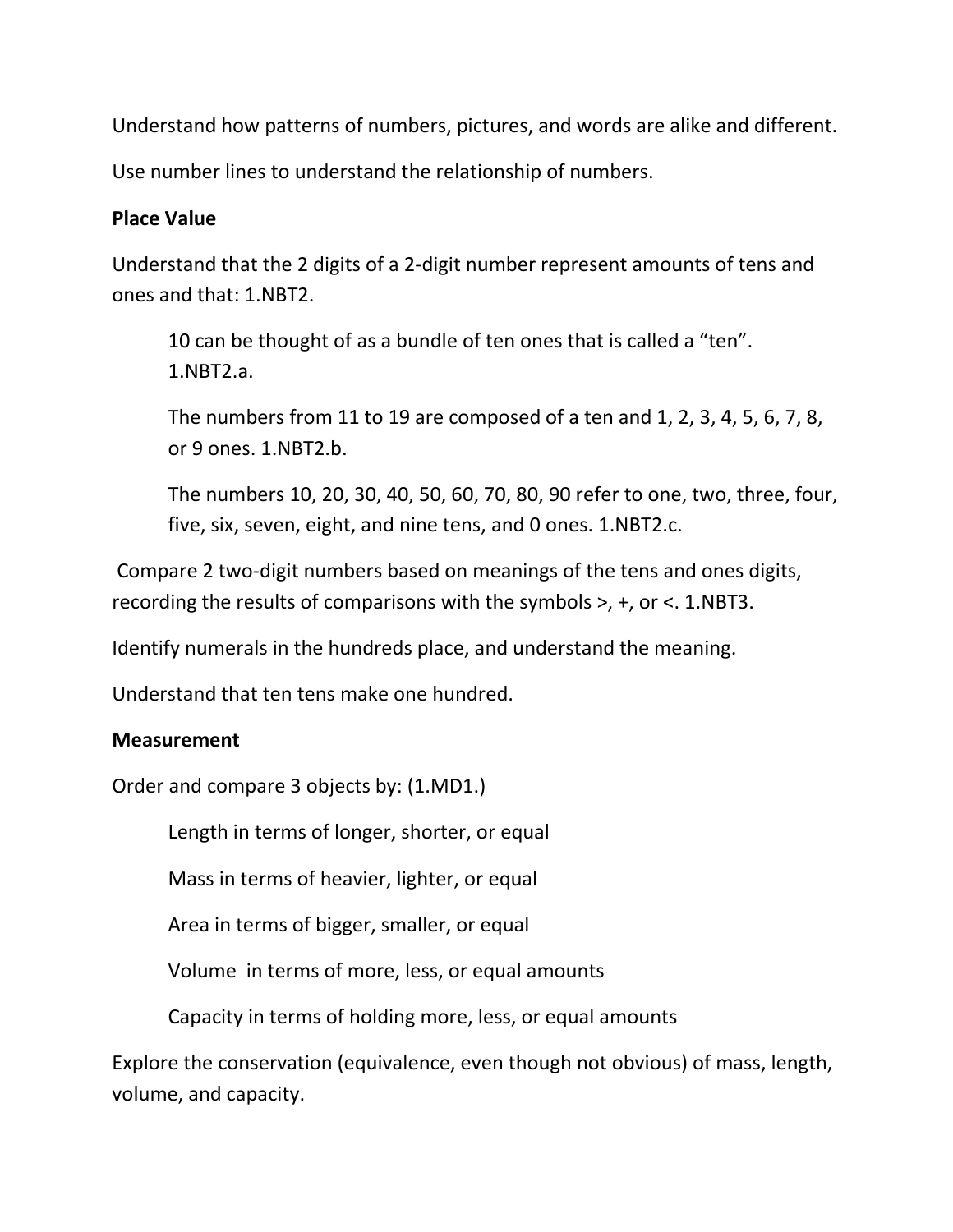Understand how patterns of numbers, pictures, and words are alike and different.

Use number lines to understand the relationship of numbers.

**Place Value**

Understand that the 2 digits of a 2-digit number represent amounts of tens and ones and that: 1.NBT2.

> 10 can be thought of as a bundle of ten ones that is called a "ten". 1.NBT2.a.
>
> The numbers from 11 to 19 are composed of a ten and 1, 2, 3, 4, 5, 6, 7, 8, or 9 ones. 1.NBT2.b.
>
> The numbers 10, 20, 30, 40, 50, 60, 70, 80, 90 refer to one, two, three, four, five, six, seven, eight, and nine tens, and 0 ones. 1.NBT2.c.

Compare 2 two-digit numbers based on meanings of the tens and ones digits, recording the results of comparisons with the symbols >, +, or <. 1.NBT3.

Identify numerals in the hundreds place, and understand the meaning.

Understand that ten tens make one hundred.

**Measurement**

Order and compare 3 objects by: (1.MD1.)

> Length in terms of longer, shorter, or equal
>
> Mass in terms of heavier, lighter, or equal
>
> Area in terms of bigger, smaller, or equal
>
> Volume in terms of more, less, or equal amounts
>
> Capacity in terms of holding more, less, or equal amounts

Explore the conservation (equivalence, even though not obvious) of mass, length, volume, and capacity.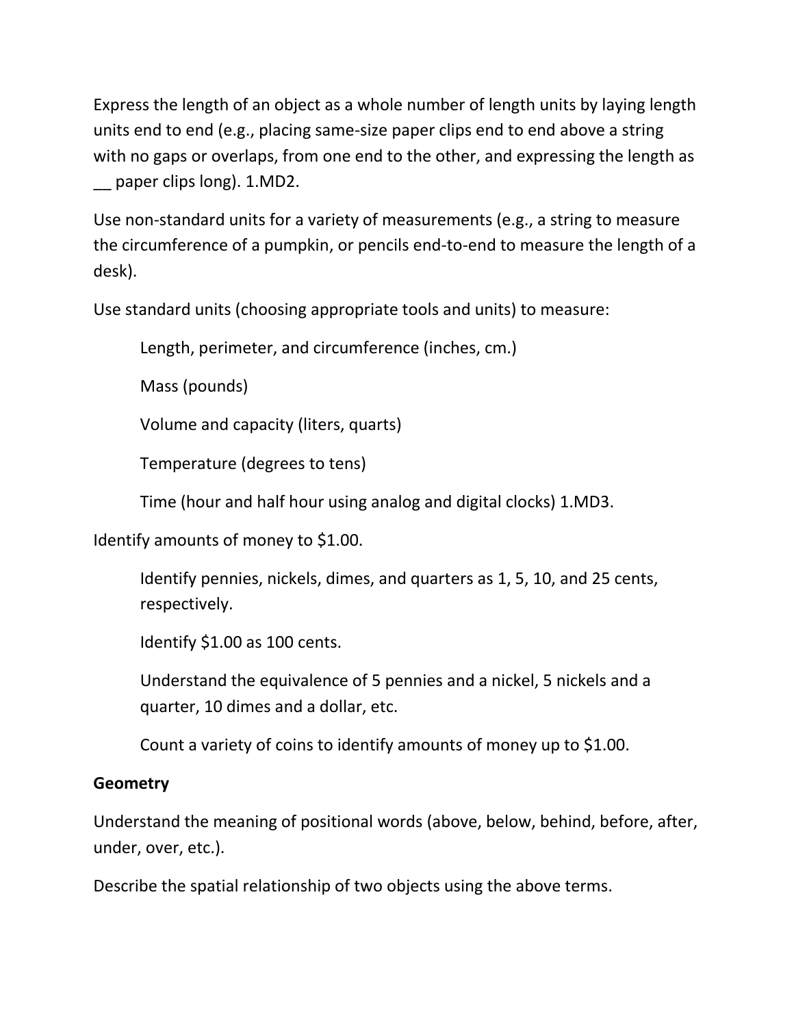Express the length of an object as a whole number of length units by laying length units end to end (e.g., placing same-size paper clips end to end above a string with no gaps or overlaps, from one end to the other, and expressing the length as __ paper clips long). 1.MD2.

Use non-standard units for a variety of measurements (e.g., a string to measure the circumference of a pumpkin, or pencils end-to-end to measure the length of a desk).

Use standard units (choosing appropriate tools and units) to measure:

> Length, perimeter, and circumference (inches, cm.)
>
> Mass (pounds)
>
> Volume and capacity (liters, quarts)
>
> Temperature (degrees to tens)
>
> Time (hour and half hour using analog and digital clocks) 1.MD3.

Identify amounts of money to $1.00.

> Identify pennies, nickels, dimes, and quarters as 1, 5, 10, and 25 cents, respectively.
>
> Identify $1.00 as 100 cents.
>
> Understand the equivalence of 5 pennies and a nickel, 5 nickels and a quarter, 10 dimes and a dollar, etc.
>
> Count a variety of coins to identify amounts of money up to $1.00.

**Geometry**

Understand the meaning of positional words (above, below, behind, before, after, under, over, etc.).

Describe the spatial relationship of two objects using the above terms.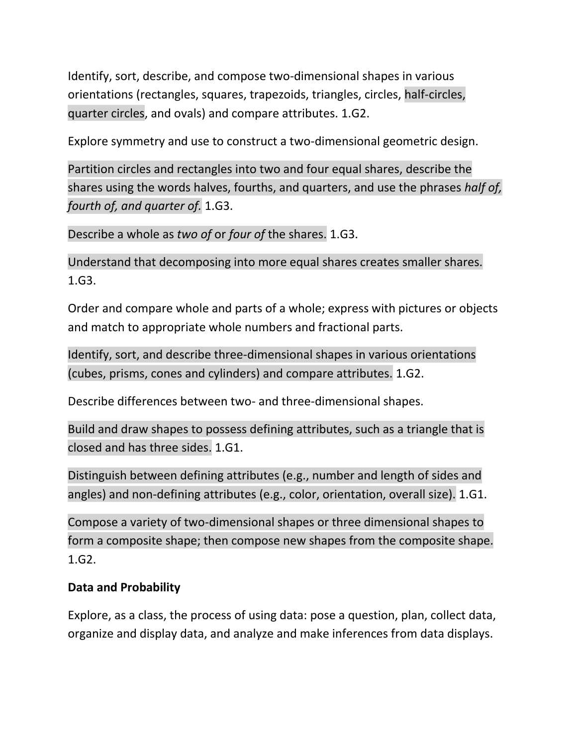Identify, sort, describe, and compose two-dimensional shapes in various orientations (rectangles, squares, trapezoids, triangles, circles, half-circles, quarter circles, and ovals) and compare attributes. 1.G2.

Explore symmetry and use to construct a two-dimensional geometric design.

Partition circles and rectangles into two and four equal shares, describe the shares using the words halves, fourths, and quarters, and use the phrases *half of, fourth of, and quarter of.* 1.G3.

Describe a whole as *two of* or *four of* the shares. 1.G3.

Understand that decomposing into more equal shares creates smaller shares. 1.G3.

Order and compare whole and parts of a whole; express with pictures or objects and match to appropriate whole numbers and fractional parts.

Identify, sort, and describe three-dimensional shapes in various orientations (cubes, prisms, cones and cylinders) and compare attributes. 1.G2.

Describe differences between two- and three-dimensional shapes.

Build and draw shapes to possess defining attributes, such as a triangle that is closed and has three sides. 1.G1.

Distinguish between defining attributes (e.g., number and length of sides and angles) and non-defining attributes (e.g., color, orientation, overall size). 1.G1.

Compose a variety of two-dimensional shapes or three dimensional shapes to form a composite shape; then compose new shapes from the composite shape. 1.G2.

**Data and Probability**

Explore, as a class, the process of using data: pose a question, plan, collect data, organize and display data, and analyze and make inferences from data displays.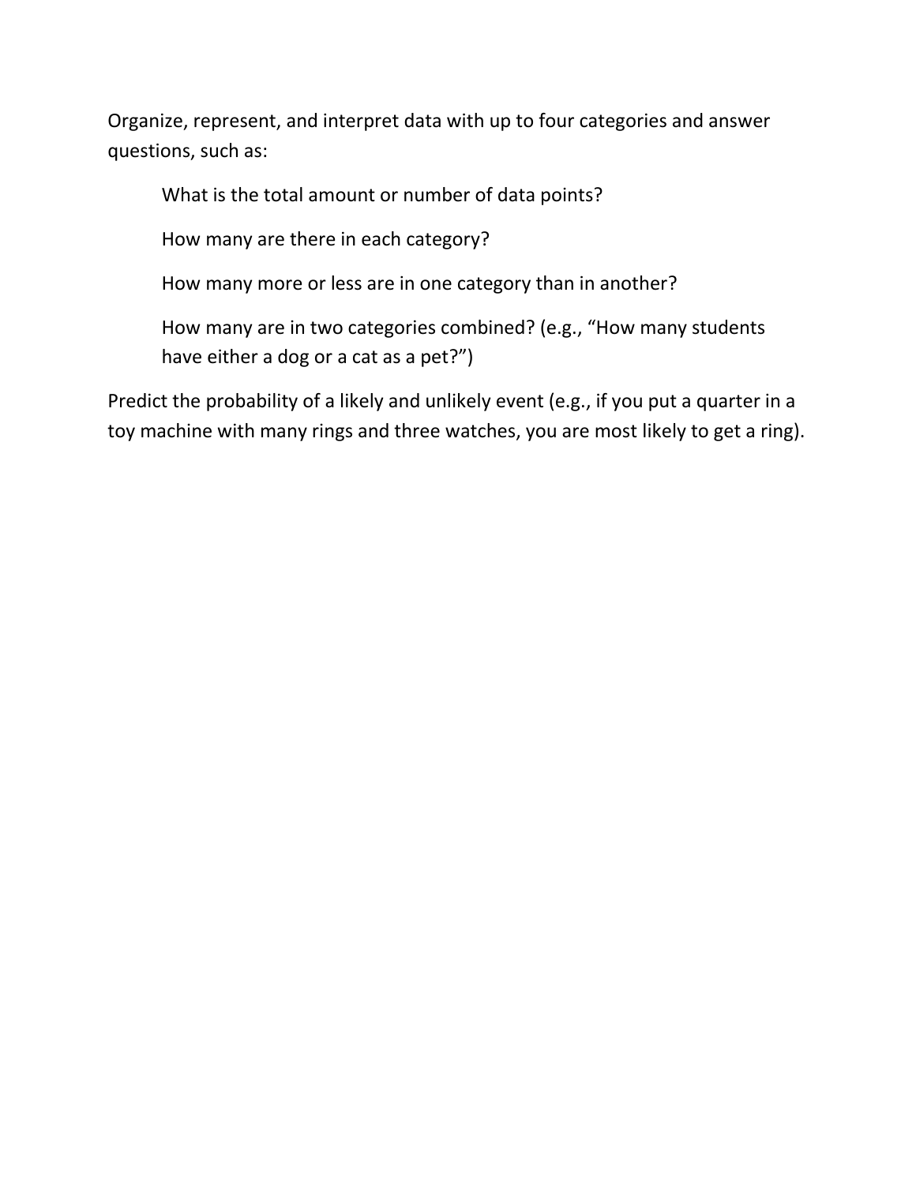Organize, represent, and interpret data with up to four categories and answer questions, such as:

> What is the total amount or number of data points?
>
> How many are there in each category?
>
> How many more or less are in one category than in another?
>
> How many are in two categories combined? (e.g., “How many students have either a dog or a cat as a pet?”)

Predict the probability of a likely and unlikely event (e.g., if you put a quarter in a toy machine with many rings and three watches, you are most likely to get a ring).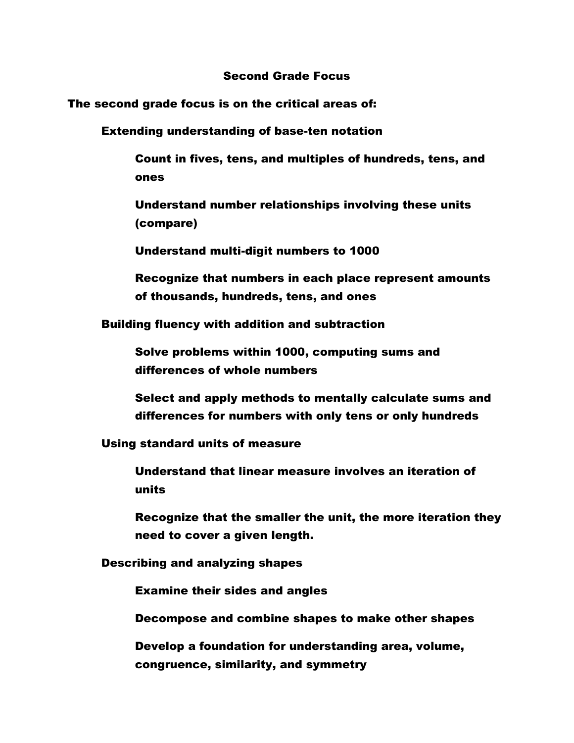# Second Grade Focus

**The second grade focus is on the critical areas of:**

- **Extending understanding of base-ten notation**
  - **Count in fives, tens, and multiples of hundreds, tens, and ones**
  - **Understand number relationships involving these units (compare)**
  - **Understand multi-digit numbers to 1000**
  - **Recognize that numbers in each place represent amounts of thousands, hundreds, tens, and ones**
- **Building fluency with addition and subtraction**
  - **Solve problems within 1000, computing sums and differences of whole numbers**
  - **Select and apply methods to mentally calculate sums and differences for numbers with only tens or only hundreds**
- **Using standard units of measure**
  - **Understand that linear measure involves an iteration of units**
  - **Recognize that the smaller the unit, the more iteration they need to cover a given length.**
- **Describing and analyzing shapes**
  - **Examine their sides and angles**
  - **Decompose and combine shapes to make other shapes**
  - **Develop a foundation for understanding area, volume, congruence, similarity, and symmetry**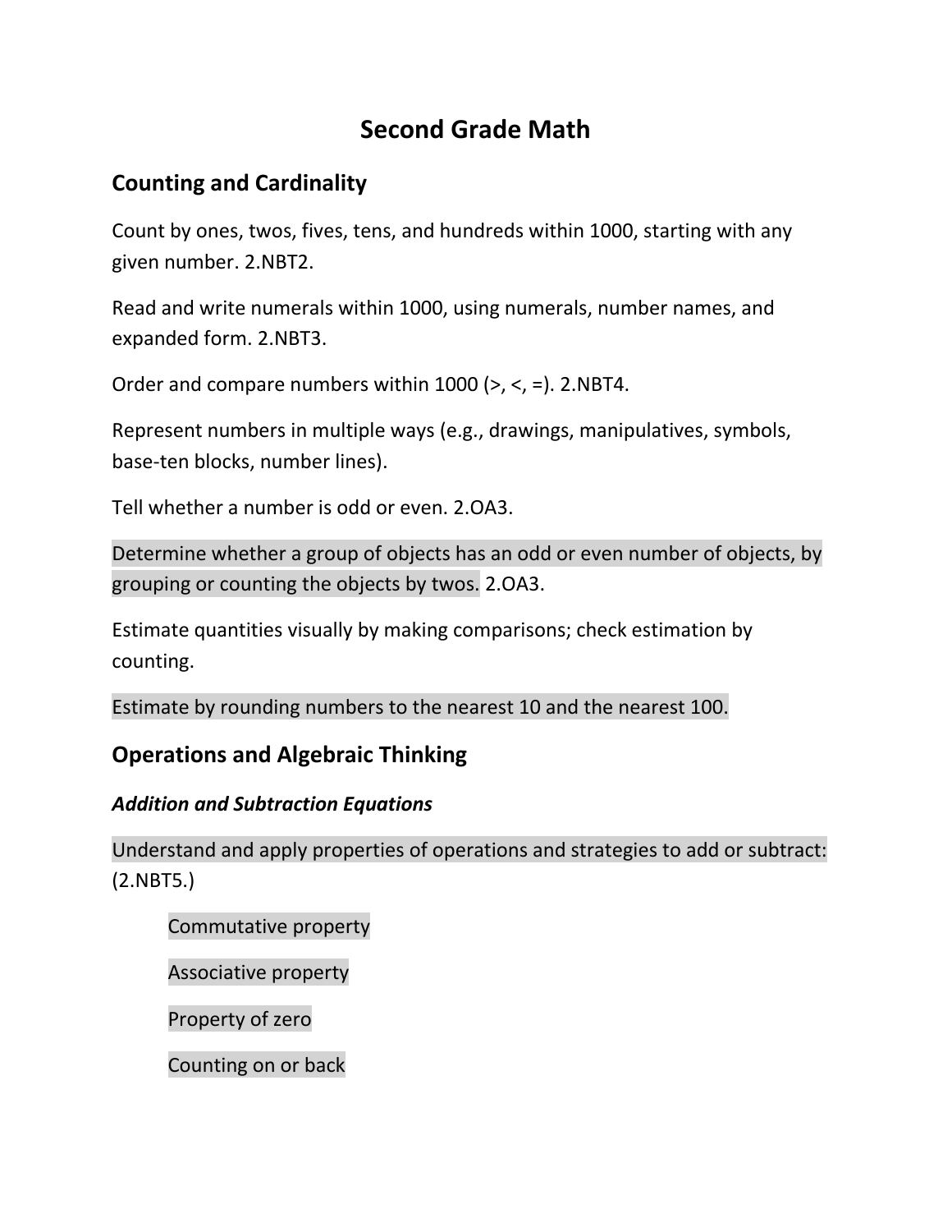# Second Grade Math

## Counting and Cardinality

Count by ones, twos, fives, tens, and hundreds within 1000, starting with any given number. 2.NBT2.

Read and write numerals within 1000, using numerals, number names, and expanded form. 2.NBT3.

Order and compare numbers within 1000 (>, <, =). 2.NBT4.

Represent numbers in multiple ways (e.g., drawings, manipulatives, symbols, base-ten blocks, number lines).

Tell whether a number is odd or even. 2.OA3.

Determine whether a group of objects has an odd or even number of objects, by grouping or counting the objects by twos. 2.OA3.

Estimate quantities visually by making comparisons; check estimation by counting.

Estimate by rounding numbers to the nearest 10 and the nearest 100.

## Operations and Algebraic Thinking

### *Addition and Subtraction Equations*

Understand and apply properties of operations and strategies to add or subtract: (2.NBT5.)

- Commutative property
- Associative property
- Property of zero
- Counting on or back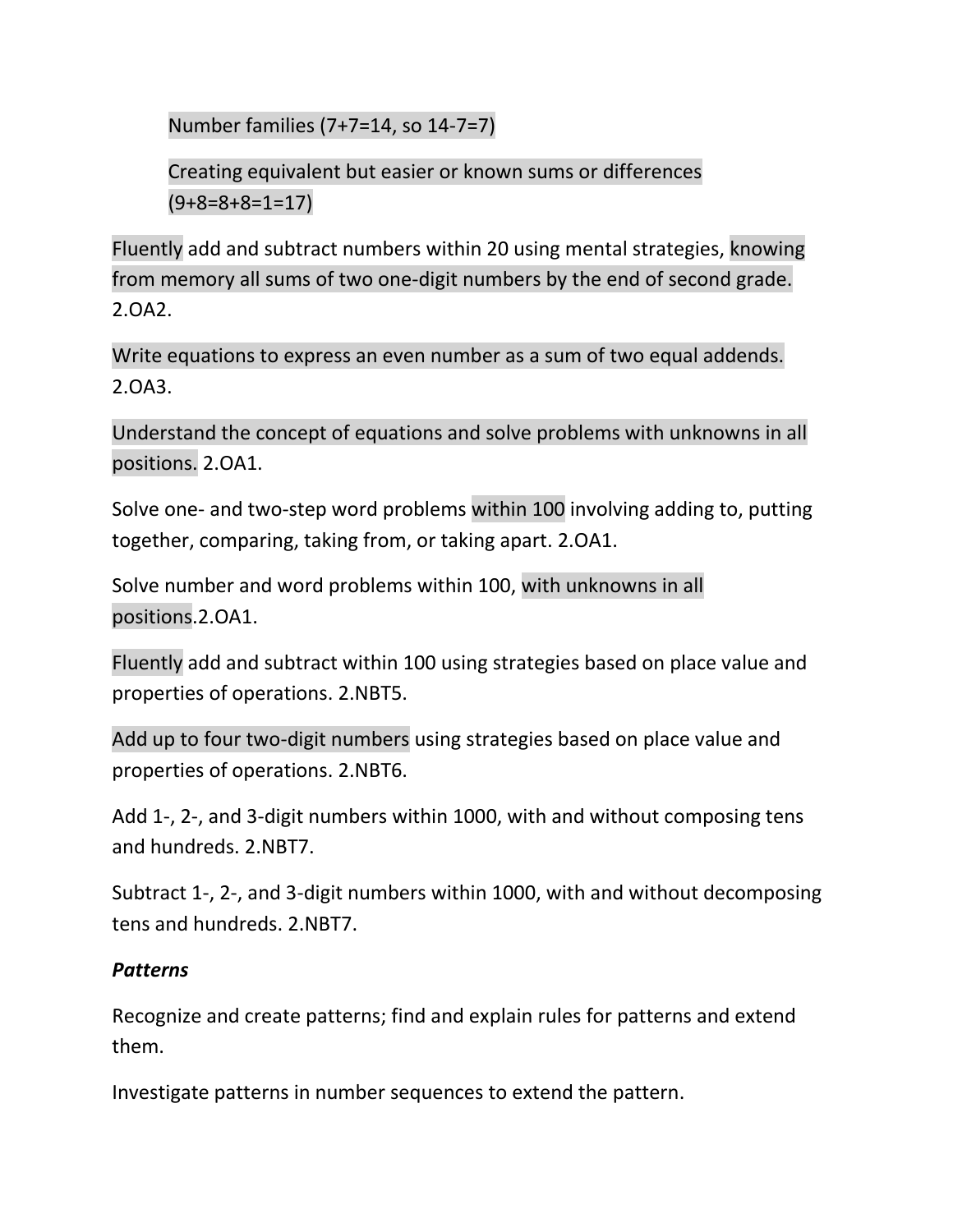Number families ($7+7=14$, so $14-7=7$)

Creating equivalent but easier or known sums or differences ($9+8=8+8=1=17$)

Fluently add and subtract numbers within 20 using mental strategies, knowing from memory all sums of two one-digit numbers by the end of second grade. 2.OA2.

Write equations to express an even number as a sum of two equal addends. 2.OA3.

Understand the concept of equations and solve problems with unknowns in all positions. 2.OA1.

Solve one- and two-step word problems within 100 involving adding to, putting together, comparing, taking from, or taking apart. 2.OA1.

Solve number and word problems within 100, with unknowns in all positions.2.OA1.

Fluently add and subtract within 100 using strategies based on place value and properties of operations. 2.NBT5.

Add up to four two-digit numbers using strategies based on place value and properties of operations. 2.NBT6.

Add 1-, 2-, and 3-digit numbers within 1000, with and without composing tens and hundreds. 2.NBT7.

Subtract 1-, 2-, and 3-digit numbers within 1000, with and without decomposing tens and hundreds. 2.NBT7.

***Patterns***

Recognize and create patterns; find and explain rules for patterns and extend them.

Investigate patterns in number sequences to extend the pattern.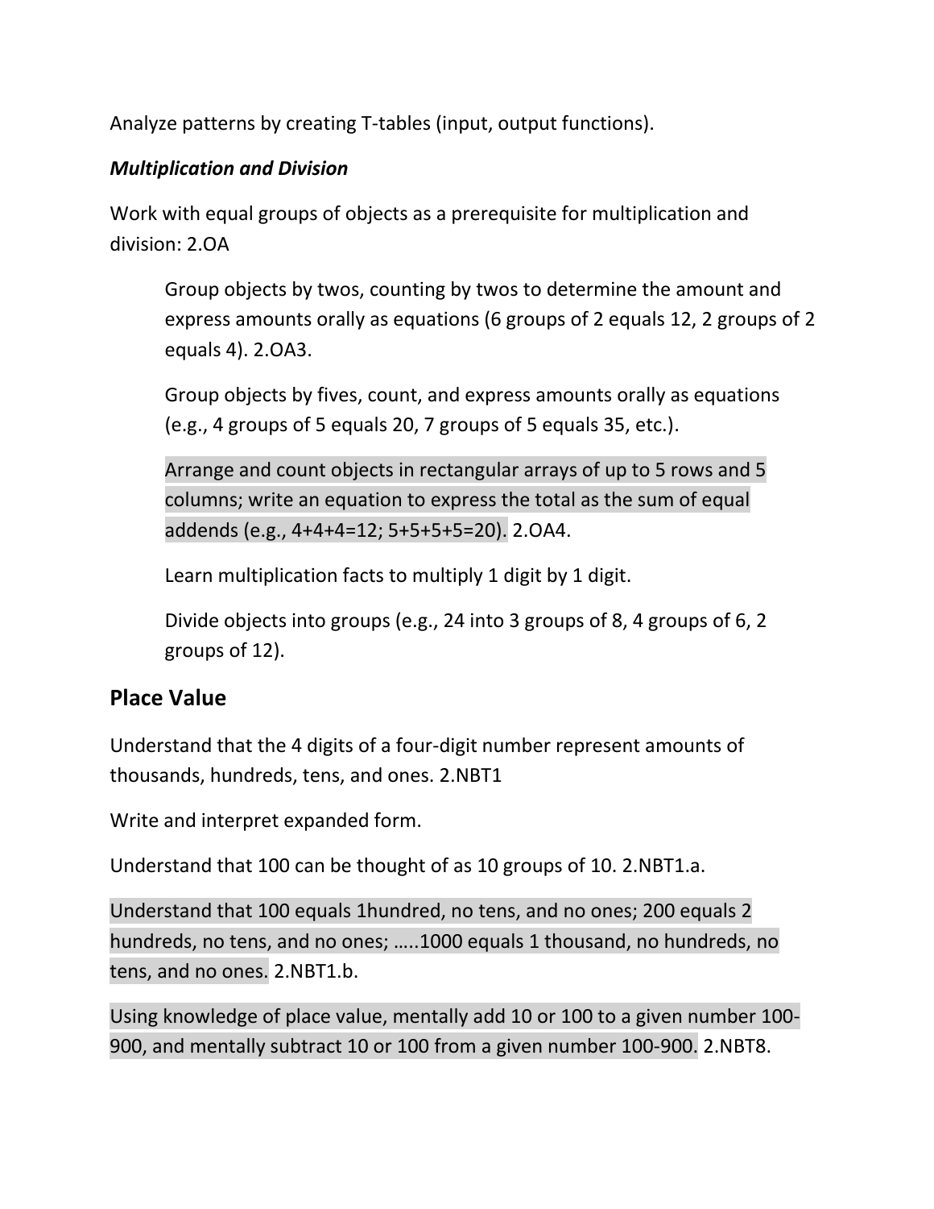Analyze patterns by creating T-tables (input, output functions).

***Multiplication and Division***

Work with equal groups of objects as a prerequisite for multiplication and division: 2.OA

> Group objects by twos, counting by twos to determine the amount and express amounts orally as equations (6 groups of 2 equals 12, 2 groups of 2 equals 4). 2.OA3.
>
> Group objects by fives, count, and express amounts orally as equations (e.g., 4 groups of 5 equals 20, 7 groups of 5 equals 35, etc.).
>
> Arrange and count objects in rectangular arrays of up to 5 rows and 5 columns; write an equation to express the total as the sum of equal addends (e.g., 4+4+4=12; 5+5+5+5=20). 2.OA4.
>
> Learn multiplication facts to multiply 1 digit by 1 digit.
>
> Divide objects into groups (e.g., 24 into 3 groups of 8, 4 groups of 6, 2 groups of 12).

## Place Value

Understand that the 4 digits of a four-digit number represent amounts of thousands, hundreds, tens, and ones. 2.NBT1

Write and interpret expanded form.

Understand that 100 can be thought of as 10 groups of 10. 2.NBT1.a.

Understand that 100 equals 1hundred, no tens, and no ones; 200 equals 2 hundreds, no tens, and no ones; …..1000 equals 1 thousand, no hundreds, no tens, and no ones. 2.NBT1.b.

Using knowledge of place value, mentally add 10 or 100 to a given number 100-900, and mentally subtract 10 or 100 from a given number 100-900. 2.NBT8.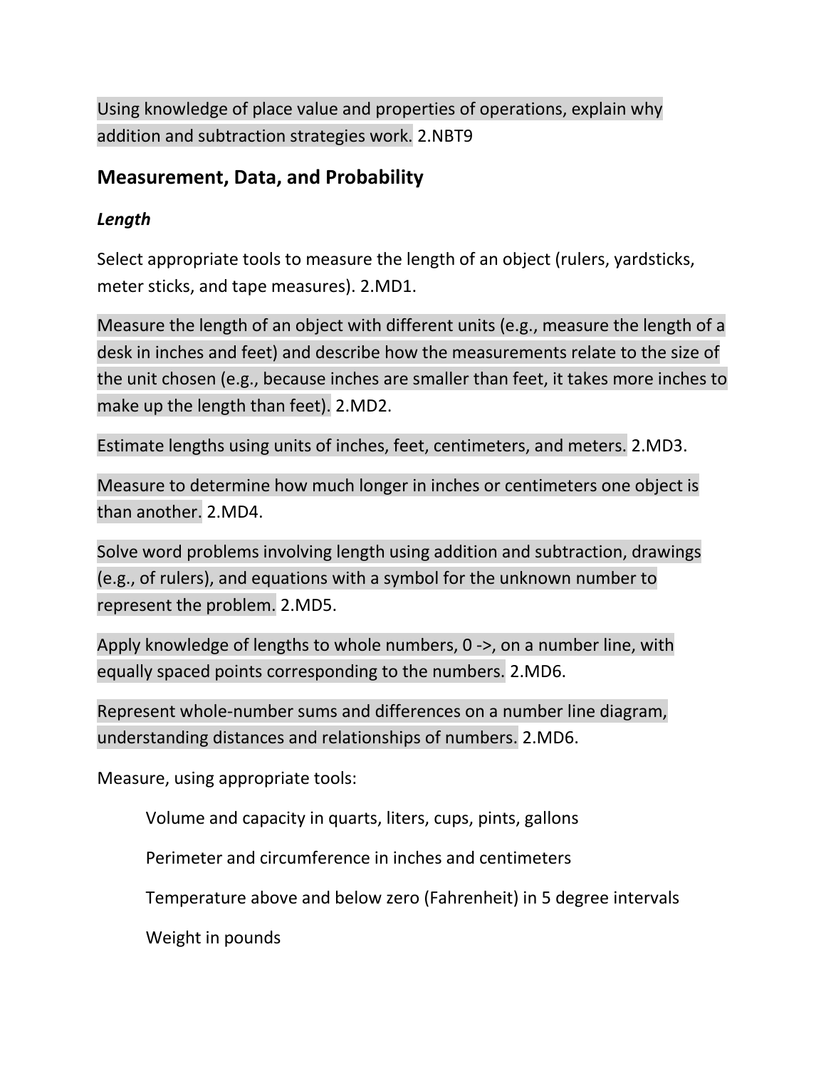Using knowledge of place value and properties of operations, explain why addition and subtraction strategies work. 2.NBT9

## Measurement, Data, and Probability

### *Length*

Select appropriate tools to measure the length of an object (rulers, yardsticks, meter sticks, and tape measures). 2.MD1.

Measure the length of an object with different units (e.g., measure the length of a desk in inches and feet) and describe how the measurements relate to the size of the unit chosen (e.g., because inches are smaller than feet, it takes more inches to make up the length than feet). 2.MD2.

Estimate lengths using units of inches, feet, centimeters, and meters. 2.MD3.

Measure to determine how much longer in inches or centimeters one object is than another. 2.MD4.

Solve word problems involving length using addition and subtraction, drawings (e.g., of rulers), and equations with a symbol for the unknown number to represent the problem. 2.MD5.

Apply knowledge of lengths to whole numbers, 0 ->, on a number line, with equally spaced points corresponding to the numbers. 2.MD6.

Represent whole-number sums and differences on a number line diagram, understanding distances and relationships of numbers. 2.MD6.

Measure, using appropriate tools:

- Volume and capacity in quarts, liters, cups, pints, gallons
- Perimeter and circumference in inches and centimeters
- Temperature above and below zero (Fahrenheit) in 5 degree intervals
- Weight in pounds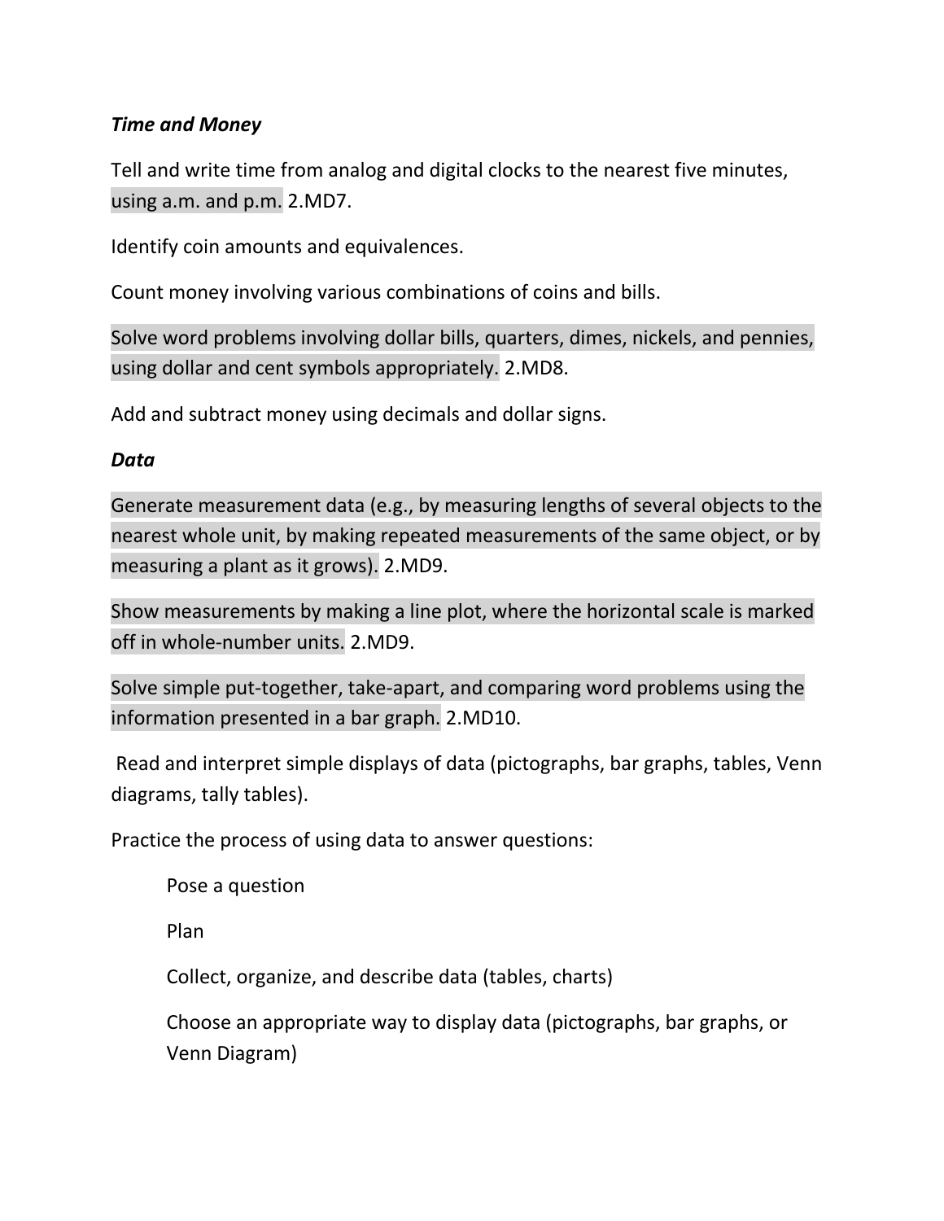***Time and Money***

Tell and write time from analog and digital clocks to the nearest five minutes, using a.m. and p.m. 2.MD7.

Identify coin amounts and equivalences.

Count money involving various combinations of coins and bills.

Solve word problems involving dollar bills, quarters, dimes, nickels, and pennies, using dollar and cent symbols appropriately. 2.MD8.

Add and subtract money using decimals and dollar signs.

***Data***

Generate measurement data (e.g., by measuring lengths of several objects to the nearest whole unit, by making repeated measurements of the same object, or by measuring a plant as it grows). 2.MD9.

Show measurements by making a line plot, where the horizontal scale is marked off in whole-number units. 2.MD9.

Solve simple put-together, take-apart, and comparing word problems using the information presented in a bar graph. 2.MD10.

Read and interpret simple displays of data (pictographs, bar graphs, tables, Venn diagrams, tally tables).

Practice the process of using data to answer questions:

> Pose a question
>
> Plan
>
> Collect, organize, and describe data (tables, charts)
>
> Choose an appropriate way to display data (pictographs, bar graphs, or Venn Diagram)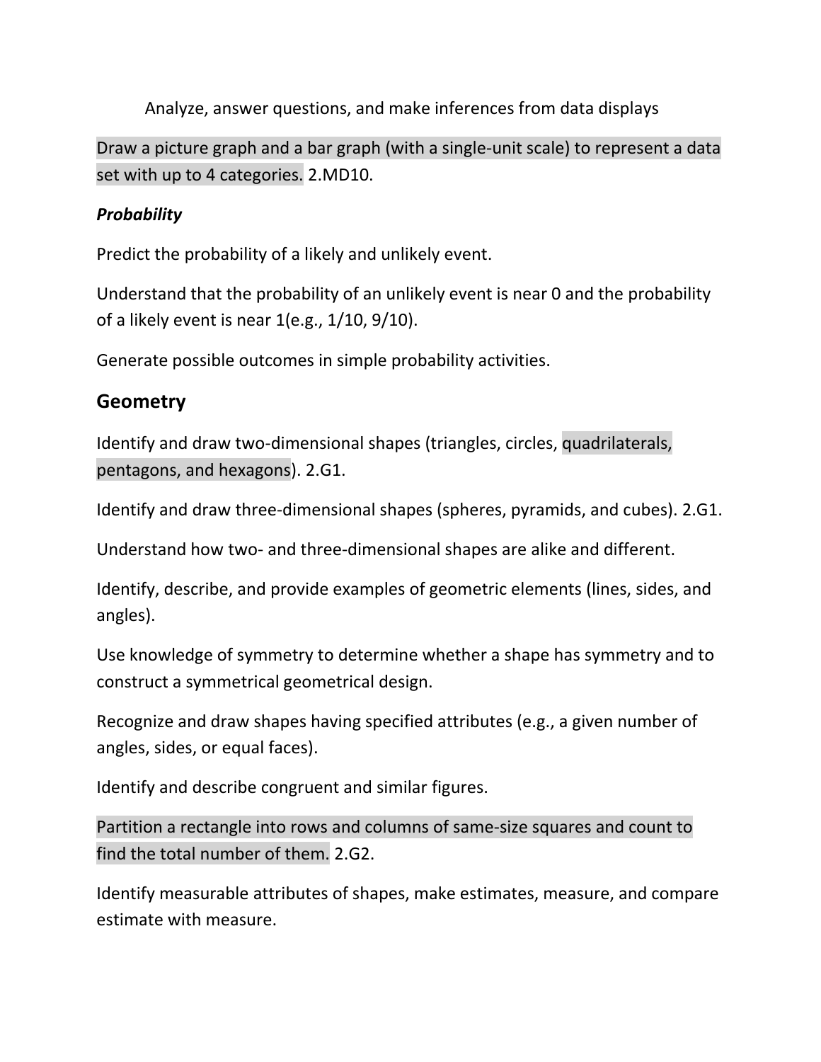Analyze, answer questions, and make inferences from data displays

Draw a picture graph and a bar graph (with a single-unit scale) to represent a data set with up to 4 categories. 2.MD10.

***Probability***

Predict the probability of a likely and unlikely event.

Understand that the probability of an unlikely event is near 0 and the probability of a likely event is near 1(e.g., 1/10, 9/10).

Generate possible outcomes in simple probability activities.

## Geometry

Identify and draw two-dimensional shapes (triangles, circles, quadrilaterals, pentagons, and hexagons). 2.G1.

Identify and draw three-dimensional shapes (spheres, pyramids, and cubes). 2.G1.

Understand how two- and three-dimensional shapes are alike and different.

Identify, describe, and provide examples of geometric elements (lines, sides, and angles).

Use knowledge of symmetry to determine whether a shape has symmetry and to construct a symmetrical geometrical design.

Recognize and draw shapes having specified attributes (e.g., a given number of angles, sides, or equal faces).

Identify and describe congruent and similar figures.

Partition a rectangle into rows and columns of same-size squares and count to find the total number of them. 2.G2.

Identify measurable attributes of shapes, make estimates, measure, and compare estimate with measure.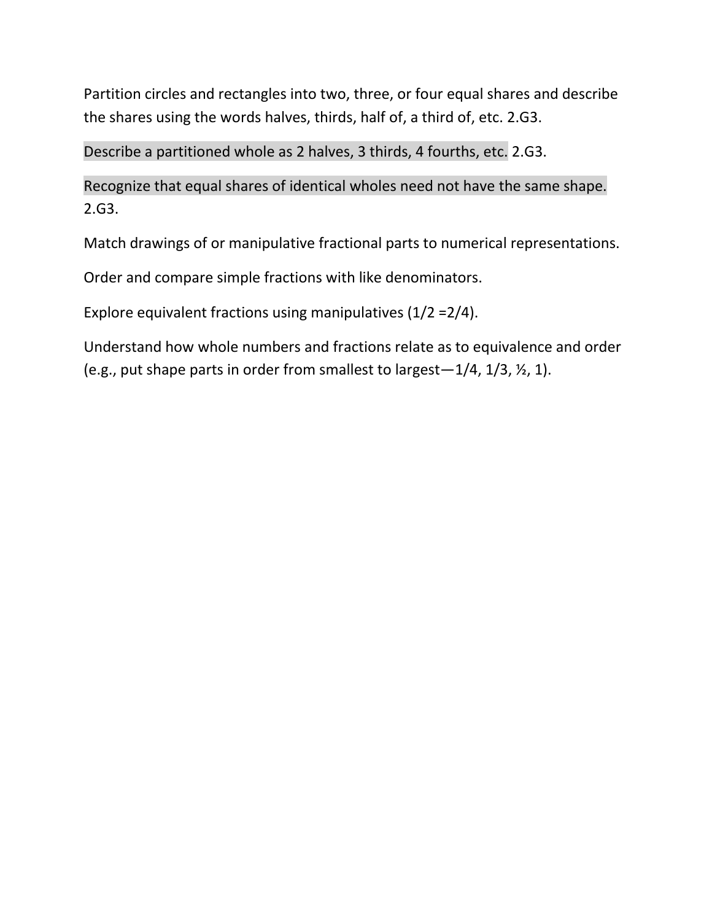Partition circles and rectangles into two, three, or four equal shares and describe the shares using the words halves, thirds, half of, a third of, etc. 2.G3.

Describe a partitioned whole as 2 halves, 3 thirds, 4 fourths, etc. 2.G3.

Recognize that equal shares of identical wholes need not have the same shape. 2.G3.

Match drawings of or manipulative fractional parts to numerical representations.

Order and compare simple fractions with like denominators.

Explore equivalent fractions using manipulatives (1/2 =2/4).

Understand how whole numbers and fractions relate as to equivalence and order (e.g., put shape parts in order from smallest to largest—1/4, 1/3, ½, 1).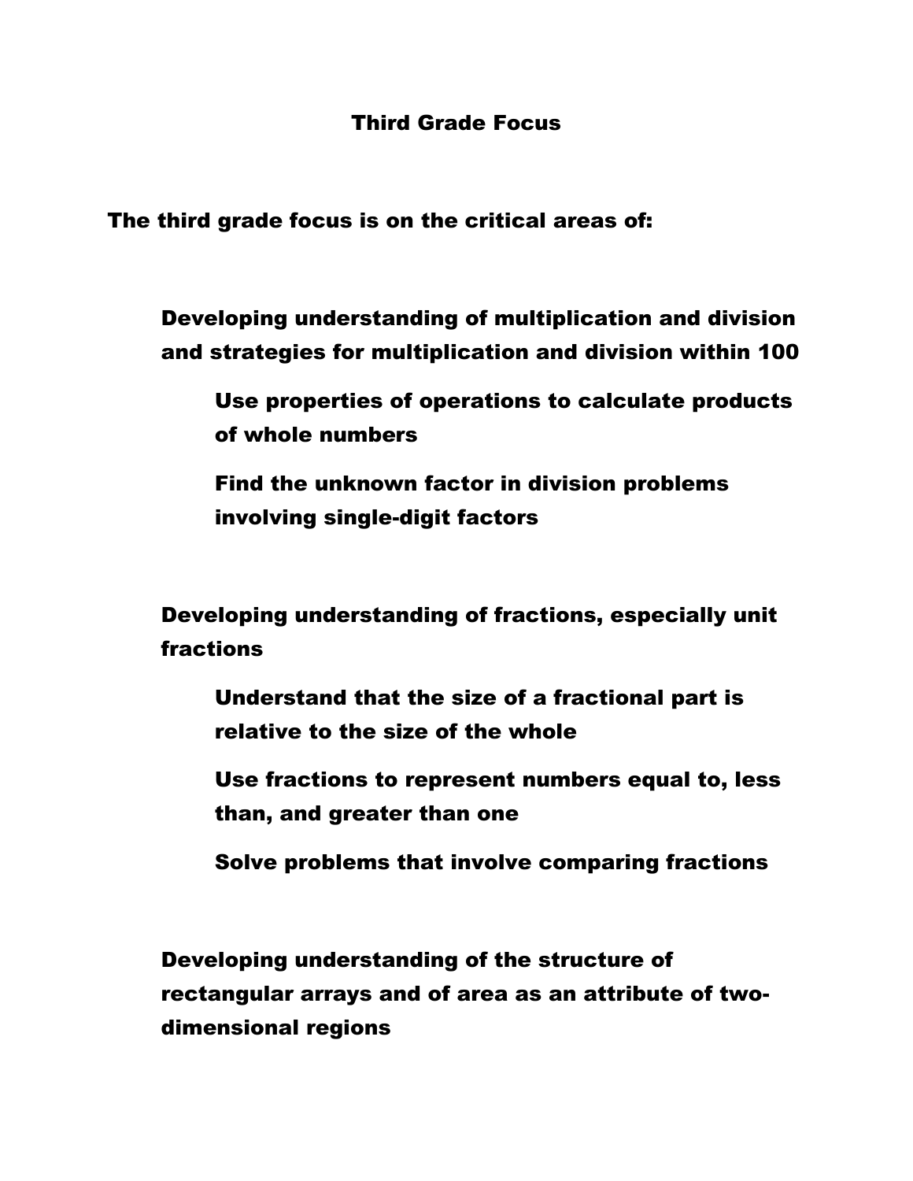# Third Grade Focus

The third grade focus is on the critical areas of:

- Developing understanding of multiplication and division and strategies for multiplication and division within 100
    - Use properties of operations to calculate products of whole numbers
    - Find the unknown factor in division problems involving single-digit factors

- Developing understanding of fractions, especially unit fractions
    - Understand that the size of a fractional part is relative to the size of the whole
    - Use fractions to represent numbers equal to, less than, and greater than one
    - Solve problems that involve comparing fractions

- Developing understanding of the structure of rectangular arrays and of area as an attribute of two-dimensional regions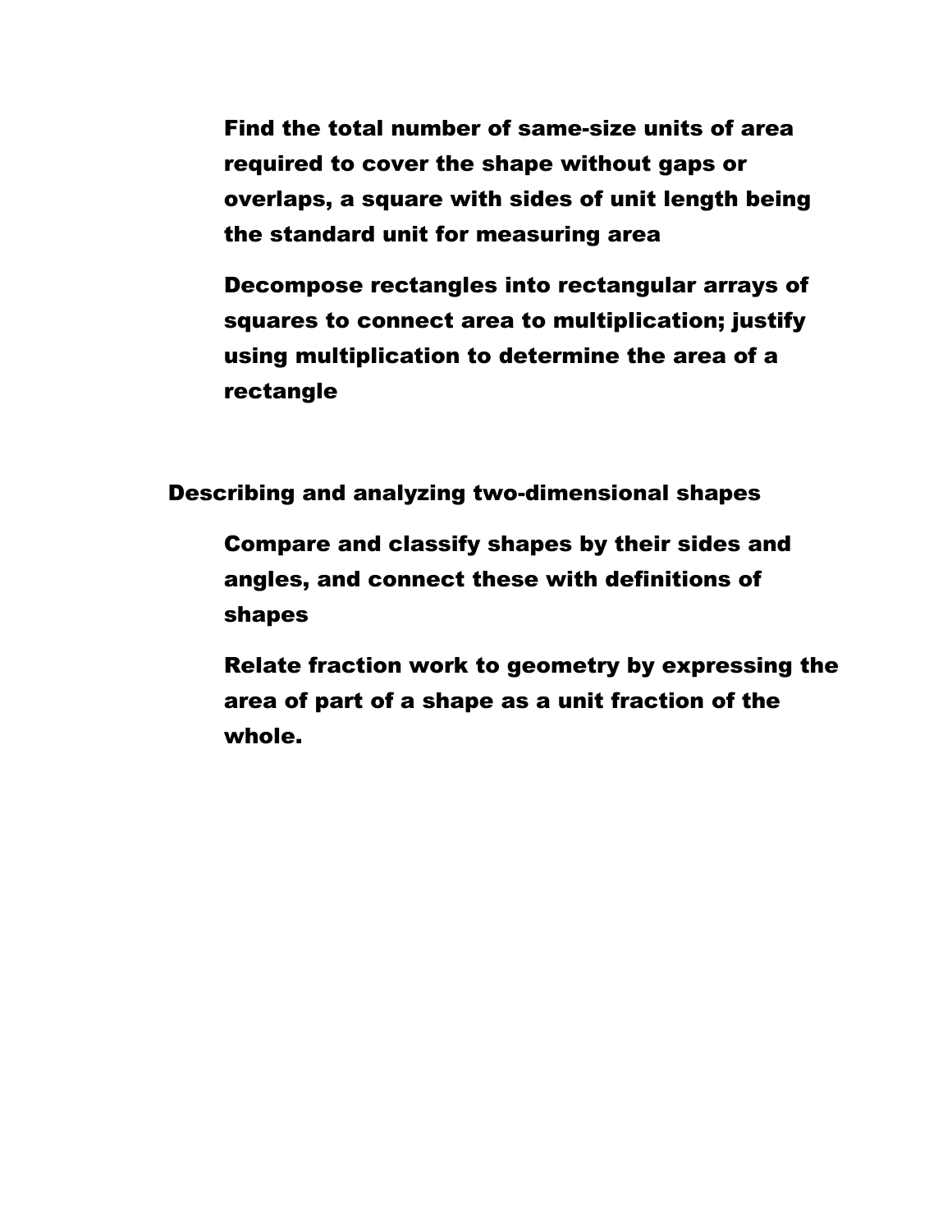- Find the total number of same-size units of area required to cover the shape without gaps or overlaps, a square with sides of unit length being the standard unit for measuring area
- Decompose rectangles into rectangular arrays of squares to connect area to multiplication; justify using multiplication to determine the area of a rectangle

**Describing and analyzing two-dimensional shapes**

- Compare and classify shapes by their sides and angles, and connect these with definitions of shapes
- Relate fraction work to geometry by expressing the area of part of a shape as a unit fraction of the whole.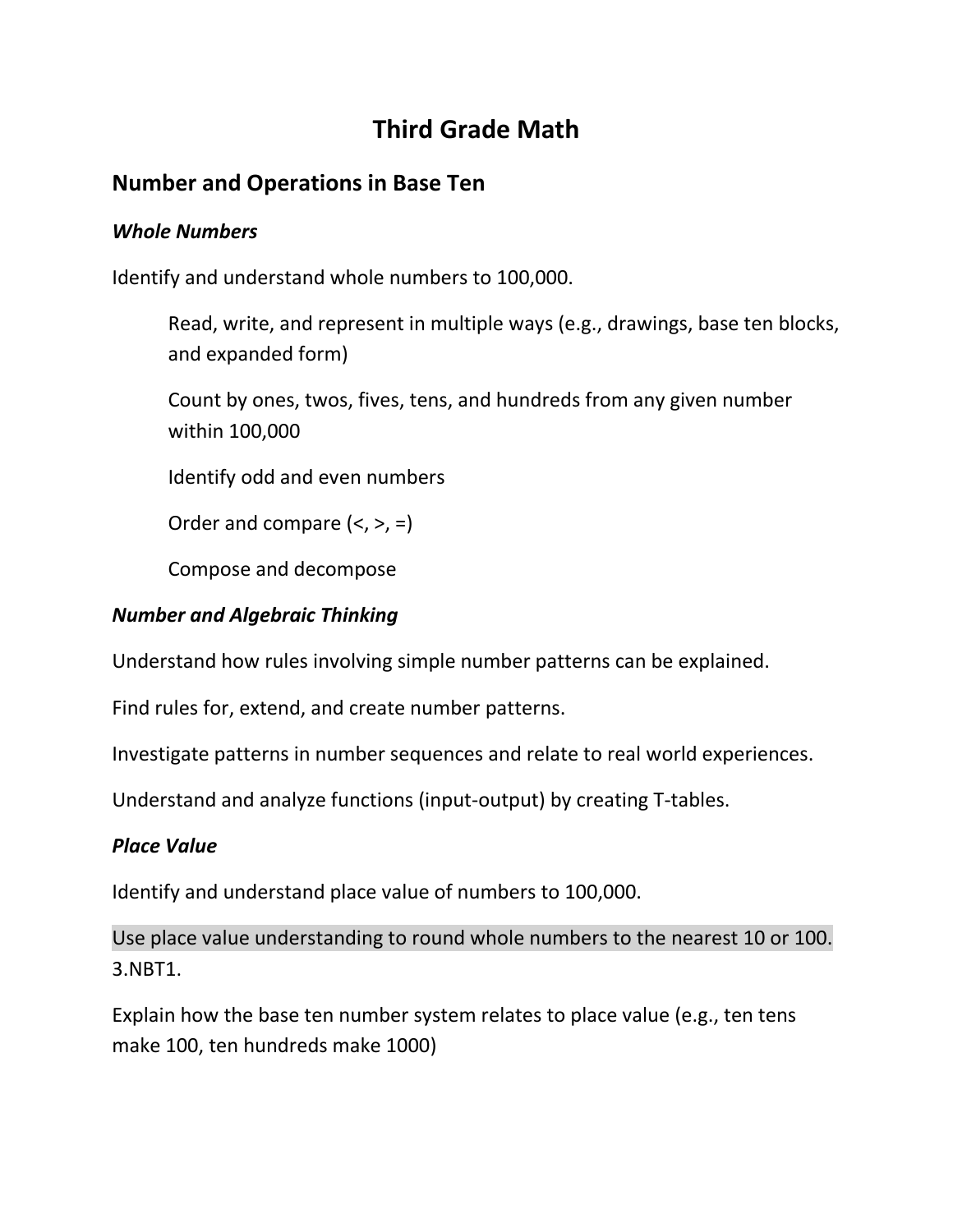# Third Grade Math

## Number and Operations in Base Ten

### *Whole Numbers*

Identify and understand whole numbers to 100,000.

- Read, write, and represent in multiple ways (e.g., drawings, base ten blocks, and expanded form)
- Count by ones, twos, fives, tens, and hundreds from any given number within 100,000
- Identify odd and even numbers
- Order and compare (<, >, =)
- Compose and decompose

### *Number and Algebraic Thinking*

Understand how rules involving simple number patterns can be explained.

Find rules for, extend, and create number patterns.

Investigate patterns in number sequences and relate to real world experiences.

Understand and analyze functions (input-output) by creating T-tables.

### *Place Value*

Identify and understand place value of numbers to 100,000.

Use place value understanding to round whole numbers to the nearest 10 or 100. 3.NBT1.

Explain how the base ten number system relates to place value (e.g., ten tens make 100, ten hundreds make 1000)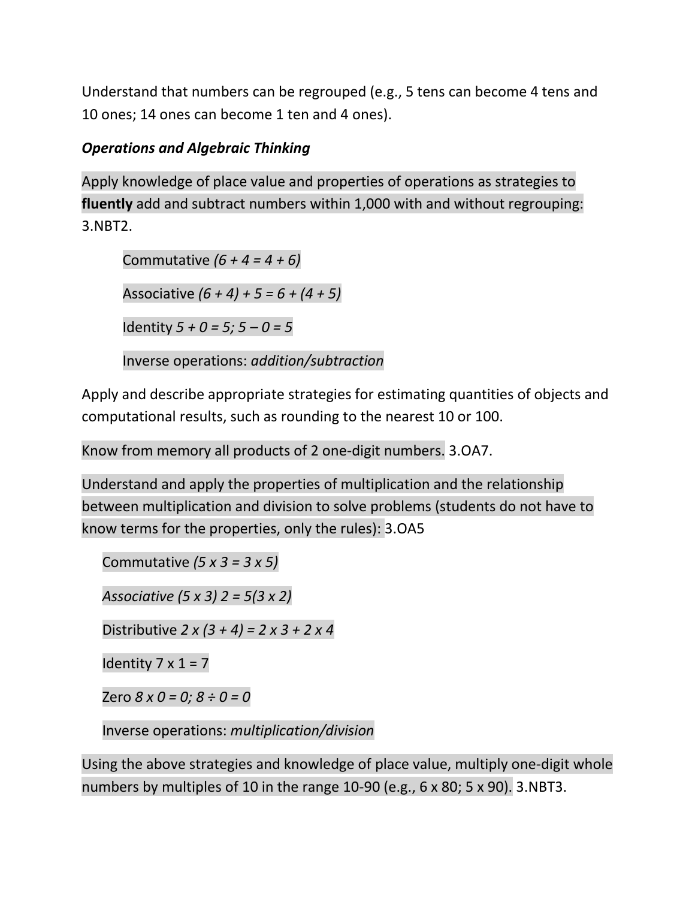Understand that numbers can be regrouped (e.g., 5 tens can become 4 tens and 10 ones; 14 ones can become 1 ten and 4 ones).

***Operations and Algebraic Thinking***

Apply knowledge of place value and properties of operations as strategies to **fluently** add and subtract numbers within 1,000 with and without regrouping: 3.NBT2.

> Commutative *(6 + 4 = 4 + 6)*
>
> Associative *(6 + 4) + 5 = 6 + (4 + 5)*
>
> Identity *5 + 0 = 5; 5 – 0 = 5*
>
> Inverse operations: *addition/subtraction*

Apply and describe appropriate strategies for estimating quantities of objects and computational results, such as rounding to the nearest 10 or 100.

Know from memory all products of 2 one-digit numbers. 3.OA7.

Understand and apply the properties of multiplication and the relationship between multiplication and division to solve problems (students do not have to know terms for the properties, only the rules): 3.OA5

> Commutative *(5 x 3 = 3 x 5)*
>
> *Associative (5 x 3) 2 = 5(3 x 2)*
>
> Distributive *2 x (3 + 4) = 2 x 3 + 2 x 4*
>
> Identity 7 x 1 = 7
>
> Zero *8 x 0 = 0; 8 ÷ 0 = 0*
>
> Inverse operations: *multiplication/division*

Using the above strategies and knowledge of place value, multiply one-digit whole numbers by multiples of 10 in the range 10-90 (e.g., 6 x 80; 5 x 90). 3.NBT3.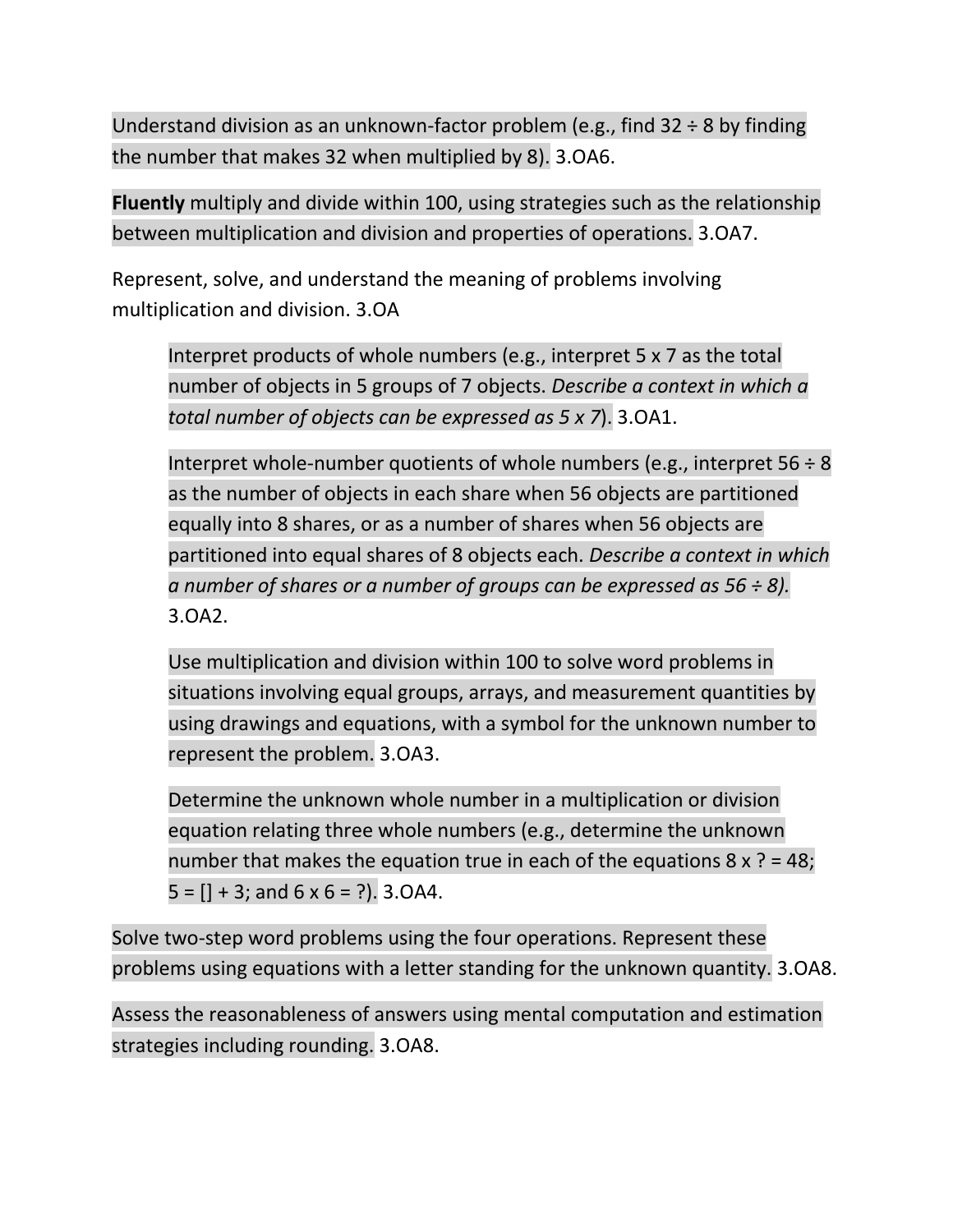Understand division as an unknown-factor problem (e.g., find 32 ÷ 8 by finding the number that makes 32 when multiplied by 8). 3.OA6.

**Fluently** multiply and divide within 100, using strategies such as the relationship between multiplication and division and properties of operations. 3.OA7.

Represent, solve, and understand the meaning of problems involving multiplication and division. 3.OA

> Interpret products of whole numbers (e.g., interpret 5 x 7 as the total number of objects in 5 groups of 7 objects. *Describe a context in which a total number of objects can be expressed as 5 x 7*). 3.OA1.
>
> Interpret whole-number quotients of whole numbers (e.g., interpret 56 ÷ 8 as the number of objects in each share when 56 objects are partitioned equally into 8 shares, or as a number of shares when 56 objects are partitioned into equal shares of 8 objects each. *Describe a context in which a number of shares or a number of groups can be expressed as 56 ÷ 8).* 3.OA2.
>
> Use multiplication and division within 100 to solve word problems in situations involving equal groups, arrays, and measurement quantities by using drawings and equations, with a symbol for the unknown number to represent the problem. 3.OA3.
>
> Determine the unknown whole number in a multiplication or division equation relating three whole numbers (e.g., determine the unknown number that makes the equation true in each of the equations 8 x ? = 48; 5 = [] + 3; and 6 x 6 = ?). 3.OA4.

Solve two-step word problems using the four operations. Represent these problems using equations with a letter standing for the unknown quantity. 3.OA8.

Assess the reasonableness of answers using mental computation and estimation strategies including rounding. 3.OA8.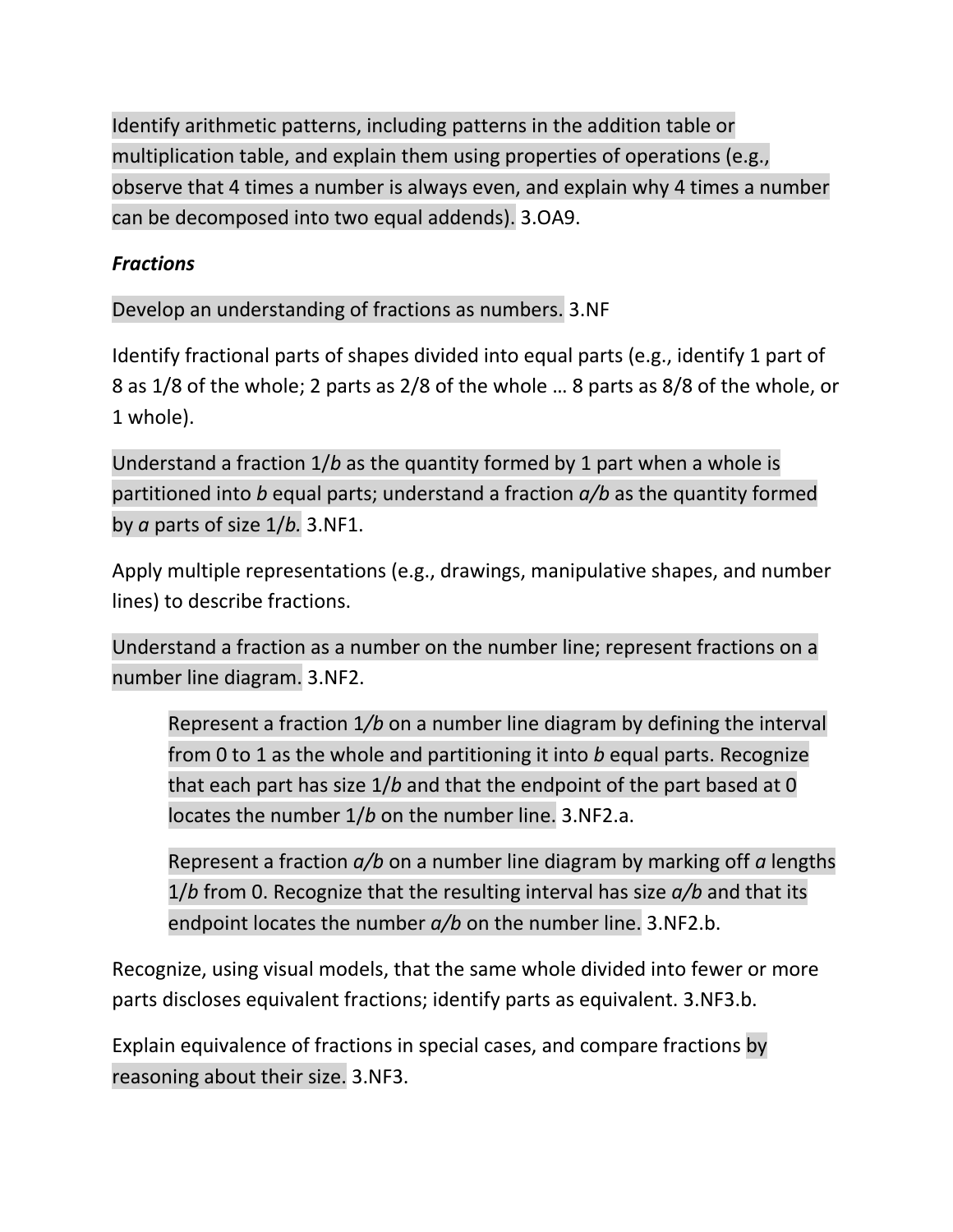Identify arithmetic patterns, including patterns in the addition table or multiplication table, and explain them using properties of operations (e.g., observe that 4 times a number is always even, and explain why 4 times a number can be decomposed into two equal addends). 3.OA9.

***Fractions***

Develop an understanding of fractions as numbers. 3.NF

Identify fractional parts of shapes divided into equal parts (e.g., identify 1 part of 8 as 1/8 of the whole; 2 parts as 2/8 of the whole … 8 parts as 8/8 of the whole, or 1 whole).

Understand a fraction 1/*b* as the quantity formed by 1 part when a whole is partitioned into *b* equal parts; understand a fraction *a/b* as the quantity formed by *a* parts of size 1/*b.* 3.NF1.

Apply multiple representations (e.g., drawings, manipulative shapes, and number lines) to describe fractions.

Understand a fraction as a number on the number line; represent fractions on a number line diagram. 3.NF2.

> Represent a fraction 1/*b* on a number line diagram by defining the interval from 0 to 1 as the whole and partitioning it into *b* equal parts. Recognize that each part has size 1/*b* and that the endpoint of the part based at 0 locates the number 1/*b* on the number line. 3.NF2.a.
>
> Represent a fraction *a/b* on a number line diagram by marking off *a* lengths 1/*b* from 0. Recognize that the resulting interval has size *a/b* and that its endpoint locates the number *a/b* on the number line. 3.NF2.b.

Recognize, using visual models, that the same whole divided into fewer or more parts discloses equivalent fractions; identify parts as equivalent. 3.NF3.b.

Explain equivalence of fractions in special cases, and compare fractions by reasoning about their size. 3.NF3.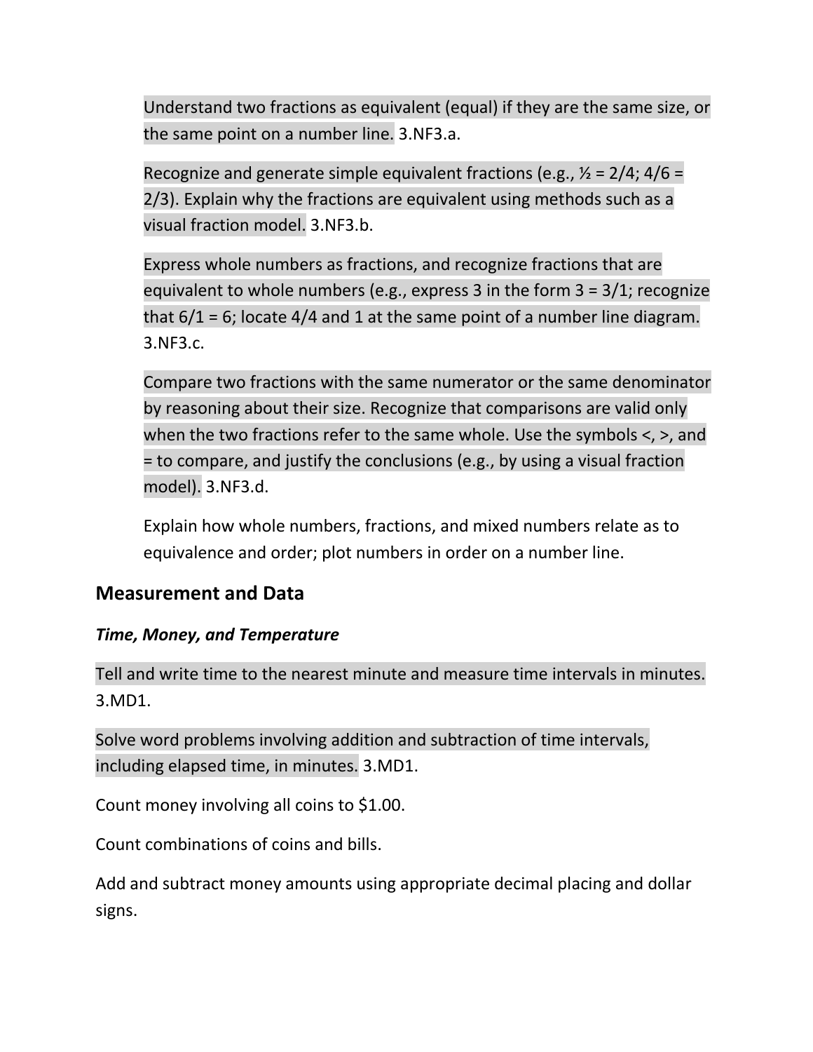Understand two fractions as equivalent (equal) if they are the same size, or the same point on a number line. 3.NF3.a.

Recognize and generate simple equivalent fractions (e.g., ½ = 2/4; 4/6 = 2/3). Explain why the fractions are equivalent using methods such as a visual fraction model. 3.NF3.b.

Express whole numbers as fractions, and recognize fractions that are equivalent to whole numbers (e.g., express 3 in the form 3 = 3/1; recognize that 6/1 = 6; locate 4/4 and 1 at the same point of a number line diagram. 3.NF3.c.

Compare two fractions with the same numerator or the same denominator by reasoning about their size. Recognize that comparisons are valid only when the two fractions refer to the same whole. Use the symbols <, >, and = to compare, and justify the conclusions (e.g., by using a visual fraction model). 3.NF3.d.

Explain how whole numbers, fractions, and mixed numbers relate as to equivalence and order; plot numbers in order on a number line.

## Measurement and Data

### *Time, Money, and Temperature*

Tell and write time to the nearest minute and measure time intervals in minutes. 3.MD1.

Solve word problems involving addition and subtraction of time intervals, including elapsed time, in minutes. 3.MD1.

Count money involving all coins to $1.00.

Count combinations of coins and bills.

Add and subtract money amounts using appropriate decimal placing and dollar signs.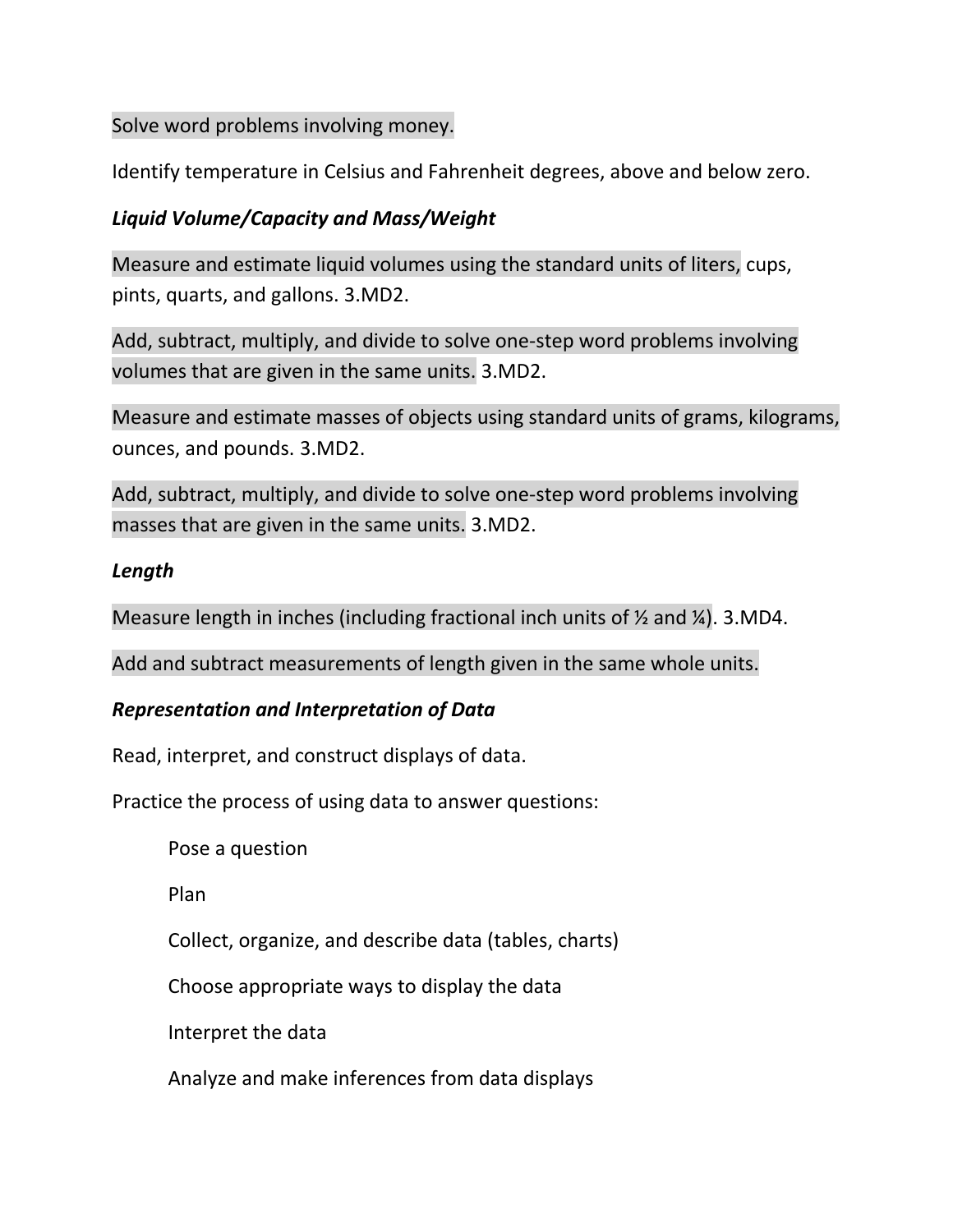Solve word problems involving money.

Identify temperature in Celsius and Fahrenheit degrees, above and below zero.

***Liquid Volume/Capacity and Mass/Weight***

Measure and estimate liquid volumes using the standard units of liters, cups, pints, quarts, and gallons. 3.MD2.

Add, subtract, multiply, and divide to solve one-step word problems involving volumes that are given in the same units. 3.MD2.

Measure and estimate masses of objects using standard units of grams, kilograms, ounces, and pounds. 3.MD2.

Add, subtract, multiply, and divide to solve one-step word problems involving masses that are given in the same units. 3.MD2.

***Length***

Measure length in inches (including fractional inch units of ½ and ¼). 3.MD4.

Add and subtract measurements of length given in the same whole units.

***Representation and Interpretation of Data***

Read, interpret, and construct displays of data.

Practice the process of using data to answer questions:

- Pose a question
- Plan
- Collect, organize, and describe data (tables, charts)
- Choose appropriate ways to display the data
- Interpret the data
- Analyze and make inferences from data displays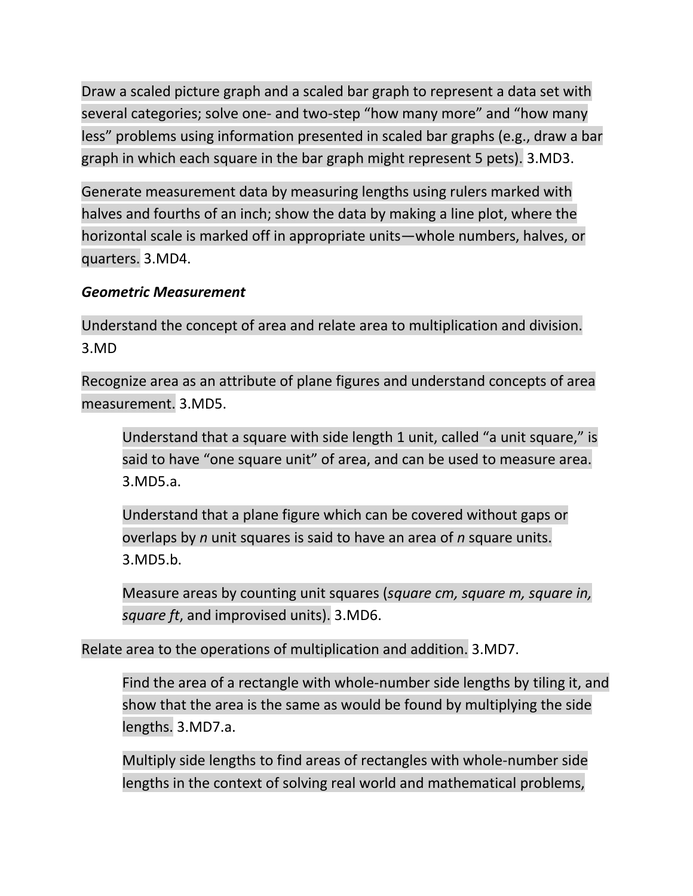Draw a scaled picture graph and a scaled bar graph to represent a data set with several categories; solve one- and two-step “how many more” and “how many less” problems using information presented in scaled bar graphs (e.g., draw a bar graph in which each square in the bar graph might represent 5 pets). 3.MD3.

Generate measurement data by measuring lengths using rulers marked with halves and fourths of an inch; show the data by making a line plot, where the horizontal scale is marked off in appropriate units—whole numbers, halves, or quarters. 3.MD4.

***Geometric Measurement***

Understand the concept of area and relate area to multiplication and division. 3.MD

Recognize area as an attribute of plane figures and understand concepts of area measurement. 3.MD5.

> Understand that a square with side length 1 unit, called “a unit square,” is said to have “one square unit” of area, and can be used to measure area. 3.MD5.a.
>
> Understand that a plane figure which can be covered without gaps or overlaps by *n* unit squares is said to have an area of *n* square units. 3.MD5.b.
>
> Measure areas by counting unit squares (*square cm, square m, square in, square ft*, and improvised units). 3.MD6.

Relate area to the operations of multiplication and addition. 3.MD7.

> Find the area of a rectangle with whole-number side lengths by tiling it, and show that the area is the same as would be found by multiplying the side lengths. 3.MD7.a.
>
> Multiply side lengths to find areas of rectangles with whole-number side lengths in the context of solving real world and mathematical problems,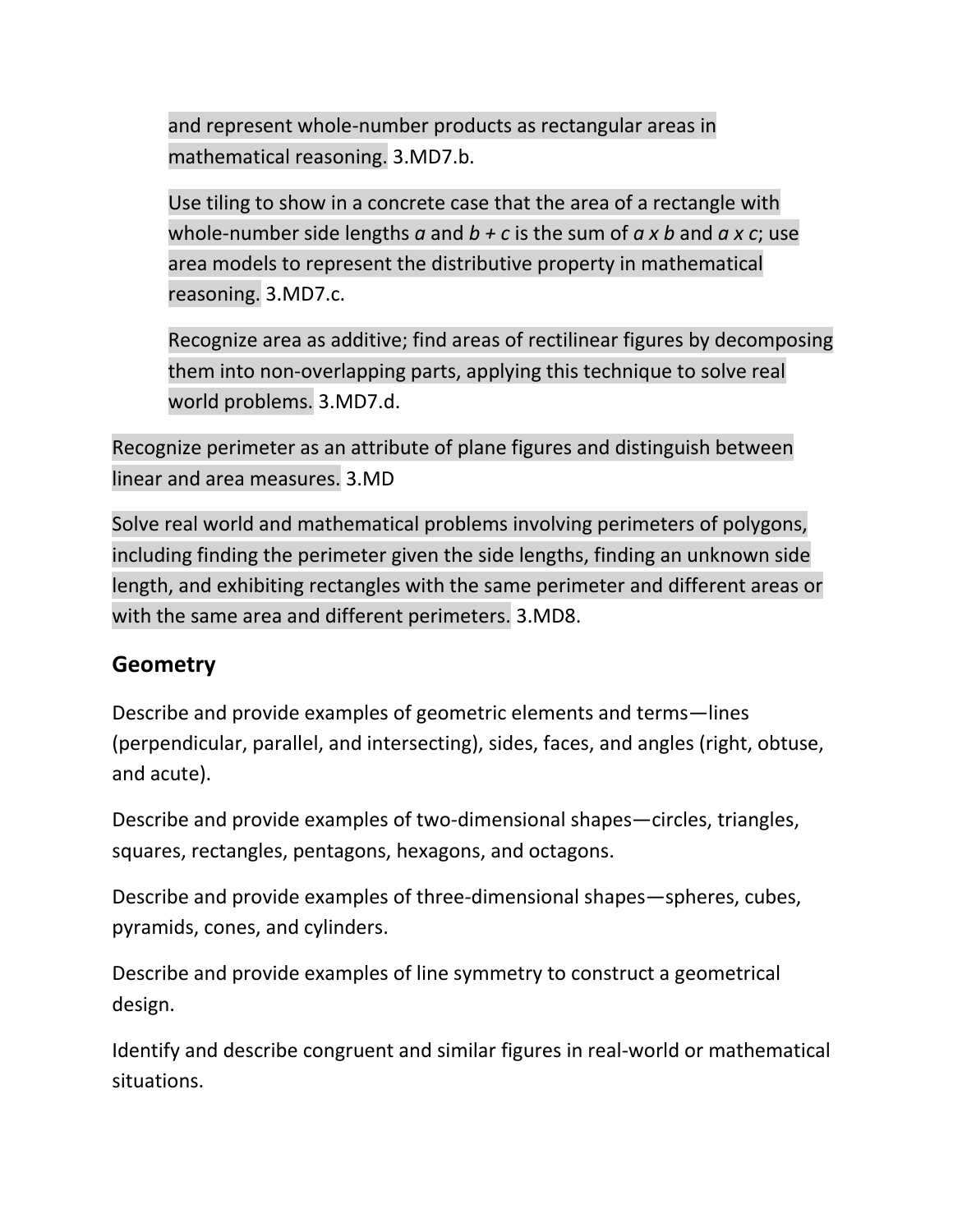and represent whole-number products as rectangular areas in mathematical reasoning. 3.MD7.b.

Use tiling to show in a concrete case that the area of a rectangle with whole-number side lengths $a$ and $b + c$ is the sum of $a \times b$ and $a \times c$; use area models to represent the distributive property in mathematical reasoning. 3.MD7.c.

Recognize area as additive; find areas of rectilinear figures by decomposing them into non-overlapping parts, applying this technique to solve real world problems. 3.MD7.d.

Recognize perimeter as an attribute of plane figures and distinguish between linear and area measures. 3.MD

Solve real world and mathematical problems involving perimeters of polygons, including finding the perimeter given the side lengths, finding an unknown side length, and exhibiting rectangles with the same perimeter and different areas or with the same area and different perimeters. 3.MD8.

## Geometry

Describe and provide examples of geometric elements and terms—lines (perpendicular, parallel, and intersecting), sides, faces, and angles (right, obtuse, and acute).

Describe and provide examples of two-dimensional shapes—circles, triangles, squares, rectangles, pentagons, hexagons, and octagons.

Describe and provide examples of three-dimensional shapes—spheres, cubes, pyramids, cones, and cylinders.

Describe and provide examples of line symmetry to construct a geometrical design.

Identify and describe congruent and similar figures in real-world or mathematical situations.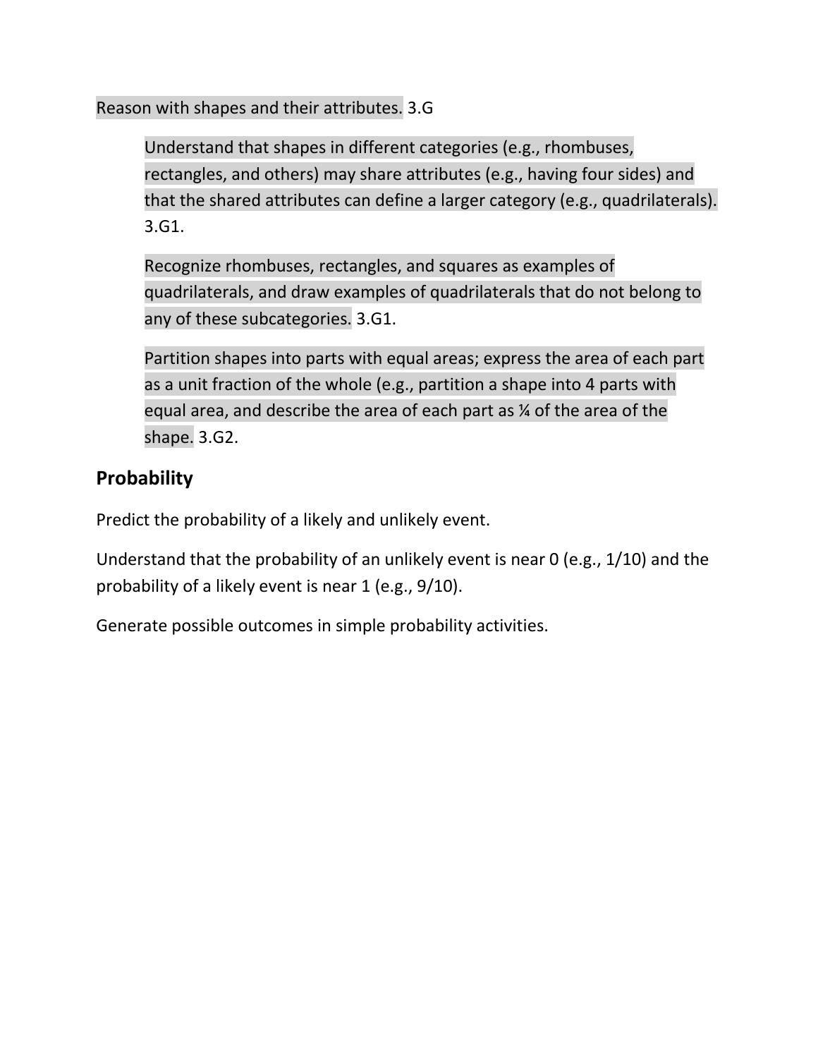Reason with shapes and their attributes. 3.G

> Understand that shapes in different categories (e.g., rhombuses, rectangles, and others) may share attributes (e.g., having four sides) and that the shared attributes can define a larger category (e.g., quadrilaterals). 3.G1.
>
> Recognize rhombuses, rectangles, and squares as examples of quadrilaterals, and draw examples of quadrilaterals that do not belong to any of these subcategories. 3.G1.
>
> Partition shapes into parts with equal areas; express the area of each part as a unit fraction of the whole (e.g., partition a shape into 4 parts with equal area, and describe the area of each part as ¼ of the area of the shape. 3.G2.

## Probability

Predict the probability of a likely and unlikely event.

Understand that the probability of an unlikely event is near 0 (e.g., 1/10) and the probability of a likely event is near 1 (e.g., 9/10).

Generate possible outcomes in simple probability activities.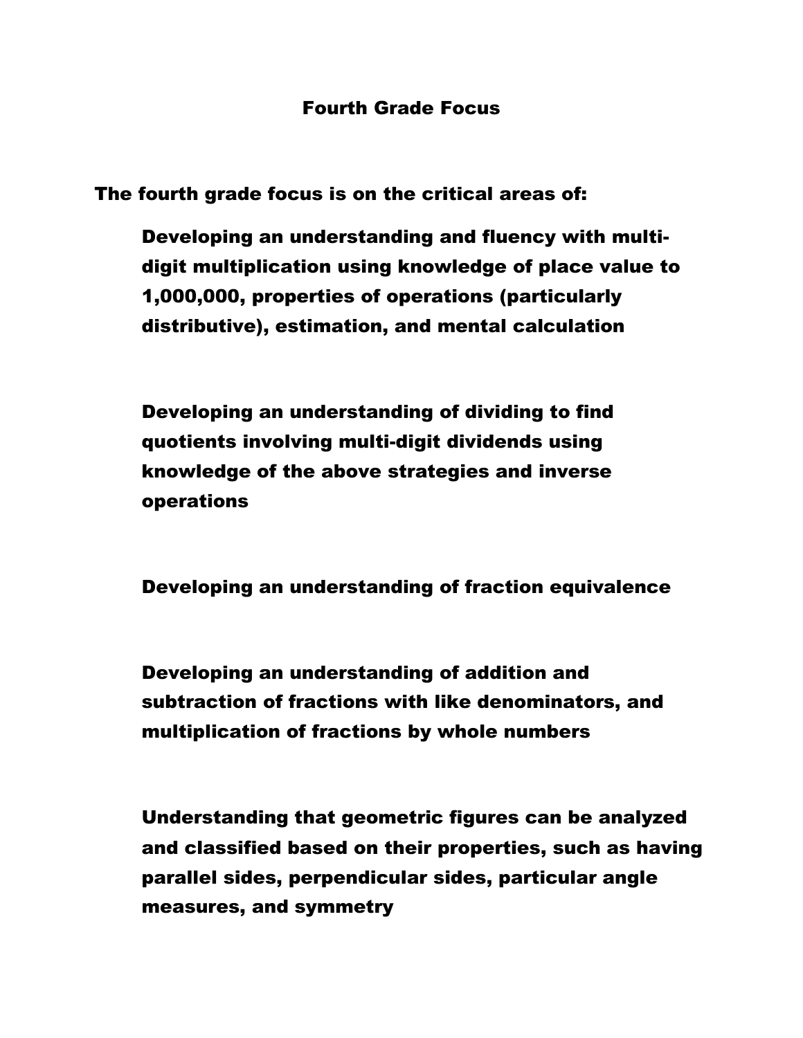# Fourth Grade Focus

**The fourth grade focus is on the critical areas of:**

- **Developing an understanding and fluency with multi-digit multiplication using knowledge of place value to 1,000,000, properties of operations (particularly distributive), estimation, and mental calculation**

- **Developing an understanding of dividing to find quotients involving multi-digit dividends using knowledge of the above strategies and inverse operations**

- **Developing an understanding of fraction equivalence**

- **Developing an understanding of addition and subtraction of fractions with like denominators, and multiplication of fractions by whole numbers**

- **Understanding that geometric figures can be analyzed and classified based on their properties, such as having parallel sides, perpendicular sides, particular angle measures, and symmetry**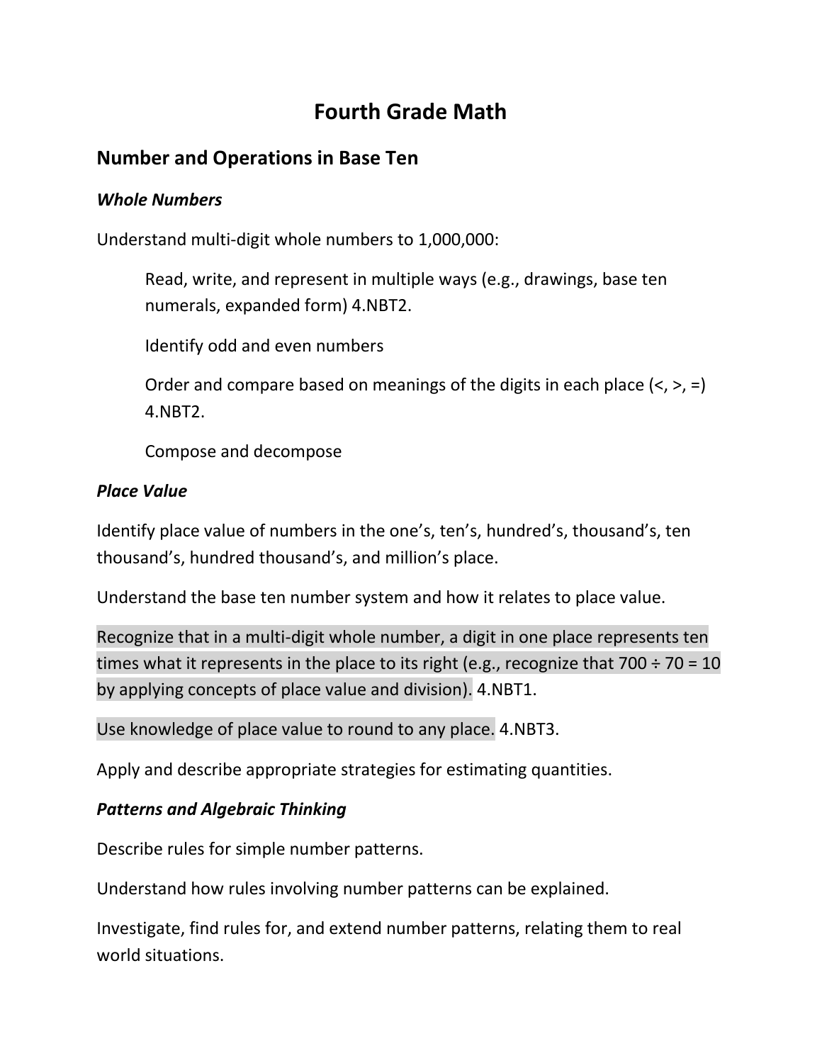# Fourth Grade Math

## Number and Operations in Base Ten

### *Whole Numbers*

Understand multi-digit whole numbers to 1,000,000:

> Read, write, and represent in multiple ways (e.g., drawings, base ten numerals, expanded form) 4.NBT2.
>
> Identify odd and even numbers
>
> Order and compare based on meanings of the digits in each place (<, >, =) 4.NBT2.
>
> Compose and decompose

### *Place Value*

Identify place value of numbers in the one's, ten's, hundred's, thousand's, ten thousand's, hundred thousand's, and million's place.

Understand the base ten number system and how it relates to place value.

Recognize that in a multi-digit whole number, a digit in one place represents ten times what it represents in the place to its right (e.g., recognize that $700 \div 70 = 10$ by applying concepts of place value and division). 4.NBT1.

Use knowledge of place value to round to any place. 4.NBT3.

Apply and describe appropriate strategies for estimating quantities.

### *Patterns and Algebraic Thinking*

Describe rules for simple number patterns.

Understand how rules involving number patterns can be explained.

Investigate, find rules for, and extend number patterns, relating them to real world situations.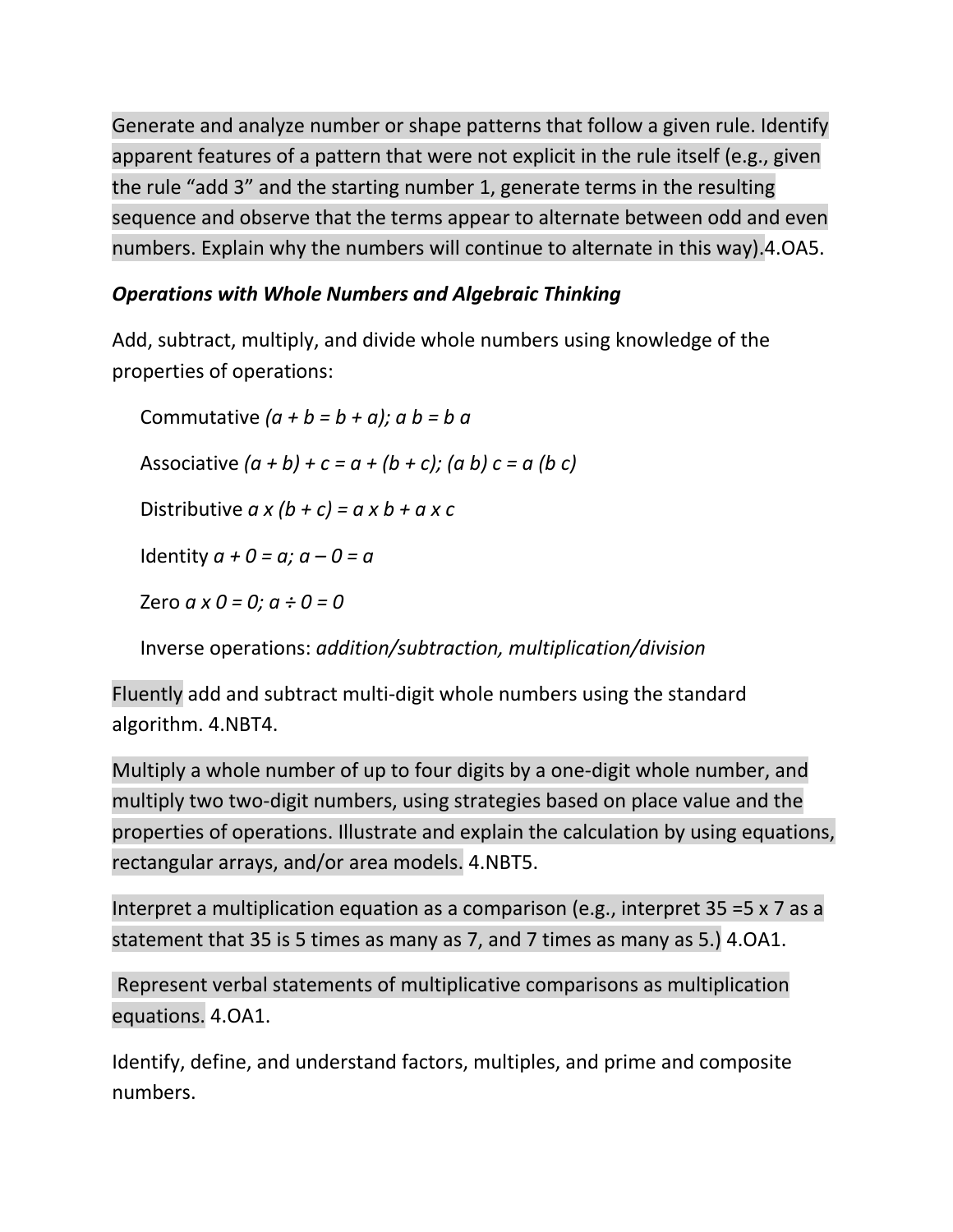Generate and analyze number or shape patterns that follow a given rule. Identify apparent features of a pattern that were not explicit in the rule itself (e.g., given the rule "add 3" and the starting number 1, generate terms in the resulting sequence and observe that the terms appear to alternate between odd and even numbers. Explain why the numbers will continue to alternate in this way).4.OA5.

***Operations with Whole Numbers and Algebraic Thinking***

Add, subtract, multiply, and divide whole numbers using knowledge of the properties of operations:

Commutative $(a + b = b + a)$; $a\ b = b\ a$

Associative $(a + b) + c = a + (b + c)$; $(a\ b)\ c = a\ (b\ c)$

Distributive $a \times (b + c) = a \times b + a \times c$

Identity $a + 0 = a$; $a - 0 = a$

Zero $a \times 0 = 0$; $a \div 0 = 0$

Inverse operations: *addition/subtraction, multiplication/division*

Fluently add and subtract multi-digit whole numbers using the standard algorithm. 4.NBT4.

Multiply a whole number of up to four digits by a one-digit whole number, and multiply two two-digit numbers, using strategies based on place value and the properties of operations. Illustrate and explain the calculation by using equations, rectangular arrays, and/or area models. 4.NBT5.

Interpret a multiplication equation as a comparison (e.g., interpret 35 =5 x 7 as a statement that 35 is 5 times as many as 7, and 7 times as many as 5.) 4.OA1.

Represent verbal statements of multiplicative comparisons as multiplication equations. 4.OA1.

Identify, define, and understand factors, multiples, and prime and composite numbers.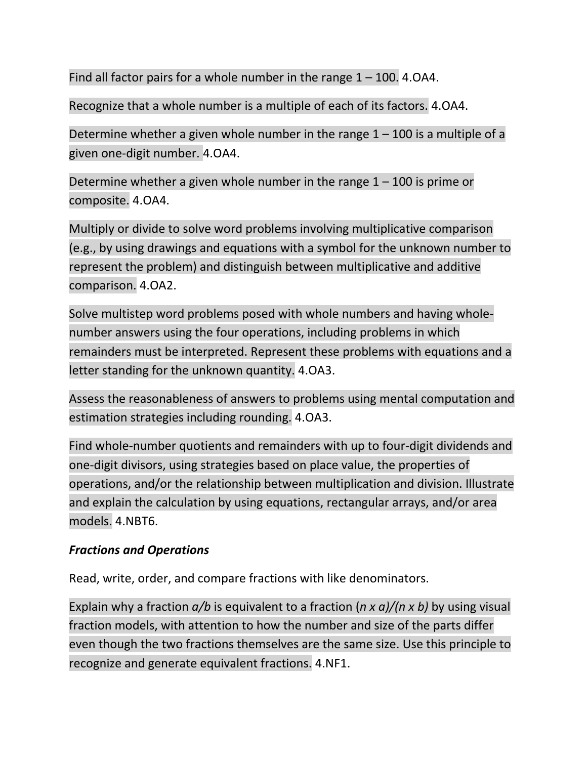Find all factor pairs for a whole number in the range 1 – 100. 4.OA4.

Recognize that a whole number is a multiple of each of its factors. 4.OA4.

Determine whether a given whole number in the range 1 – 100 is a multiple of a given one-digit number. 4.OA4.

Determine whether a given whole number in the range 1 – 100 is prime or composite. 4.OA4.

Multiply or divide to solve word problems involving multiplicative comparison (e.g., by using drawings and equations with a symbol for the unknown number to represent the problem) and distinguish between multiplicative and additive comparison. 4.OA2.

Solve multistep word problems posed with whole numbers and having whole-number answers using the four operations, including problems in which remainders must be interpreted. Represent these problems with equations and a letter standing for the unknown quantity. 4.OA3.

Assess the reasonableness of answers to problems using mental computation and estimation strategies including rounding. 4.OA3.

Find whole-number quotients and remainders with up to four-digit dividends and one-digit divisors, using strategies based on place value, the properties of operations, and/or the relationship between multiplication and division. Illustrate and explain the calculation by using equations, rectangular arrays, and/or area models. 4.NBT6.

***Fractions and Operations***

Read, write, order, and compare fractions with like denominators.

Explain why a fraction $a/b$ is equivalent to a fraction $(n \times a)/(n \times b)$ by using visual fraction models, with attention to how the number and size of the parts differ even though the two fractions themselves are the same size. Use this principle to recognize and generate equivalent fractions. 4.NF1.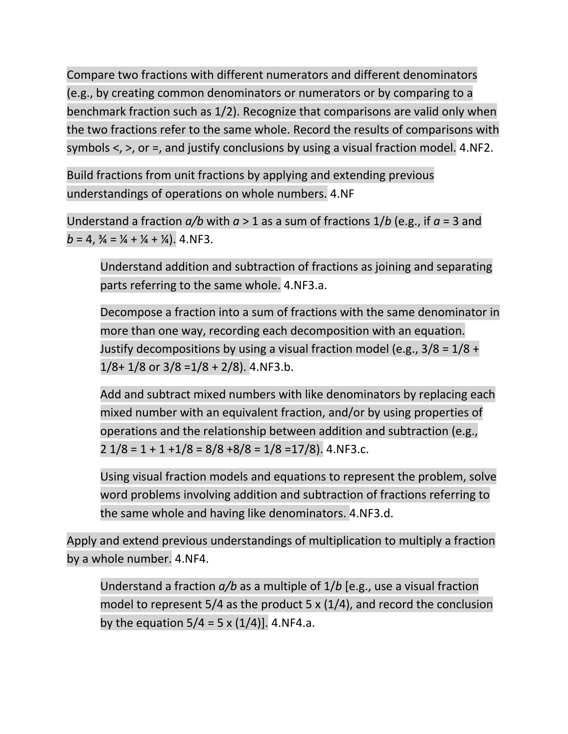Compare two fractions with different numerators and different denominators (e.g., by creating common denominators or numerators or by comparing to a benchmark fraction such as 1/2). Recognize that comparisons are valid only when the two fractions refer to the same whole. Record the results of comparisons with symbols <, >, or =, and justify conclusions by using a visual fraction model. 4.NF2.

Build fractions from unit fractions by applying and extending previous understandings of operations on whole numbers. 4.NF

Understand a fraction *a/b* with *a* > 1 as a sum of fractions 1/*b* (e.g., if *a* = 3 and *b* = 4, ¾ = ¼ + ¼ + ¼). 4.NF3.

> Understand addition and subtraction of fractions as joining and separating parts referring to the same whole. 4.NF3.a.
>
> Decompose a fraction into a sum of fractions with the same denominator in more than one way, recording each decomposition with an equation. Justify decompositions by using a visual fraction model (e.g., 3/8 = 1/8 + 1/8+ 1/8 or 3/8 =1/8 + 2/8). 4.NF3.b.
>
> Add and subtract mixed numbers with like denominators by replacing each mixed number with an equivalent fraction, and/or by using properties of operations and the relationship between addition and subtraction (e.g., 2 1/8 = 1 + 1 +1/8 = 8/8 +8/8 = 1/8 =17/8). 4.NF3.c.
>
> Using visual fraction models and equations to represent the problem, solve word problems involving addition and subtraction of fractions referring to the same whole and having like denominators. 4.NF3.d.

Apply and extend previous understandings of multiplication to multiply a fraction by a whole number. 4.NF4.

> Understand a fraction *a/b* as a multiple of 1/*b* [e.g., use a visual fraction model to represent 5/4 as the product 5 x (1/4), and record the conclusion by the equation 5/4 = 5 x (1/4)]. 4.NF4.a.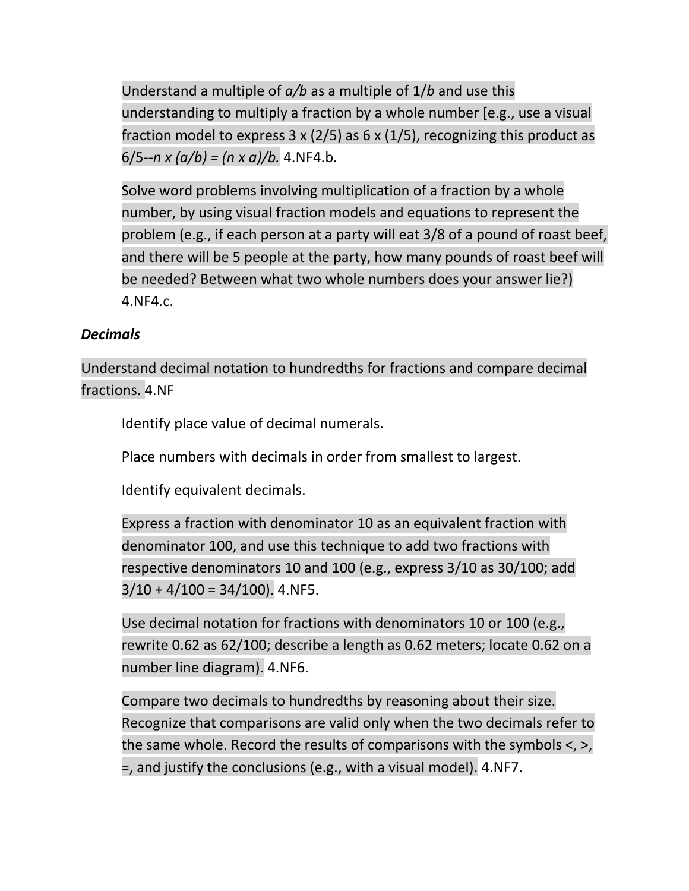Understand a multiple of $a/b$ as a multiple of $1/b$ and use this understanding to multiply a fraction by a whole number [e.g., use a visual fraction model to express $3 \times (2/5)$ as $6 \times (1/5)$, recognizing this product as 6/5--$n \times (a/b) = (n \times a)/b$. 4.NF4.b.

Solve word problems involving multiplication of a fraction by a whole number, by using visual fraction models and equations to represent the problem (e.g., if each person at a party will eat 3/8 of a pound of roast beef, and there will be 5 people at the party, how many pounds of roast beef will be needed? Between what two whole numbers does your answer lie?) 4.NF4.c.

***Decimals***

Understand decimal notation to hundredths for fractions and compare decimal fractions. 4.NF

Identify place value of decimal numerals.

Place numbers with decimals in order from smallest to largest.

Identify equivalent decimals.

Express a fraction with denominator 10 as an equivalent fraction with denominator 100, and use this technique to add two fractions with respective denominators 10 and 100 (e.g., express 3/10 as 30/100; add $3/10 + 4/100 = 34/100$). 4.NF5.

Use decimal notation for fractions with denominators 10 or 100 (e.g., rewrite 0.62 as 62/100; describe a length as 0.62 meters; locate 0.62 on a number line diagram). 4.NF6.

Compare two decimals to hundredths by reasoning about their size. Recognize that comparisons are valid only when the two decimals refer to the same whole. Record the results of comparisons with the symbols <, >, =, and justify the conclusions (e.g., with a visual model). 4.NF7.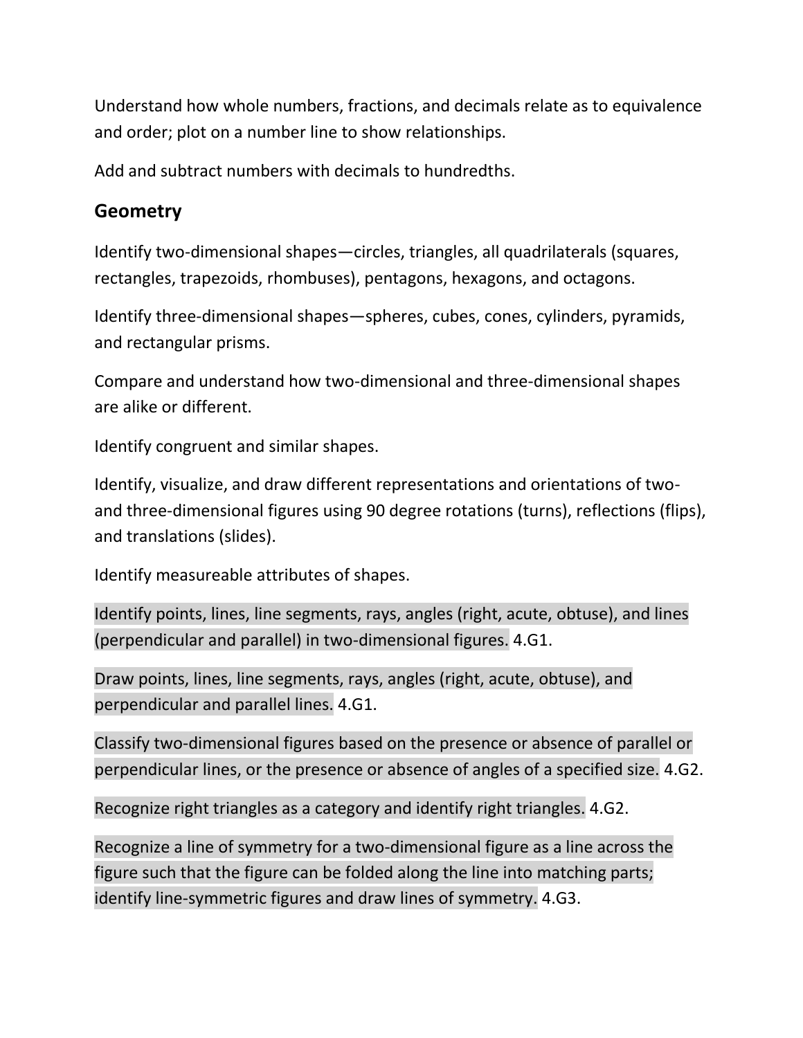Understand how whole numbers, fractions, and decimals relate as to equivalence and order; plot on a number line to show relationships.

Add and subtract numbers with decimals to hundredths.

## Geometry

Identify two-dimensional shapes—circles, triangles, all quadrilaterals (squares, rectangles, trapezoids, rhombuses), pentagons, hexagons, and octagons.

Identify three-dimensional shapes—spheres, cubes, cones, cylinders, pyramids, and rectangular prisms.

Compare and understand how two-dimensional and three-dimensional shapes are alike or different.

Identify congruent and similar shapes.

Identify, visualize, and draw different representations and orientations of two- and three-dimensional figures using 90 degree rotations (turns), reflections (flips), and translations (slides).

Identify measureable attributes of shapes.

Identify points, lines, line segments, rays, angles (right, acute, obtuse), and lines (perpendicular and parallel) in two-dimensional figures. 4.G1.

Draw points, lines, line segments, rays, angles (right, acute, obtuse), and perpendicular and parallel lines. 4.G1.

Classify two-dimensional figures based on the presence or absence of parallel or perpendicular lines, or the presence or absence of angles of a specified size. 4.G2.

Recognize right triangles as a category and identify right triangles. 4.G2.

Recognize a line of symmetry for a two-dimensional figure as a line across the figure such that the figure can be folded along the line into matching parts; identify line-symmetric figures and draw lines of symmetry. 4.G3.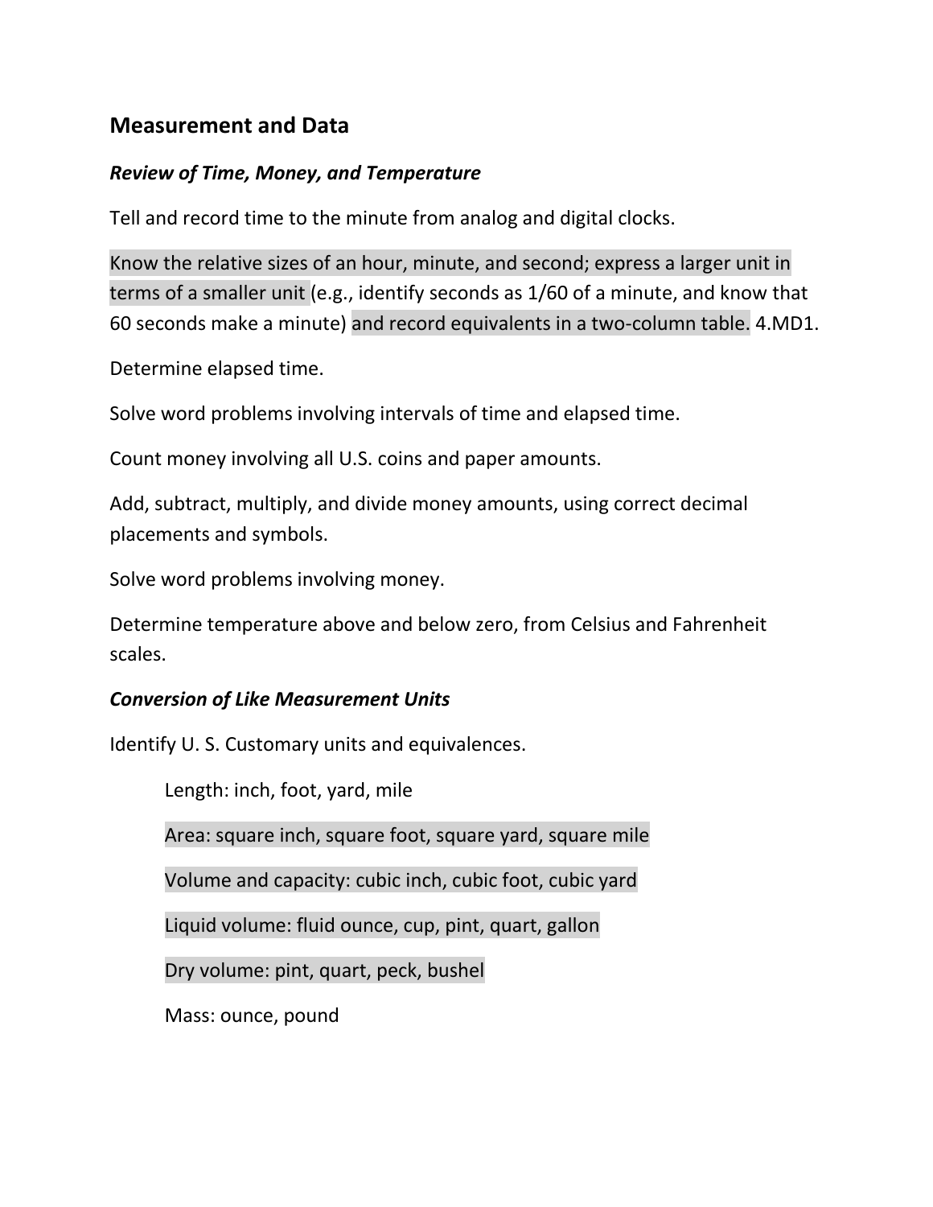## Measurement and Data

### *Review of Time, Money, and Temperature*

Tell and record time to the minute from analog and digital clocks.

Know the relative sizes of an hour, minute, and second; express a larger unit in terms of a smaller unit (e.g., identify seconds as 1/60 of a minute, and know that 60 seconds make a minute) and record equivalents in a two-column table. 4.MD1.

Determine elapsed time.

Solve word problems involving intervals of time and elapsed time.

Count money involving all U.S. coins and paper amounts.

Add, subtract, multiply, and divide money amounts, using correct decimal placements and symbols.

Solve word problems involving money.

Determine temperature above and below zero, from Celsius and Fahrenheit scales.

### *Conversion of Like Measurement Units*

Identify U. S. Customary units and equivalences.

Length: inch, foot, yard, mile

Area: square inch, square foot, square yard, square mile

Volume and capacity: cubic inch, cubic foot, cubic yard

Liquid volume: fluid ounce, cup, pint, quart, gallon

Dry volume: pint, quart, peck, bushel

Mass: ounce, pound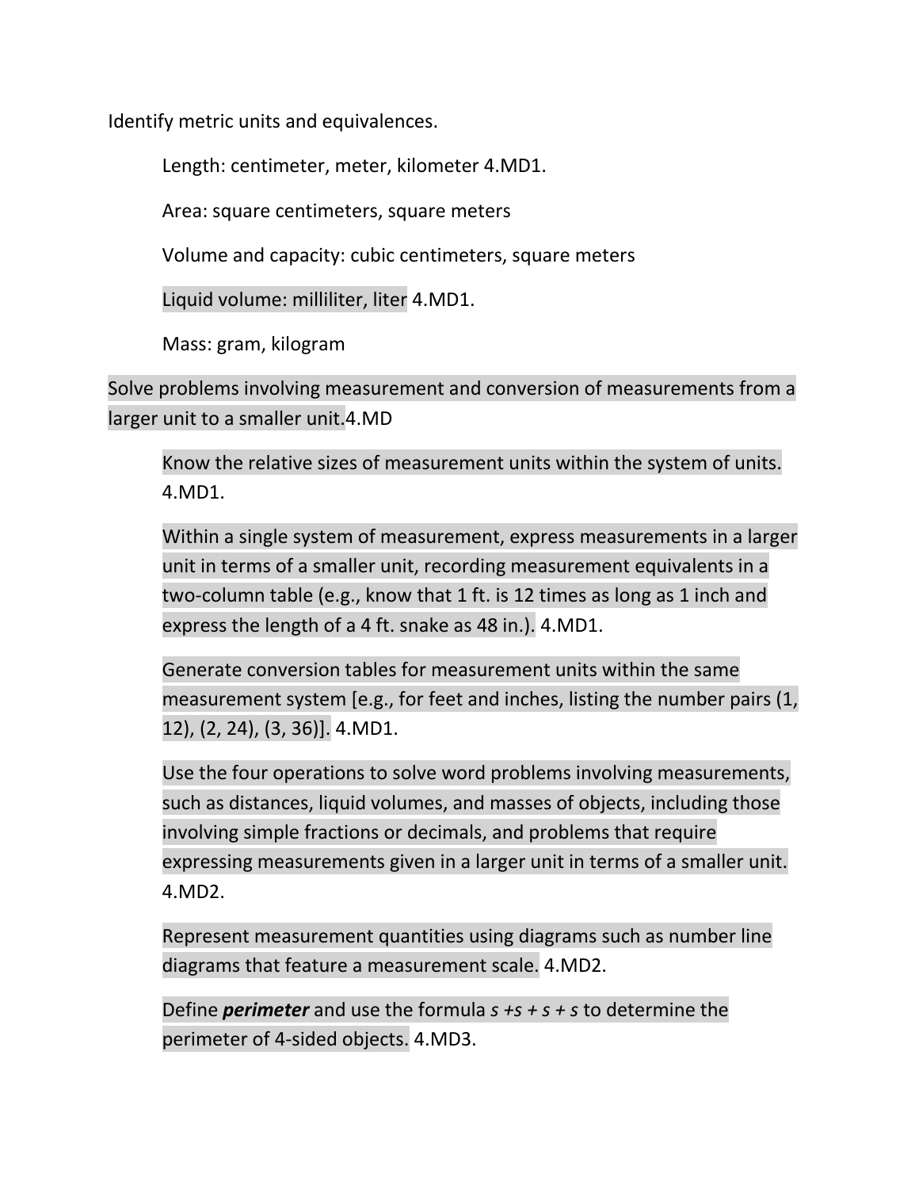Identify metric units and equivalences.

Length: centimeter, meter, kilometer 4.MD1.

Area: square centimeters, square meters

Volume and capacity: cubic centimeters, square meters

Liquid volume: milliliter, liter 4.MD1.

Mass: gram, kilogram

Solve problems involving measurement and conversion of measurements from a larger unit to a smaller unit.4.MD

Know the relative sizes of measurement units within the system of units. 4.MD1.

Within a single system of measurement, express measurements in a larger unit in terms of a smaller unit, recording measurement equivalents in a two-column table (e.g., know that 1 ft. is 12 times as long as 1 inch and express the length of a 4 ft. snake as 48 in.). 4.MD1.

Generate conversion tables for measurement units within the same measurement system [e.g., for feet and inches, listing the number pairs (1, 12), (2, 24), (3, 36)]. 4.MD1.

Use the four operations to solve word problems involving measurements, such as distances, liquid volumes, and masses of objects, including those involving simple fractions or decimals, and problems that require expressing measurements given in a larger unit in terms of a smaller unit. 4.MD2.

Represent measurement quantities using diagrams such as number line diagrams that feature a measurement scale. 4.MD2.

Define ***perimeter*** and use the formula $s + s + s + s$ to determine the perimeter of 4-sided objects. 4.MD3.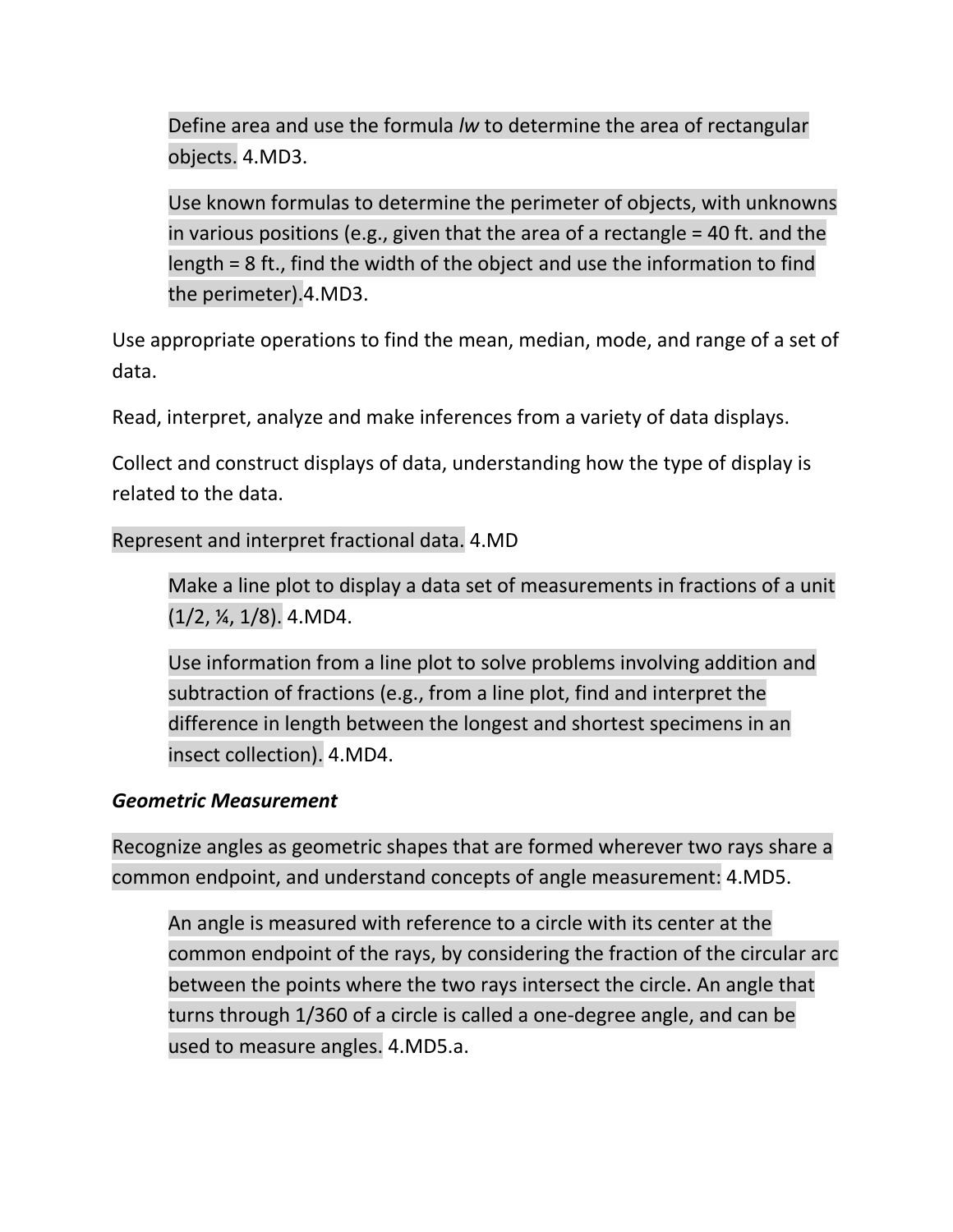Define area and use the formula *lw* to determine the area of rectangular objects. 4.MD3.

Use known formulas to determine the perimeter of objects, with unknowns in various positions (e.g., given that the area of a rectangle = 40 ft. and the length = 8 ft., find the width of the object and use the information to find the perimeter).4.MD3.

Use appropriate operations to find the mean, median, mode, and range of a set of data.

Read, interpret, analyze and make inferences from a variety of data displays.

Collect and construct displays of data, understanding how the type of display is related to the data.

Represent and interpret fractional data. 4.MD

Make a line plot to display a data set of measurements in fractions of a unit (1/2, ¼, 1/8). 4.MD4.

Use information from a line plot to solve problems involving addition and subtraction of fractions (e.g., from a line plot, find and interpret the difference in length between the longest and shortest specimens in an insect collection). 4.MD4.

***Geometric Measurement***

Recognize angles as geometric shapes that are formed wherever two rays share a common endpoint, and understand concepts of angle measurement: 4.MD5.

An angle is measured with reference to a circle with its center at the common endpoint of the rays, by considering the fraction of the circular arc between the points where the two rays intersect the circle. An angle that turns through 1/360 of a circle is called a one-degree angle, and can be used to measure angles. 4.MD5.a.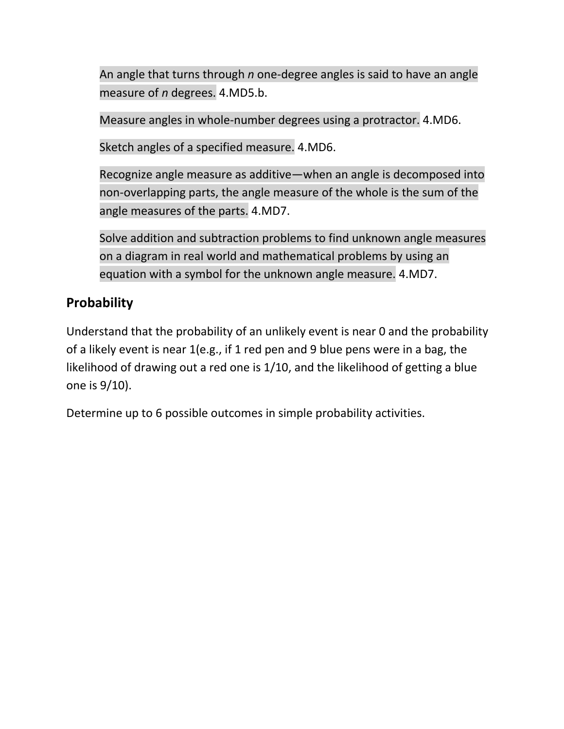An angle that turns through *n* one-degree angles is said to have an angle measure of *n* degrees. 4.MD5.b.

Measure angles in whole-number degrees using a protractor. 4.MD6.

Sketch angles of a specified measure. 4.MD6.

Recognize angle measure as additive—when an angle is decomposed into non-overlapping parts, the angle measure of the whole is the sum of the angle measures of the parts. 4.MD7.

Solve addition and subtraction problems to find unknown angle measures on a diagram in real world and mathematical problems by using an equation with a symbol for the unknown angle measure. 4.MD7.

## Probability

Understand that the probability of an unlikely event is near 0 and the probability of a likely event is near 1(e.g., if 1 red pen and 9 blue pens were in a bag, the likelihood of drawing out a red one is 1/10, and the likelihood of getting a blue one is 9/10).

Determine up to 6 possible outcomes in simple probability activities.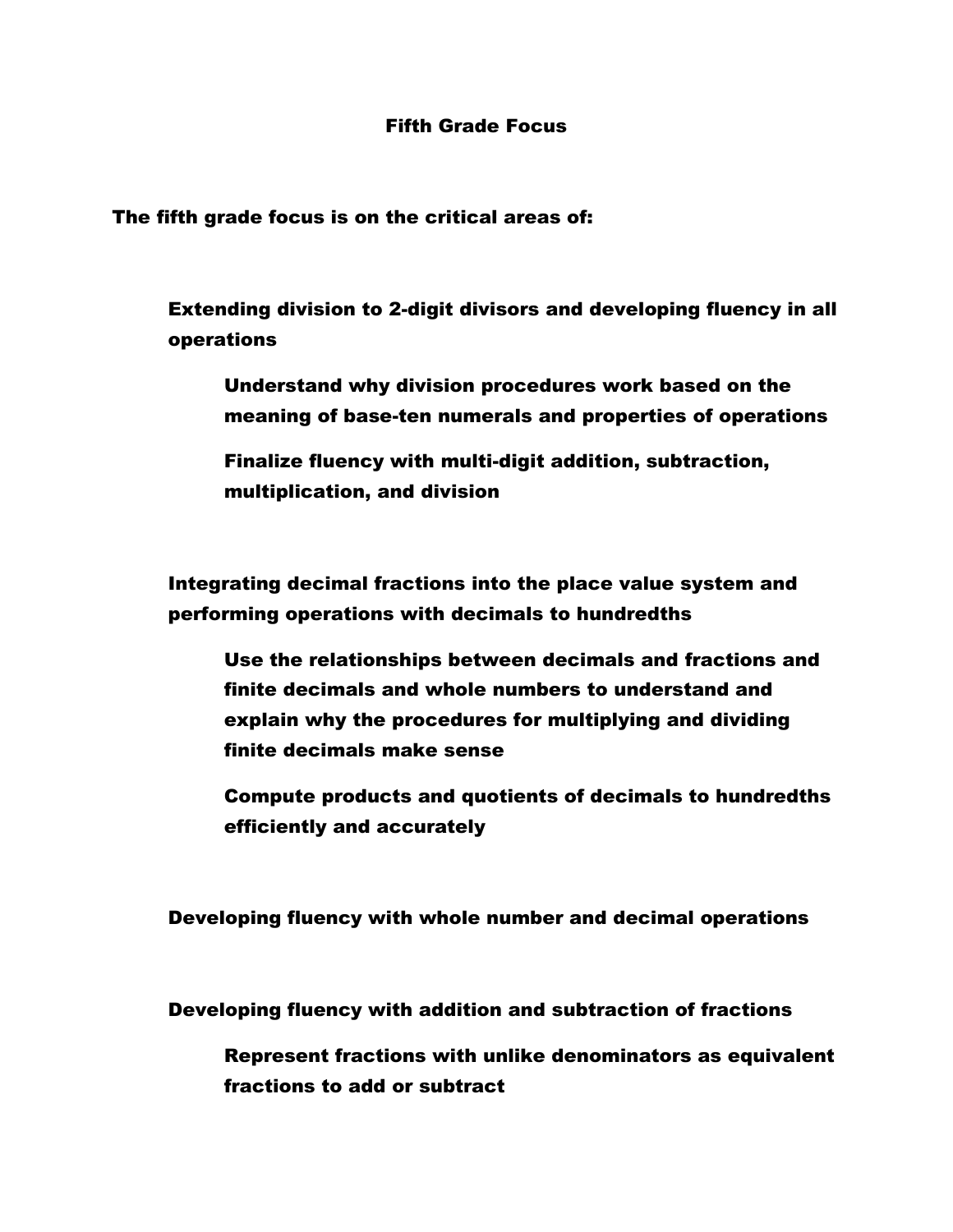# Fifth Grade Focus

**The fifth grade focus is on the critical areas of:**

- **Extending division to 2-digit divisors and developing fluency in all operations**
  - **Understand why division procedures work based on the meaning of base-ten numerals and properties of operations**
  - **Finalize fluency with multi-digit addition, subtraction, multiplication, and division**

- **Integrating decimal fractions into the place value system and performing operations with decimals to hundredths**
  - **Use the relationships between decimals and fractions and finite decimals and whole numbers to understand and explain why the procedures for multiplying and dividing finite decimals make sense**
  - **Compute products and quotients of decimals to hundredths efficiently and accurately**

- **Developing fluency with whole number and decimal operations**

- **Developing fluency with addition and subtraction of fractions**
  - **Represent fractions with unlike denominators as equivalent fractions to add or subtract**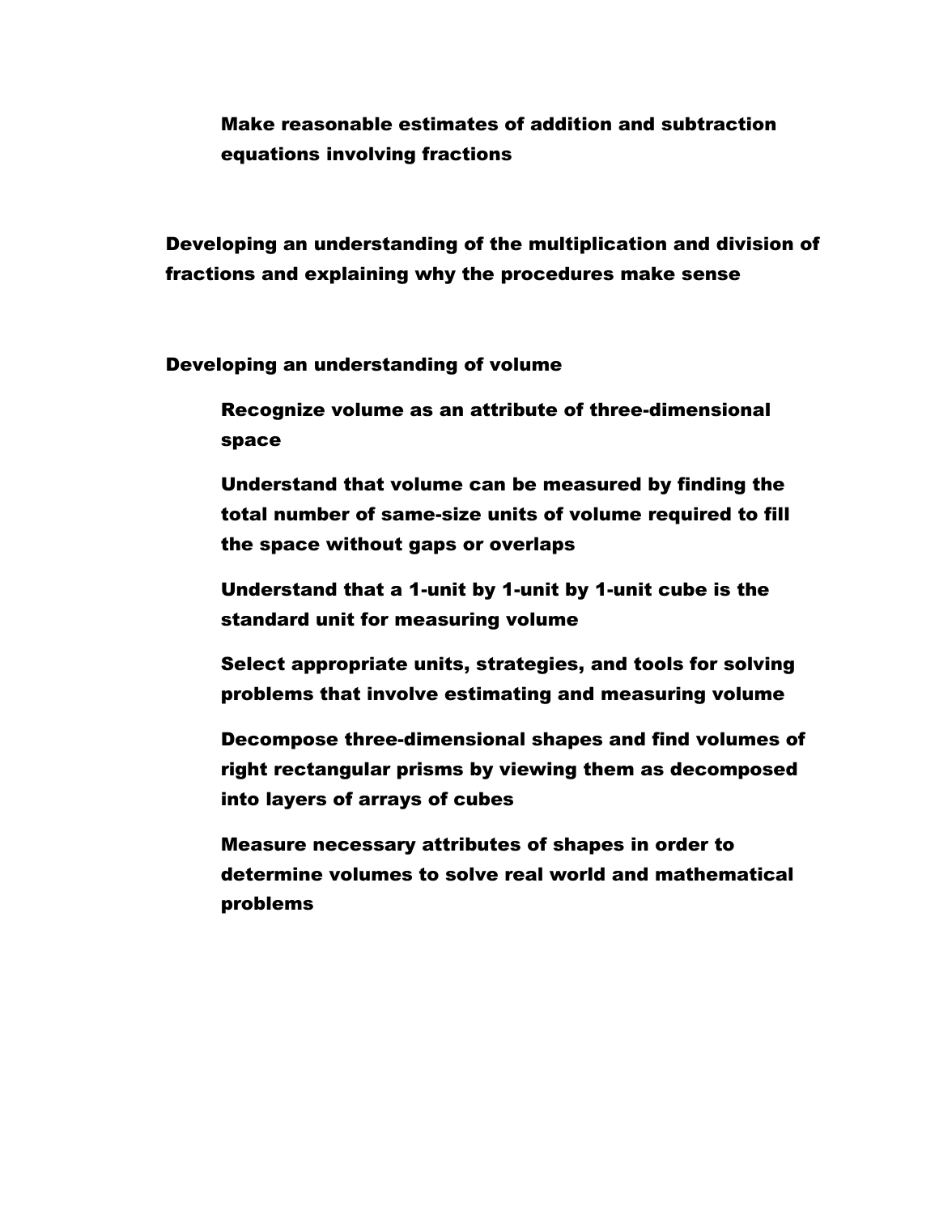- Make reasonable estimates of addition and subtraction equations involving fractions

**Developing an understanding of the multiplication and division of fractions and explaining why the procedures make sense**

**Developing an understanding of volume**

- Recognize volume as an attribute of three-dimensional space
- Understand that volume can be measured by finding the total number of same-size units of volume required to fill the space without gaps or overlaps
- Understand that a 1-unit by 1-unit by 1-unit cube is the standard unit for measuring volume
- Select appropriate units, strategies, and tools for solving problems that involve estimating and measuring volume
- Decompose three-dimensional shapes and find volumes of right rectangular prisms by viewing them as decomposed into layers of arrays of cubes
- Measure necessary attributes of shapes in order to determine volumes to solve real world and mathematical problems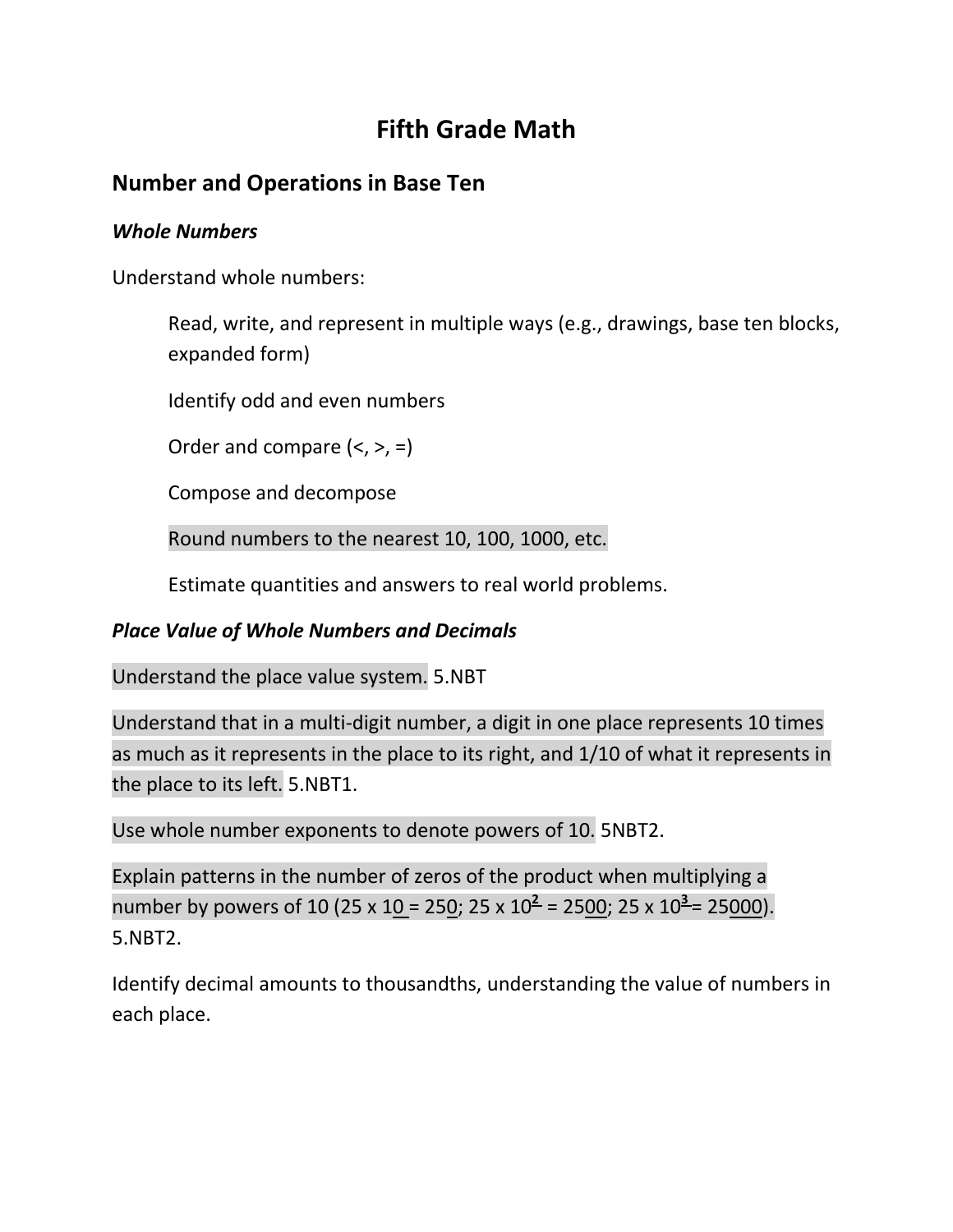# Fifth Grade Math

## Number and Operations in Base Ten

### *Whole Numbers*

Understand whole numbers:

> Read, write, and represent in multiple ways (e.g., drawings, base ten blocks, expanded form)
>
> Identify odd and even numbers
>
> Order and compare (<, >, =)
>
> Compose and decompose
>
> Round numbers to the nearest 10, 100, 1000, etc.
>
> Estimate quantities and answers to real world problems.

### *Place Value of Whole Numbers and Decimals*

Understand the place value system. 5.NBT

Understand that in a multi-digit number, a digit in one place represents 10 times as much as it represents in the place to its right, and 1/10 of what it represents in the place to its left. 5.NBT1.

Use whole number exponents to denote powers of 10. 5NBT2.

Explain patterns in the number of zeros of the product when multiplying a number by powers of 10 ($25 \times 1\underline{0} = 25\underline{0}$; $25 \times 10^2 = 25\underline{00}$; $25 \times 10^3 = 25\underline{000}$). 5.NBT2.

Identify decimal amounts to thousandths, understanding the value of numbers in each place.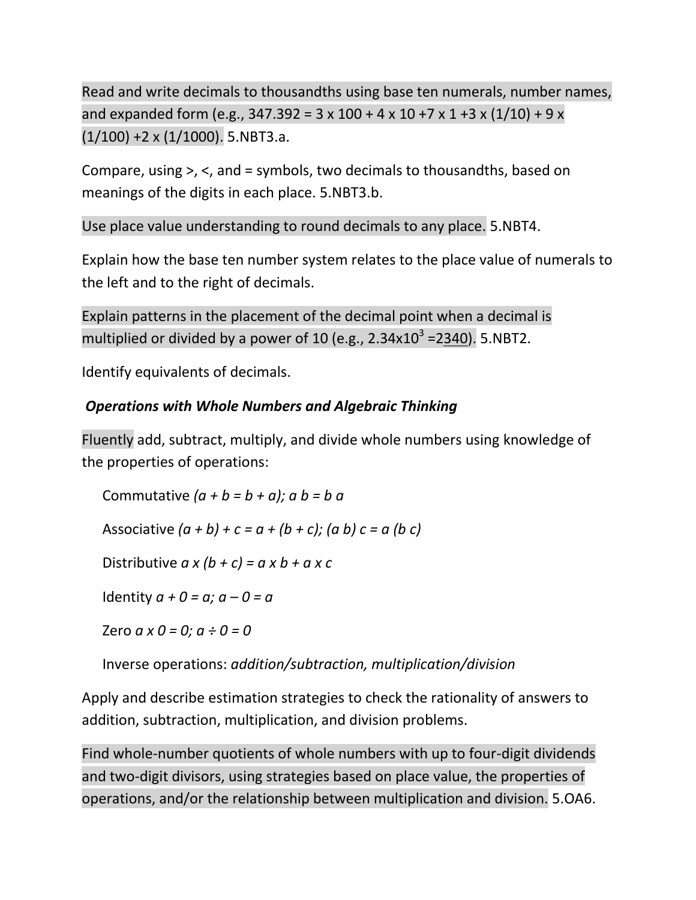Read and write decimals to thousandths using base ten numerals, number names, and expanded form (e.g., 347.392 = 3 x 100 + 4 x 10 +7 x 1 +3 x (1/10) + 9 x (1/100) +2 x (1/1000). 5.NBT3.a.

Compare, using >, <, and = symbols, two decimals to thousandths, based on meanings of the digits in each place. 5.NBT3.b.

Use place value understanding to round decimals to any place. 5.NBT4.

Explain how the base ten number system relates to the place value of numerals to the left and to the right of decimals.

Explain patterns in the placement of the decimal point when a decimal is multiplied or divided by a power of 10 (e.g., $2.34 \times 10^3 = 2340$). 5.NBT2.

Identify equivalents of decimals.

***Operations with Whole Numbers and Algebraic Thinking***

Fluently add, subtract, multiply, and divide whole numbers using knowledge of the properties of operations:

Commutative *(a + b = b + a); a b = b a*

Associative *(a + b) + c = a + (b + c); (a b) c = a (b c)*

Distributive *a x (b + c) = a x b + a x c*

Identity *a + 0 = a; a – 0 = a*

Zero *a x 0 = 0; a ÷ 0 = 0*

Inverse operations: *addition/subtraction, multiplication/division*

Apply and describe estimation strategies to check the rationality of answers to addition, subtraction, multiplication, and division problems.

Find whole-number quotients of whole numbers with up to four-digit dividends and two-digit divisors, using strategies based on place value, the properties of operations, and/or the relationship between multiplication and division. 5.OA6.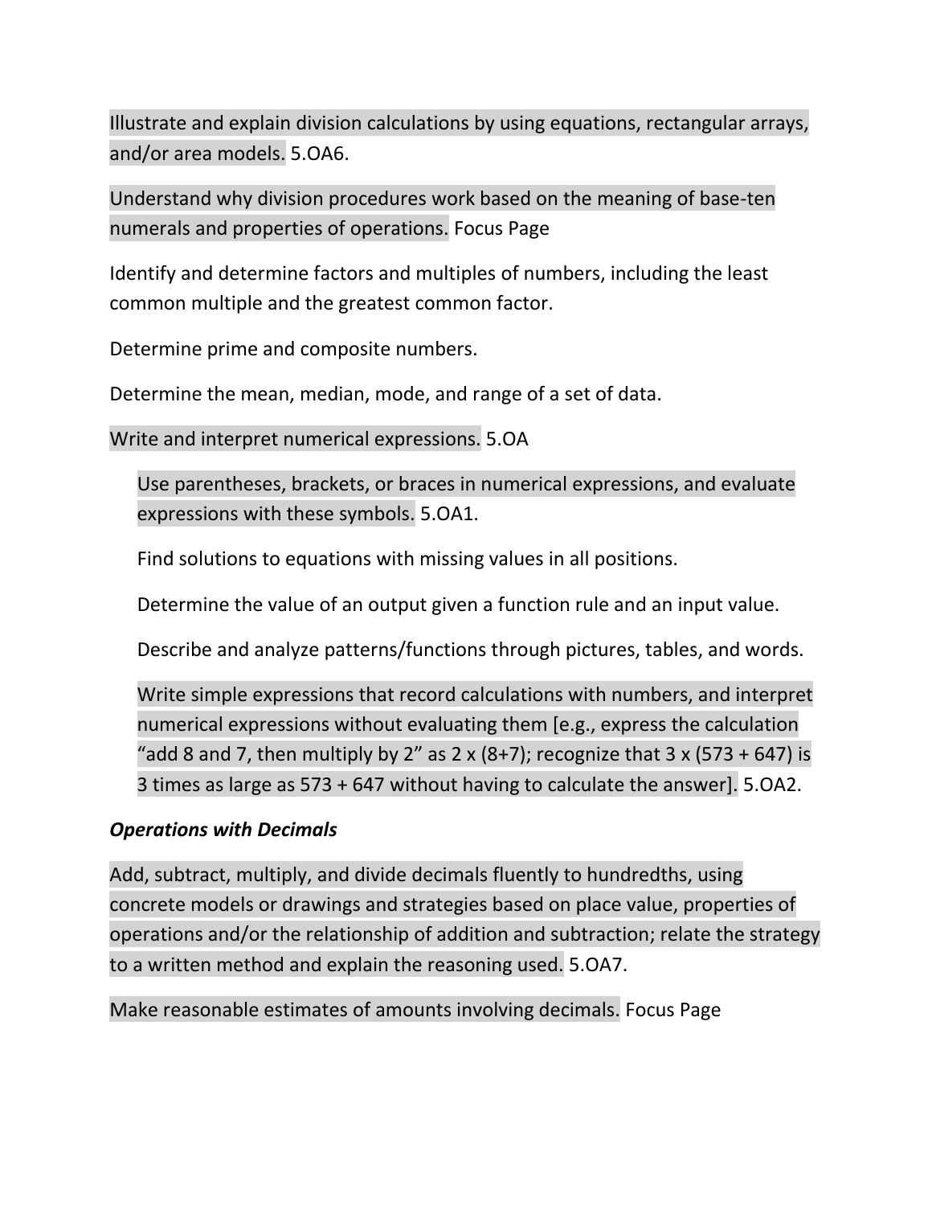Illustrate and explain division calculations by using equations, rectangular arrays, and/or area models. 5.OA6.

Understand why division procedures work based on the meaning of base-ten numerals and properties of operations. Focus Page

Identify and determine factors and multiples of numbers, including the least common multiple and the greatest common factor.

Determine prime and composite numbers.

Determine the mean, median, mode, and range of a set of data.

Write and interpret numerical expressions. 5.OA

> Use parentheses, brackets, or braces in numerical expressions, and evaluate expressions with these symbols. 5.OA1.
>
> Find solutions to equations with missing values in all positions.
>
> Determine the value of an output given a function rule and an input value.
>
> Describe and analyze patterns/functions through pictures, tables, and words.
>
> Write simple expressions that record calculations with numbers, and interpret numerical expressions without evaluating them [e.g., express the calculation "add 8 and 7, then multiply by 2" as 2 x (8+7); recognize that 3 x (573 + 647) is 3 times as large as 573 + 647 without having to calculate the answer]. 5.OA2.

***Operations with Decimals***

Add, subtract, multiply, and divide decimals fluently to hundredths, using concrete models or drawings and strategies based on place value, properties of operations and/or the relationship of addition and subtraction; relate the strategy to a written method and explain the reasoning used. 5.OA7.

Make reasonable estimates of amounts involving decimals. Focus Page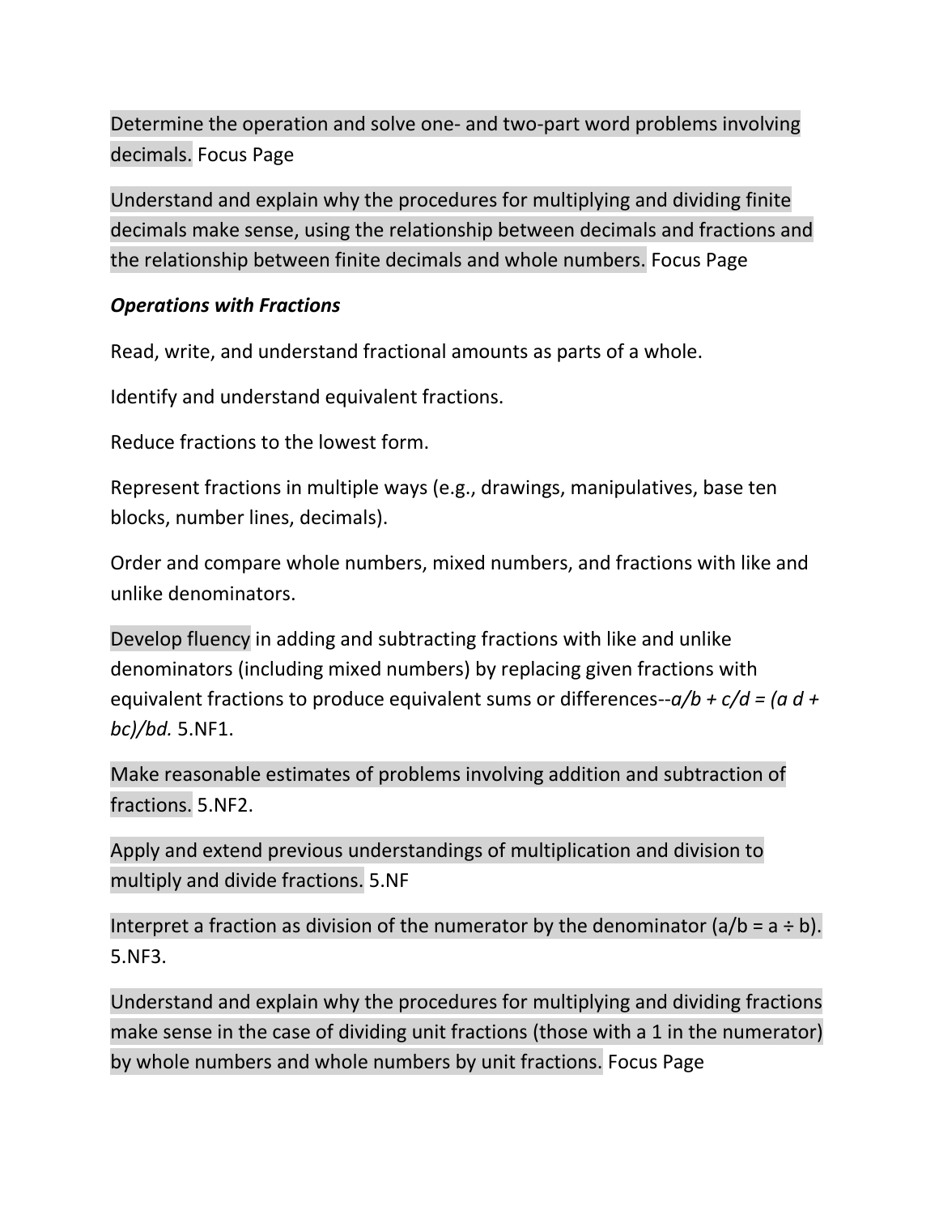Determine the operation and solve one- and two-part word problems involving decimals. Focus Page

Understand and explain why the procedures for multiplying and dividing finite decimals make sense, using the relationship between decimals and fractions and the relationship between finite decimals and whole numbers. Focus Page

***Operations with Fractions***

Read, write, and understand fractional amounts as parts of a whole.

Identify and understand equivalent fractions.

Reduce fractions to the lowest form.

Represent fractions in multiple ways (e.g., drawings, manipulatives, base ten blocks, number lines, decimals).

Order and compare whole numbers, mixed numbers, and fractions with like and unlike denominators.

Develop fluency in adding and subtracting fractions with like and unlike denominators (including mixed numbers) by replacing given fractions with equivalent fractions to produce equivalent sums or differences--$a/b + c/d = (a d + bc)/bd.$ 5.NF1.

Make reasonable estimates of problems involving addition and subtraction of fractions. 5.NF2.

Apply and extend previous understandings of multiplication and division to multiply and divide fractions. 5.NF

Interpret a fraction as division of the numerator by the denominator ($a/b = a \div b$). 5.NF3.

Understand and explain why the procedures for multiplying and dividing fractions make sense in the case of dividing unit fractions (those with a 1 in the numerator) by whole numbers and whole numbers by unit fractions. Focus Page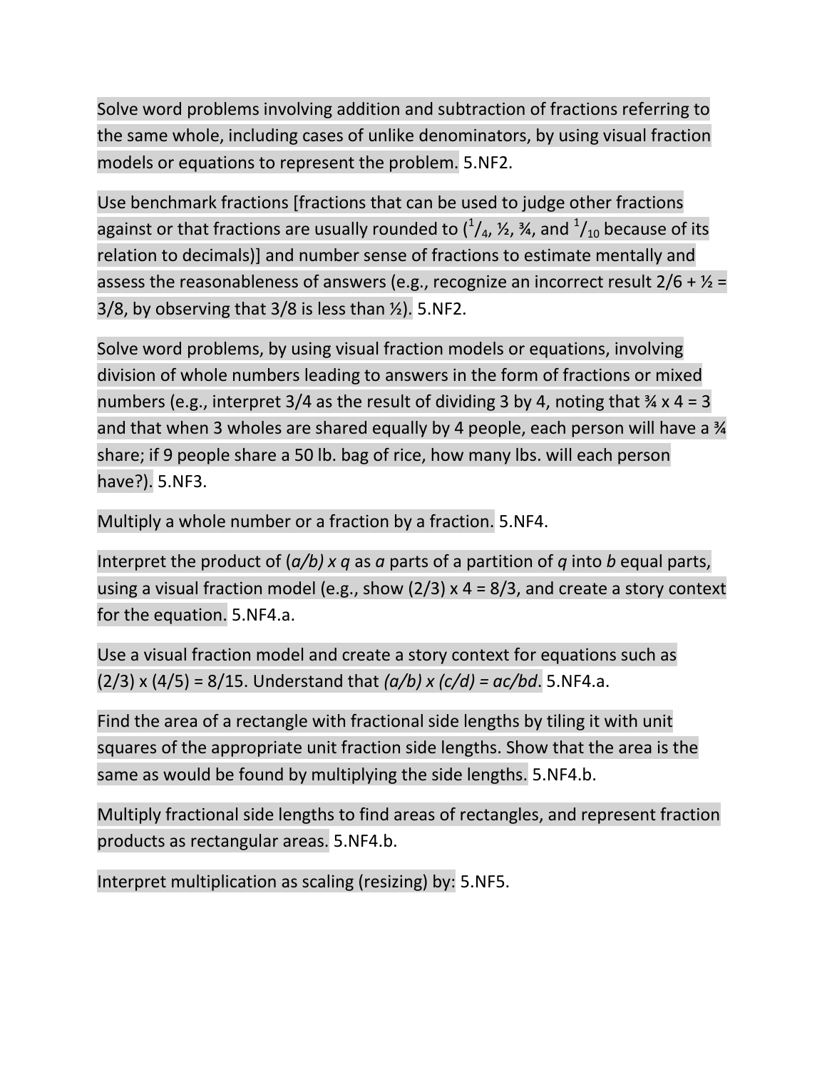Solve word problems involving addition and subtraction of fractions referring to the same whole, including cases of unlike denominators, by using visual fraction models or equations to represent the problem. 5.NF2.

Use benchmark fractions [fractions that can be used to judge other fractions against or that fractions are usually rounded to ($^1/_4$, ½, ¾, and $^1/_{10}$ because of its relation to decimals)] and number sense of fractions to estimate mentally and assess the reasonableness of answers (e.g., recognize an incorrect result 2/6 + ½ = 3/8, by observing that 3/8 is less than ½). 5.NF2.

Solve word problems, by using visual fraction models or equations, involving division of whole numbers leading to answers in the form of fractions or mixed numbers (e.g., interpret 3/4 as the result of dividing 3 by 4, noting that ¾ x 4 = 3 and that when 3 wholes are shared equally by 4 people, each person will have a ¾ share; if 9 people share a 50 lb. bag of rice, how many lbs. will each person have?). 5.NF3.

Multiply a whole number or a fraction by a fraction. 5.NF4.

Interpret the product of *(a/b) x q* as *a* parts of a partition of *q* into *b* equal parts, using a visual fraction model (e.g., show (2/3) x 4 = 8/3, and create a story context for the equation. 5.NF4.a.

Use a visual fraction model and create a story context for equations such as (2/3) x (4/5) = 8/15. Understand that *(a/b) x (c/d) = ac/bd*. 5.NF4.a.

Find the area of a rectangle with fractional side lengths by tiling it with unit squares of the appropriate unit fraction side lengths. Show that the area is the same as would be found by multiplying the side lengths. 5.NF4.b.

Multiply fractional side lengths to find areas of rectangles, and represent fraction products as rectangular areas. 5.NF4.b.

Interpret multiplication as scaling (resizing) by: 5.NF5.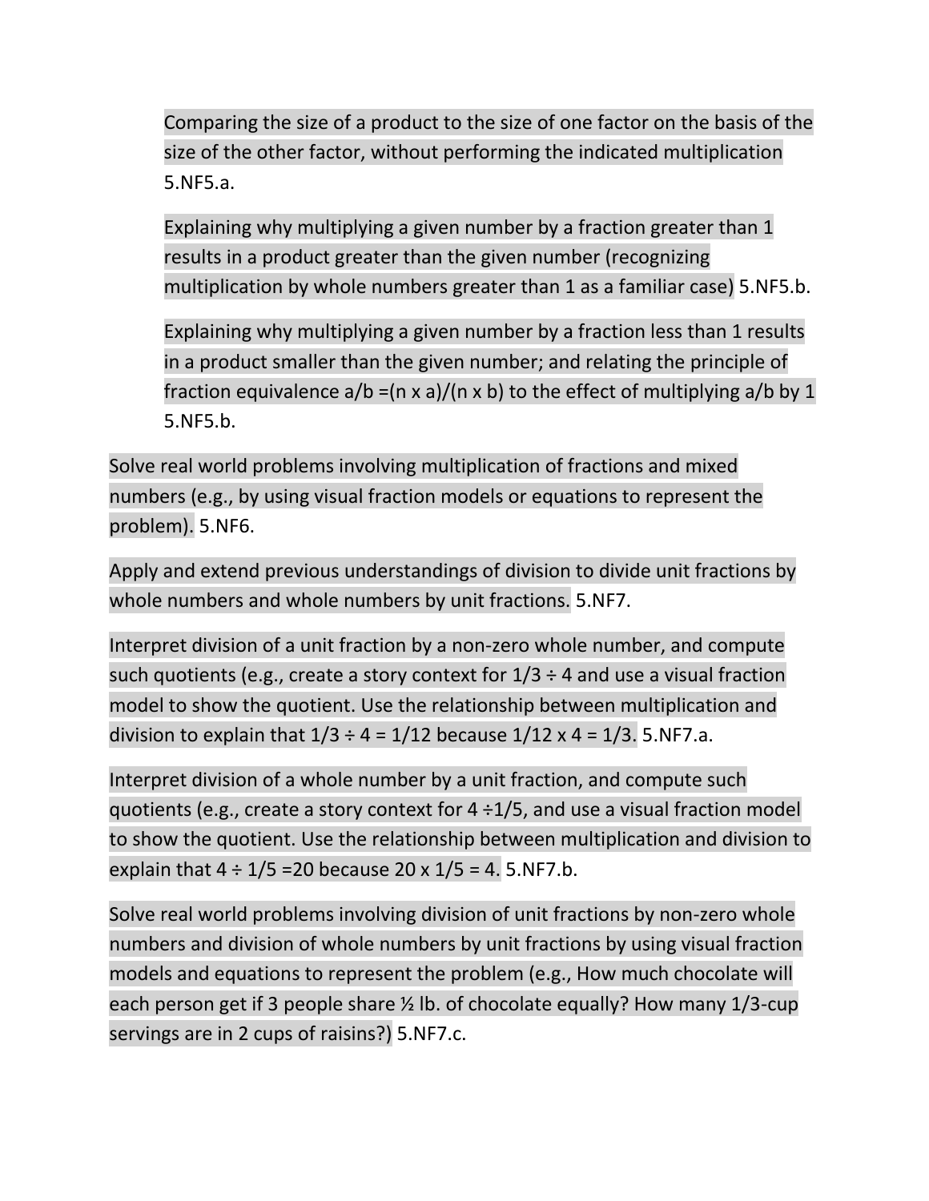Comparing the size of a product to the size of one factor on the basis of the size of the other factor, without performing the indicated multiplication 5.NF5.a.

Explaining why multiplying a given number by a fraction greater than 1 results in a product greater than the given number (recognizing multiplication by whole numbers greater than 1 as a familiar case) 5.NF5.b.

Explaining why multiplying a given number by a fraction less than 1 results in a product smaller than the given number; and relating the principle of fraction equivalence $a/b = (n \times a)/(n \times b)$ to the effect of multiplying $a/b$ by 1 5.NF5.b.

Solve real world problems involving multiplication of fractions and mixed numbers (e.g., by using visual fraction models or equations to represent the problem). 5.NF6.

Apply and extend previous understandings of division to divide unit fractions by whole numbers and whole numbers by unit fractions. 5.NF7.

Interpret division of a unit fraction by a non-zero whole number, and compute such quotients (e.g., create a story context for $1/3 \div 4$ and use a visual fraction model to show the quotient. Use the relationship between multiplication and division to explain that $1/3 \div 4 = 1/12$ because $1/12 \times 4 = 1/3$. 5.NF7.a.

Interpret division of a whole number by a unit fraction, and compute such quotients (e.g., create a story context for $4 \div 1/5$, and use a visual fraction model to show the quotient. Use the relationship between multiplication and division to explain that $4 \div 1/5 = 20$ because $20 \times 1/5 = 4$. 5.NF7.b.

Solve real world problems involving division of unit fractions by non-zero whole numbers and division of whole numbers by unit fractions by using visual fraction models and equations to represent the problem (e.g., How much chocolate will each person get if 3 people share ½ lb. of chocolate equally? How many 1/3-cup servings are in 2 cups of raisins?) 5.NF7.c.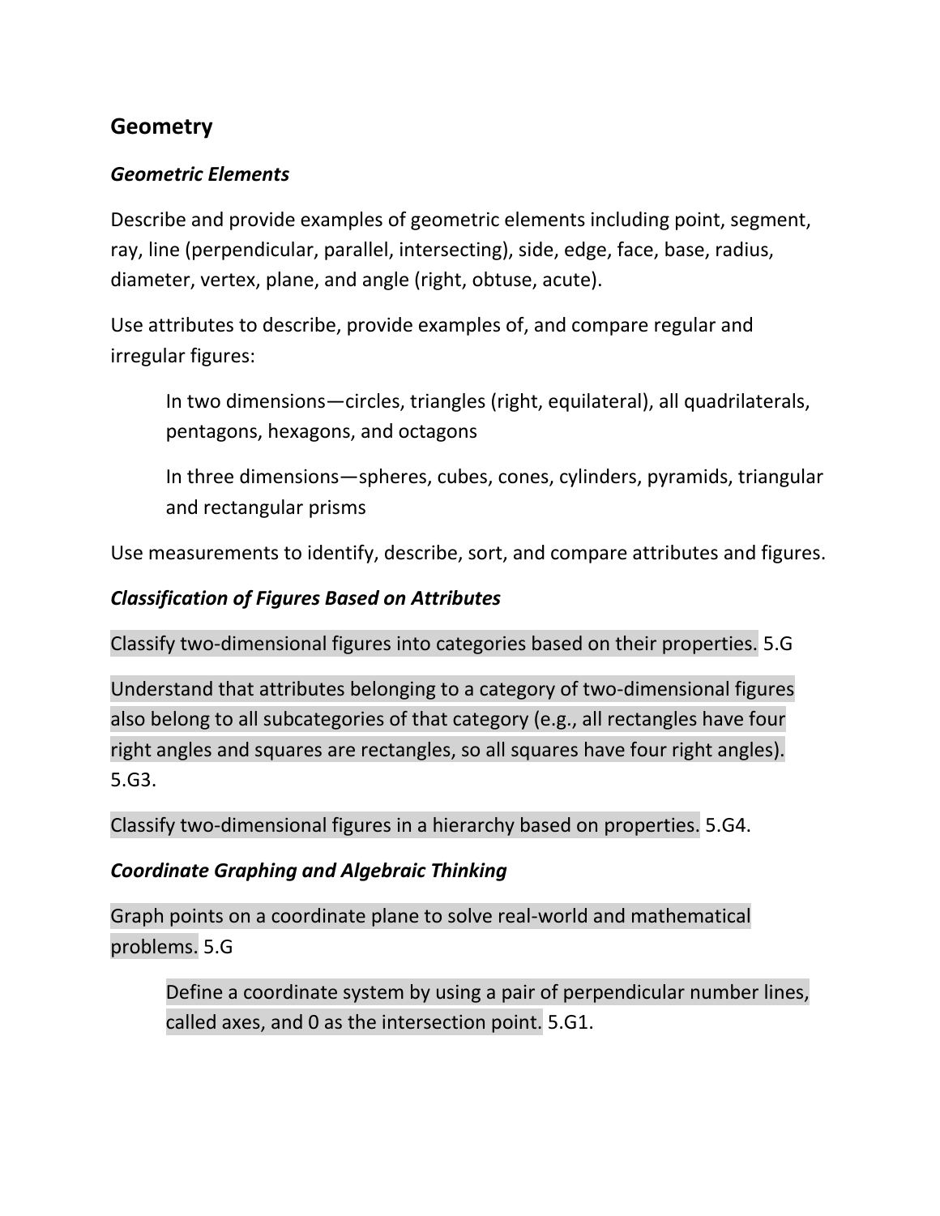## Geometry

### *Geometric Elements*

Describe and provide examples of geometric elements including point, segment, ray, line (perpendicular, parallel, intersecting), side, edge, face, base, radius, diameter, vertex, plane, and angle (right, obtuse, acute).

Use attributes to describe, provide examples of, and compare regular and irregular figures:

> In two dimensions—circles, triangles (right, equilateral), all quadrilaterals, pentagons, hexagons, and octagons
>
> In three dimensions—spheres, cubes, cones, cylinders, pyramids, triangular and rectangular prisms

Use measurements to identify, describe, sort, and compare attributes and figures.

### *Classification of Figures Based on Attributes*

Classify two-dimensional figures into categories based on their properties. 5.G

Understand that attributes belonging to a category of two-dimensional figures also belong to all subcategories of that category (e.g., all rectangles have four right angles and squares are rectangles, so all squares have four right angles). 5.G3.

Classify two-dimensional figures in a hierarchy based on properties. 5.G4.

### *Coordinate Graphing and Algebraic Thinking*

Graph points on a coordinate plane to solve real-world and mathematical problems. 5.G

> Define a coordinate system by using a pair of perpendicular number lines, called axes, and 0 as the intersection point. 5.G1.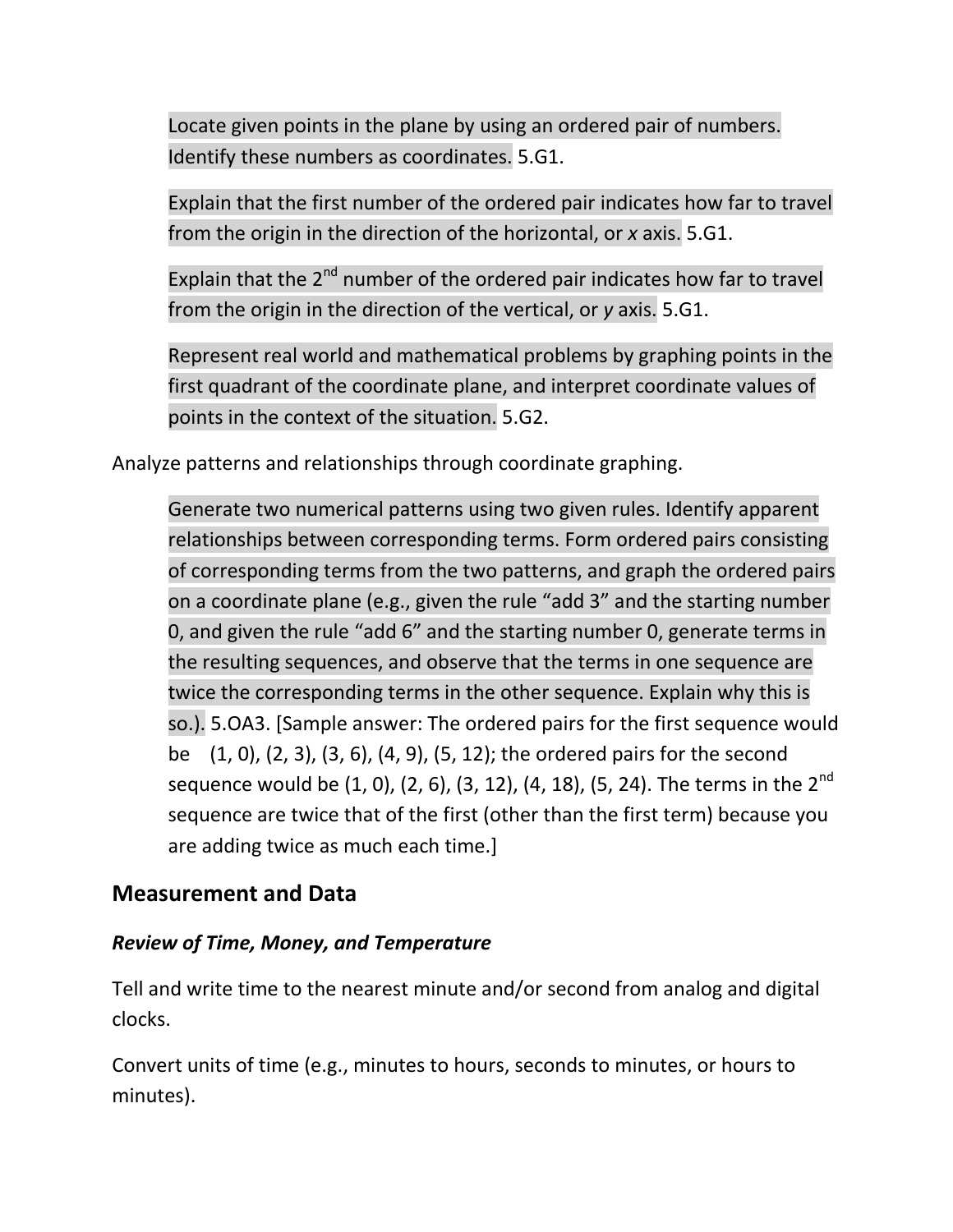Locate given points in the plane by using an ordered pair of numbers. Identify these numbers as coordinates. 5.G1.

Explain that the first number of the ordered pair indicates how far to travel from the origin in the direction of the horizontal, or *x* axis. 5.G1.

Explain that the 2nd number of the ordered pair indicates how far to travel from the origin in the direction of the vertical, or *y* axis. 5.G1.

Represent real world and mathematical problems by graphing points in the first quadrant of the coordinate plane, and interpret coordinate values of points in the context of the situation. 5.G2.

Analyze patterns and relationships through coordinate graphing.

Generate two numerical patterns using two given rules. Identify apparent relationships between corresponding terms. Form ordered pairs consisting of corresponding terms from the two patterns, and graph the ordered pairs on a coordinate plane (e.g., given the rule "add 3" and the starting number 0, and given the rule "add 6" and the starting number 0, generate terms in the resulting sequences, and observe that the terms in one sequence are twice the corresponding terms in the other sequence. Explain why this is so.). 5.OA3. [Sample answer: The ordered pairs for the first sequence would be (1, 0), (2, 3), (3, 6), (4, 9), (5, 12); the ordered pairs for the second sequence would be (1, 0), (2, 6), (3, 12), (4, 18), (5, 24). The terms in the 2nd sequence are twice that of the first (other than the first term) because you are adding twice as much each time.]

## Measurement and Data

### *Review of Time, Money, and Temperature*

Tell and write time to the nearest minute and/or second from analog and digital clocks.

Convert units of time (e.g., minutes to hours, seconds to minutes, or hours to minutes).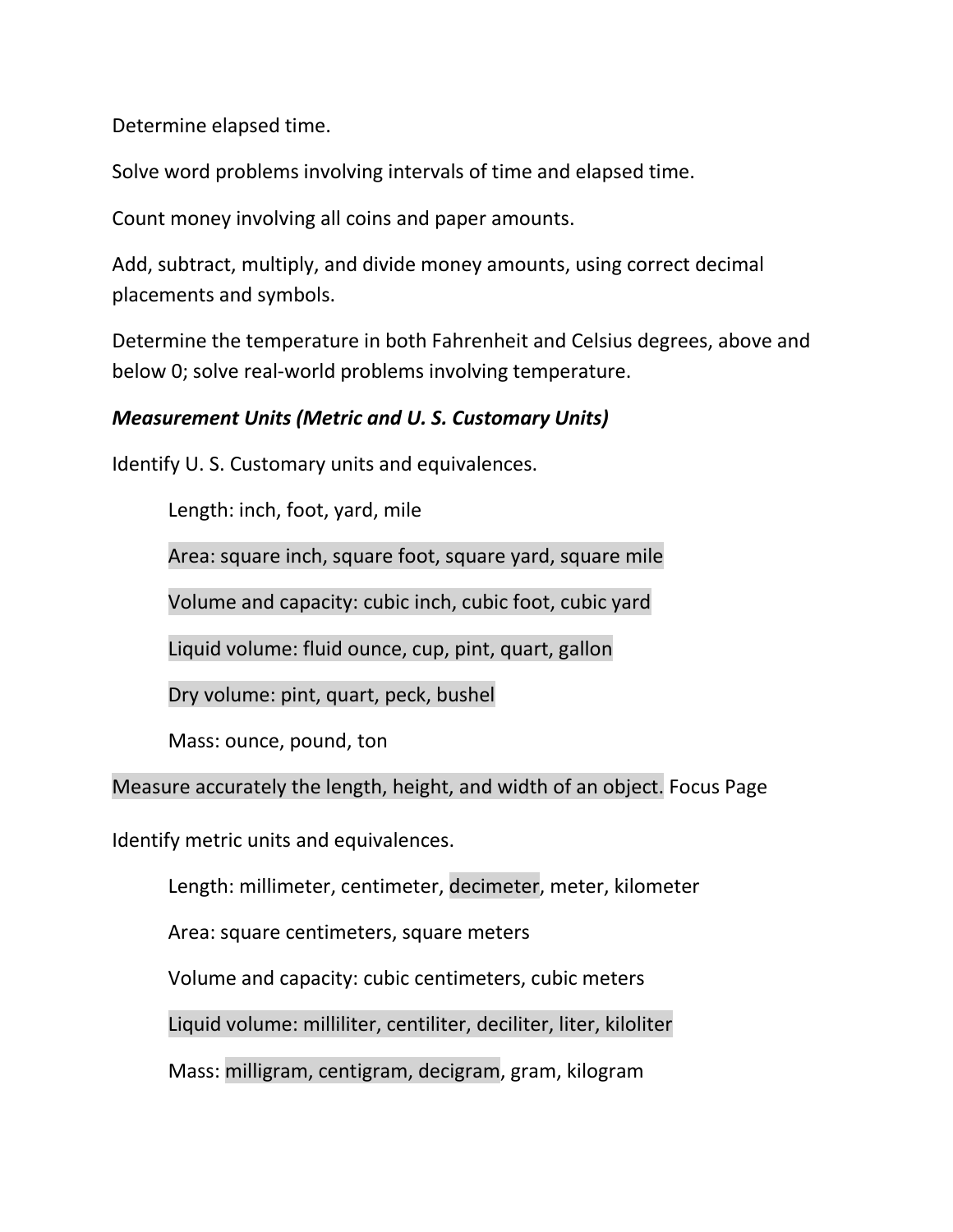Determine elapsed time.

Solve word problems involving intervals of time and elapsed time.

Count money involving all coins and paper amounts.

Add, subtract, multiply, and divide money amounts, using correct decimal placements and symbols.

Determine the temperature in both Fahrenheit and Celsius degrees, above and below 0; solve real-world problems involving temperature.

***Measurement Units (Metric and U. S. Customary Units)***

Identify U. S. Customary units and equivalences.

Length: inch, foot, yard, mile

Area: square inch, square foot, square yard, square mile

Volume and capacity: cubic inch, cubic foot, cubic yard

Liquid volume: fluid ounce, cup, pint, quart, gallon

Dry volume: pint, quart, peck, bushel

Mass: ounce, pound, ton

Measure accurately the length, height, and width of an object. Focus Page

Identify metric units and equivalences.

Length: millimeter, centimeter, decimeter, meter, kilometer

Area: square centimeters, square meters

Volume and capacity: cubic centimeters, cubic meters

Liquid volume: milliliter, centiliter, deciliter, liter, kiloliter

Mass: milligram, centigram, decigram, gram, kilogram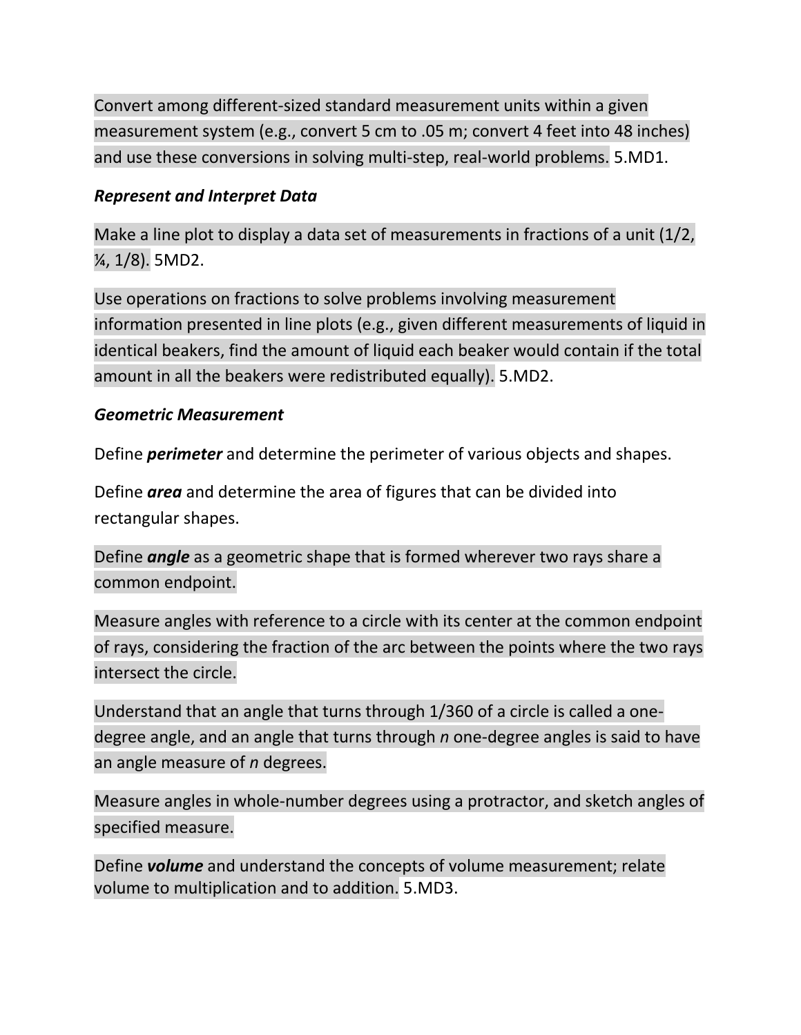Convert among different-sized standard measurement units within a given measurement system (e.g., convert 5 cm to .05 m; convert 4 feet into 48 inches) and use these conversions in solving multi-step, real-world problems. 5.MD1.

***Represent and Interpret Data***

Make a line plot to display a data set of measurements in fractions of a unit (1/2, ¼, 1/8). 5MD2.

Use operations on fractions to solve problems involving measurement information presented in line plots (e.g., given different measurements of liquid in identical beakers, find the amount of liquid each beaker would contain if the total amount in all the beakers were redistributed equally). 5.MD2.

***Geometric Measurement***

Define ***perimeter*** and determine the perimeter of various objects and shapes.

Define ***area*** and determine the area of figures that can be divided into rectangular shapes.

Define ***angle*** as a geometric shape that is formed wherever two rays share a common endpoint.

Measure angles with reference to a circle with its center at the common endpoint of rays, considering the fraction of the arc between the points where the two rays intersect the circle.

Understand that an angle that turns through 1/360 of a circle is called a one-degree angle, and an angle that turns through *n* one-degree angles is said to have an angle measure of *n* degrees.

Measure angles in whole-number degrees using a protractor, and sketch angles of specified measure.

Define ***volume*** and understand the concepts of volume measurement; relate volume to multiplication and to addition. 5.MD3.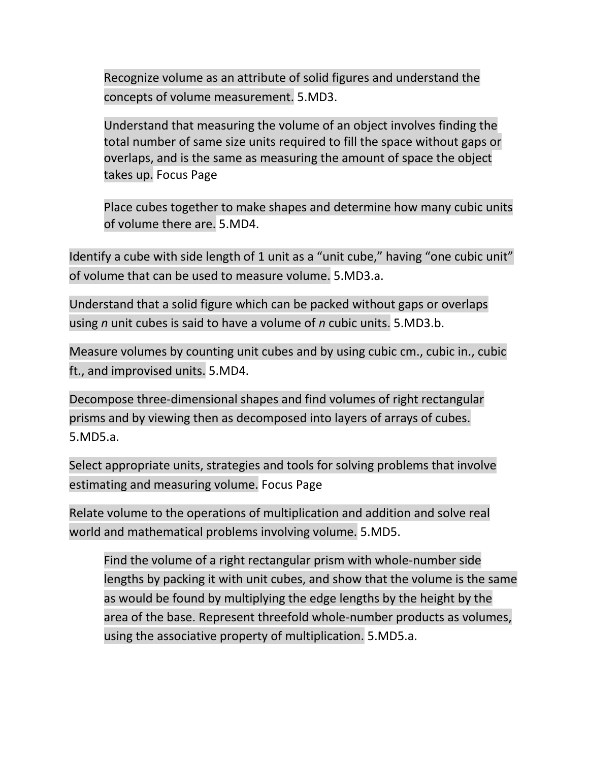Recognize volume as an attribute of solid figures and understand the concepts of volume measurement. 5.MD3.

Understand that measuring the volume of an object involves finding the total number of same size units required to fill the space without gaps or overlaps, and is the same as measuring the amount of space the object takes up. Focus Page

Place cubes together to make shapes and determine how many cubic units of volume there are. 5.MD4.

Identify a cube with side length of 1 unit as a "unit cube," having "one cubic unit" of volume that can be used to measure volume. 5.MD3.a.

Understand that a solid figure which can be packed without gaps or overlaps using *n* unit cubes is said to have a volume of *n* cubic units. 5.MD3.b.

Measure volumes by counting unit cubes and by using cubic cm., cubic in., cubic ft., and improvised units. 5.MD4.

Decompose three-dimensional shapes and find volumes of right rectangular prisms and by viewing then as decomposed into layers of arrays of cubes. 5.MD5.a.

Select appropriate units, strategies and tools for solving problems that involve estimating and measuring volume. Focus Page

Relate volume to the operations of multiplication and addition and solve real world and mathematical problems involving volume. 5.MD5.

Find the volume of a right rectangular prism with whole-number side lengths by packing it with unit cubes, and show that the volume is the same as would be found by multiplying the edge lengths by the height by the area of the base. Represent threefold whole-number products as volumes, using the associative property of multiplication. 5.MD5.a.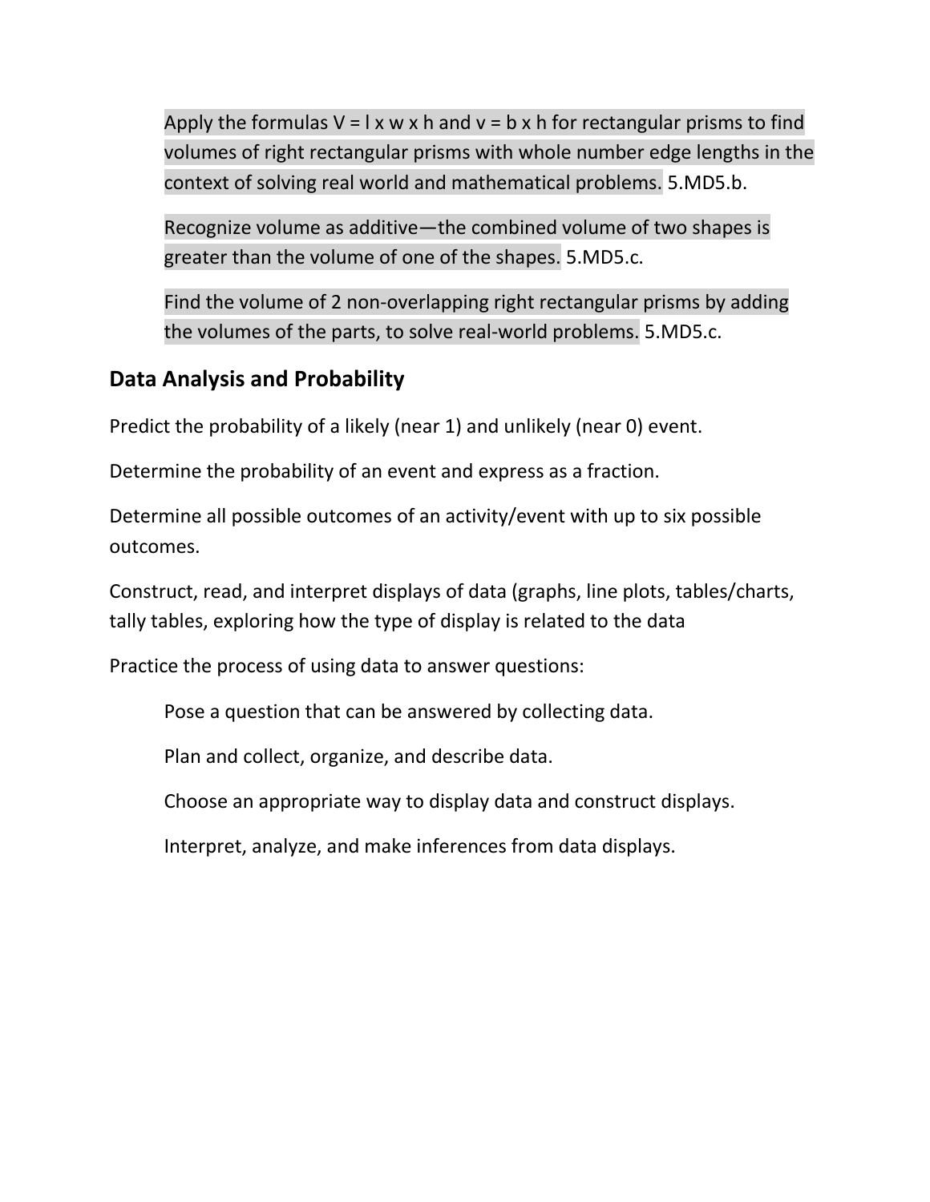Apply the formulas V = l x w x h and v = b x h for rectangular prisms to find volumes of right rectangular prisms with whole number edge lengths in the context of solving real world and mathematical problems. 5.MD5.b.

Recognize volume as additive—the combined volume of two shapes is greater than the volume of one of the shapes. 5.MD5.c.

Find the volume of 2 non-overlapping right rectangular prisms by adding the volumes of the parts, to solve real-world problems. 5.MD5.c.

## Data Analysis and Probability

Predict the probability of a likely (near 1) and unlikely (near 0) event.

Determine the probability of an event and express as a fraction.

Determine all possible outcomes of an activity/event with up to six possible outcomes.

Construct, read, and interpret displays of data (graphs, line plots, tables/charts, tally tables, exploring how the type of display is related to the data

Practice the process of using data to answer questions:

Pose a question that can be answered by collecting data.

Plan and collect, organize, and describe data.

Choose an appropriate way to display data and construct displays.

Interpret, analyze, and make inferences from data displays.